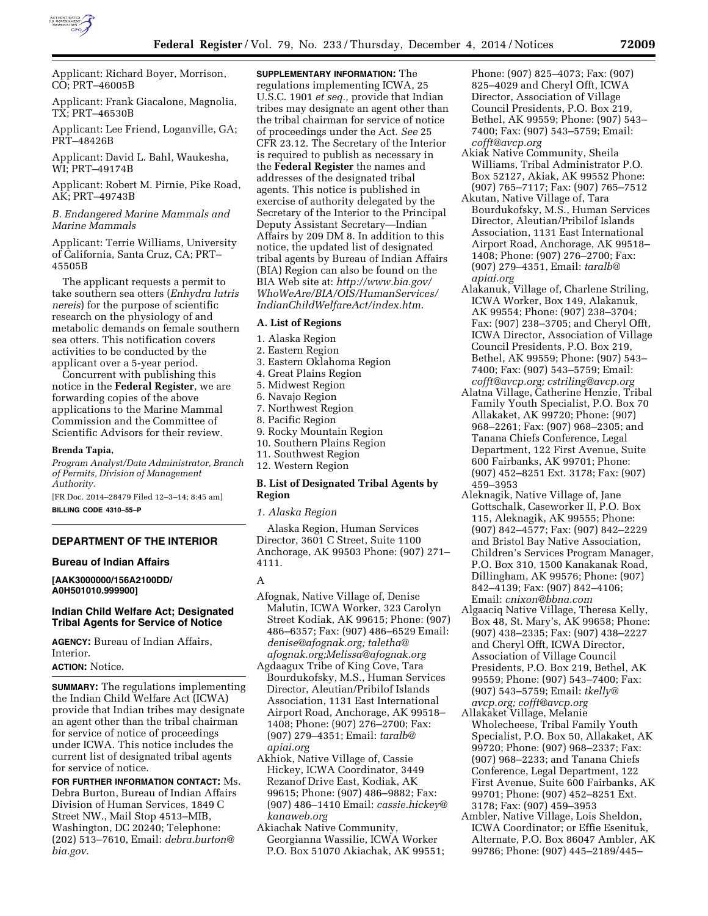Applicant: Richard Boyer, Morrison, CO; PRT–46005B

Applicant: Frank Giacalone, Magnolia, TX; PRT–46530B

Applicant: Lee Friend, Loganville, GA; PRT–48426B

Applicant: David L. Bahl, Waukesha, WI; PRT–49174B

Applicant: Robert M. Pirnie, Pike Road, AK; PRT–49743B

*B. Endangered Marine Mammals and Marine Mammals*

Applicant: Terrie Williams, University of California, Santa Cruz, CA; PRT–45505B

The applicant requests a permit to take southern sea otters (*Enhydra lutris nereis*) for the purpose of scientific research on the physiology of and metabolic demands on female southern sea otters. This notification covers activities to be conducted by the applicant over a 5-year period.

Concurrent with publishing this notice in the **Federal Register**, we are forwarding copies of the above applications to the Marine Mammal Commission and the Committee of Scientific Advisors for their review.

**Brenda Tapia,**

*Program Analyst/Data Administrator, Branch of Permits, Division of Management Authority.*

[FR Doc. 2014–28479 Filed 12–3–14; 8:45 am]

**BILLING CODE 4310–55–P**

## DEPARTMENT OF THE INTERIOR

### Bureau of Indian Affairs

**[AAK3000000/156A2100DD/A0H501010.999900]**

### Indian Child Welfare Act; Designated Tribal Agents for Service of Notice

**AGENCY:** Bureau of Indian Affairs, Interior.

**ACTION:** Notice.

**SUMMARY:** The regulations implementing the Indian Child Welfare Act (ICWA) provide that Indian tribes may designate an agent other than the tribal chairman for service of notice of proceedings under ICWA. This notice includes the current list of designated tribal agents for service of notice.

**FOR FURTHER INFORMATION CONTACT:** Ms. Debra Burton, Bureau of Indian Affairs Division of Human Services, 1849 C Street NW., Mail Stop 4513–MIB, Washington, DC 20240; Telephone: (202) 513–7610, Email: *debra.burton@bia.gov.*

**SUPPLEMENTARY INFORMATION:** The regulations implementing ICWA, 25 U.S.C. 1901 *et seq.,* provide that Indian tribes may designate an agent other than the tribal chairman for service of notice of proceedings under the Act. *See* 25 CFR 23.12. The Secretary of the Interior is required to publish as necessary in the **Federal Register** the names and addresses of the designated tribal agents. This notice is published in exercise of authority delegated by the Secretary of the Interior to the Principal Deputy Assistant Secretary—Indian Affairs by 209 DM 8. In addition to this notice, the updated list of designated tribal agents by Bureau of Indian Affairs (BIA) Region can also be found on the BIA Web site at: *http://www.bia.gov/WhoWeAre/BIA/OIS/HumanServices/IndianChildWelfareAct/index.htm.*

#### A. List of Regions

1. Alaska Region
2. Eastern Region
3. Eastern Oklahoma Region
4. Great Plains Region
5. Midwest Region
6. Navajo Region
7. Northwest Region
8. Pacific Region
9. Rocky Mountain Region
10. Southern Plains Region
11. Southwest Region
12. Western Region

#### B. List of Designated Tribal Agents by Region

*1. Alaska Region*

Alaska Region, Human Services Director, 3601 C Street, Suite 1100 Anchorage, AK 99503 Phone: (907) 271–4111.

A

Afognak, Native Village of, Denise Malutin, ICWA Worker, 323 Carolyn Street Kodiak, AK 99615; Phone: (907) 486–6357; Fax: (907) 486–6529 Email: *denise@afognak.org; taletha@afognak.org;Melissa@afognak.org*

Agdaagux Tribe of King Cove, Tara Bourdukofsky, M.S., Human Services Director, Aleutian/Pribilof Islands Association, 1131 East International Airport Road, Anchorage, AK 99518–1408; Phone: (907) 276–2700; Fax: (907) 279–4351; Email: *taralb@apiai.org*

Akhiok, Native Village of, Cassie Hickey, ICWA Coordinator, 3449 Rezanof Drive East, Kodiak, AK 99615; Phone: (907) 486–9882; Fax: (907) 486–1410 Email: *cassie.hickey@kanaweb.org*

Akiachak Native Community, Georgianna Wassilie, ICWA Worker P.O. Box 51070 Akiachak, AK 99551; Phone: (907) 825–4073; Fax: (907) 825–4029 and Cheryl Offt, ICWA Director, Association of Village Council Presidents, P.O. Box 219, Bethel, AK 99559; Phone: (907) 543–7400; Fax: (907) 543–5759; Email: *cofft@avcp.org*

Akiak Native Community, Sheila Williams, Tribal Administrator P.O. Box 52127, Akiak, AK 99552 Phone: (907) 765–7117; Fax: (907) 765–7512

Akutan, Native Village of, Tara Bourdukofsky, M.S., Human Services Director, Aleutian/Pribilof Islands Association, 1131 East International Airport Road, Anchorage, AK 99518–1408; Phone: (907) 276–2700; Fax: (907) 279–4351, Email: *taralb@apiai.org*

Alakanuk, Village of, Charlene Striling, ICWA Worker, Box 149, Alakanuk, AK 99554; Phone: (907) 238–3704; Fax: (907) 238–3705; and Cheryl Offt, ICWA Director, Association of Village Council Presidents, P.O. Box 219, Bethel, AK 99559; Phone: (907) 543–7400; Fax: (907) 543–5759; Email: *cofft@avcp.org; cstriling@avcp.org*

Alatna Village, Catherine Henzie, Tribal Family Youth Specialist, P.O. Box 70 Allakaket, AK 99720; Phone: (907) 968–2261; Fax: (907) 968–2305; and Tanana Chiefs Conference, Legal Department, 122 First Avenue, Suite 600 Fairbanks, AK 99701; Phone: (907) 452–8251 Ext. 3178; Fax: (907) 459–3953

Aleknagik, Native Village of, Jane Gottschalk, Caseworker II, P.O. Box 115, Aleknagik, AK 99555; Phone: (907) 842–4577; Fax: (907) 842–2229 and Bristol Bay Native Association, Children's Services Program Manager, P.O. Box 310, 1500 Kanakanak Road, Dillingham, AK 99576; Phone: (907) 842–4139; Fax: (907) 842–4106; Email: *cnixon@bbna.com*

Algaaciq Native Village, Theresa Kelly, Box 48, St. Mary's, AK 99658; Phone: (907) 438–2335; Fax: (907) 438–2227 and Cheryl Offt, ICWA Director, Association of Village Council Presidents, P.O. Box 219, Bethel, AK 99559; Phone: (907) 543–7400; Fax: (907) 543–5759; Email: *tkelly@avcp.org; cofft@avcp.org*

Allakaket Village, Melanie Wholecheese, Tribal Family Youth Specialist, P.O. Box 50, Allakaket, AK 99720; Phone: (907) 968–2337; Fax: (907) 968–2233; and Tanana Chiefs Conference, Legal Department, 122 First Avenue, Suite 600 Fairbanks, AK 99701; Phone: (907) 452–8251 Ext. 3178; Fax: (907) 459–3953

Ambler, Native Village, Lois Sheldon, ICWA Coordinator; or Effie Esenituk, Alternate, P.O. Box 86047 Ambler, AK 99786; Phone: (907) 445–2189/445–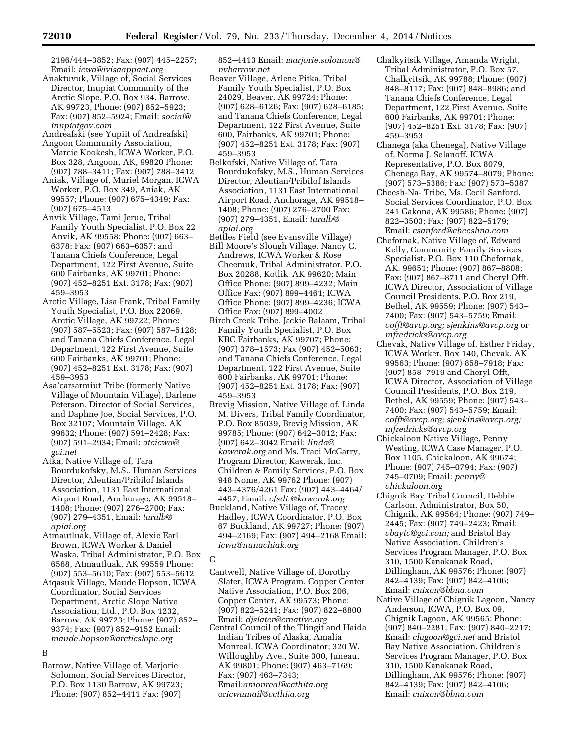2196/444–3852; Fax: (907) 445–2257; Email: *icwa@ivisaappaat.org*

Anaktuvuk, Village of, Social Services Director, Inupiat Community of the Arctic Slope, P.O. Box 934, Barrow, AK 99723, Phone: (907) 852–5923; Fax: (907) 852–5924; Email: *social@inupiatgov.com*

Andreafski (see Yupiit of Andreafski)

Angoon Community Association, Marcie Kookesh, ICWA Worker, P.O. Box 328, Angoon, AK, 99820 Phone: (907) 788–3411; Fax: (907) 788–3412

Aniak, Village of, Muriel Morgan, ICWA Worker, P.O. Box 349, Aniak, AK 99557; Phone: (907) 675–4349; Fax: (907) 675–4513

Anvik Village, Tami Jerue, Tribal Family Youth Specialist, P.O. Box 22 Anvik, AK 99558; Phone: (907) 663–6378; Fax: (907) 663–6357; and Tanana Chiefs Conference, Legal Department, 122 First Avenue, Suite 600 Fairbanks, AK 99701; Phone: (907) 452–8251 Ext. 3178; Fax: (907) 459–3953

Arctic Village, Lisa Frank, Tribal Family Youth Specialist, P.O. Box 22069, Arctic Village, AK 99722; Phone: (907) 587–5523; Fax: (907) 587–5128; and Tanana Chiefs Conference, Legal Department, 122 First Avenue, Suite 600 Fairbanks, AK 99701; Phone: (907) 452–8251 Ext. 3178; Fax: (907) 459–3953

Asa'carsarmiut Tribe (formerly Native Village of Mountain Village), Darlene Peterson, Director of Social Services, and Daphne Joe, Social Services, P.O. Box 32107; Mountain Village, AK 99632; Phone: (907) 591–2428; Fax: (907) 591–2934; Email: *atcicwa@gci.net*

Atka, Native Village of, Tara Bourdukofsky, M.S., Human Services Director, Aleutian/Pribilof Islands Association, 1131 East International Airport Road, Anchorage, AK 99518–1408; Phone: (907) 276–2700; Fax: (907) 279–4351, Email: *taralb@apiai.org*

Atmautluak, Village of, Alexie Earl Brown, ICWA Worker & Daniel Waska, Tribal Administrator, P.O. Box 6568, Atmautluak, AK 99559 Phone: (907) 553–5610; Fax: (907) 553–5612

Atqasuk Village, Maude Hopson, ICWA Coordinator, Social Services Department, Arctic Slope Native Association, Ltd., P.O. Box 1232, Barrow, AK 99723; Phone: (907) 852–9374; Fax: (907) 852–9152 Email: *maude.hopson@arcticslope.org*

B

Barrow, Native Village of, Marjorie Solomon, Social Services Director, P.O. Box 1130 Barrow, AK 99723; Phone: (907) 852–4411 Fax: (907) 852–4413 Email: *marjorie.solomon@nvbarrow.net*

Beaver Village, Arlene Pitka, Tribal Family Youth Specialist, P.O. Box 24029, Beaver, AK 99724; Phone: (907) 628–6126; Fax: (907) 628–6185; and Tanana Chiefs Conference, Legal Department, 122 First Avenue, Suite 600, Fairbanks, AK 99701; Phone: (907) 452–8251 Ext. 3178; Fax: (907) 459–3953

Belkofski, Native Village of, Tara Bourdukofsky, M.S., Human Services Director, Aleutian/Pribilof Islands Association, 1131 East International Airport Road, Anchorage, AK 99518–1408; Phone: (907) 276–2700 Fax: (907) 279–4351, Email: *taralb@apiai.org*

Bettles Field (see Evansville Village)

Bill Moore's Slough Village, Nancy C. Andrews, ICWA Worker & Rose Cheemuk, Tribal Administrator, P.O. Box 20288, Kotlik, AK 99620; Main Office Phone: (907) 899–4232; Main Office Fax: (907) 899–4461; ICWA Office Phone: (907) 899–4236; ICWA Office Fax: (907) 899–4002

Birch Creek Tribe, Jackie Balaam, Tribal Family Youth Specialist, P.O. Box KBC Fairbanks, AK 99707; Phone: (907) 378–1573; Fax (907) 452–5063; and Tanana Chiefs Conference, Legal Department, 122 First Avenue, Suite 600 Fairbanks, AK 99701; Phone: (907) 452–8251 Ext. 3178; Fax: (907) 459–3953

Brevig Mission, Native Village of, Linda M. Divers, Tribal Family Coordinator, P.O. Box 85039, Brevig Mission, AK 99785; Phone: (907) 642–3012; Fax: (907) 642–3042 Email: *linda@kawerak.org* and Ms. Traci McGarry, Program Director, Kawerak, Inc. Children & Family Services, P.O. Box 948 Nome, AK 99762 Phone: (907) 443–4376/4261 Fax: (907) 443–4464/4457; Email: *cfsdir@kawerak.org*

Buckland, Native Village of, Tracey Hadley, ICWA Coordinator, P.O. Box 67 Buckland, AK 99727; Phone: (907) 494–2169; Fax: (907) 494–2168 Email: *icwa@nunachiak.org*

C

Cantwell, Native Village of, Dorothy Slater, ICWA Program, Copper Center Native Association, P.O. Box 206, Copper Center, AK 99573; Phone: (907) 822–5241; Fax: (907) 822–8800 Email: *djslater@crnative.org*

Central Council of the Tlingit and Haida Indian Tribes of Alaska, Amalia Monreal, ICWA Coordinator; 320 W. Willoughby Ave., Suite 300, Juneau, AK 99801; Phone: (907) 463–7169; Fax: (907) 463–7343; Email:*amonreal@ccthita.org* or*icwamail@ccthita.org*

Chalkyitsik Village, Amanda Wright, Tribal Administrator, P.O. Box 57, Chalkyitsik, AK 99788; Phone: (907) 848–8117; Fax: (907) 848–8986; and Tanana Chiefs Conference, Legal Department, 122 First Avenue, Suite 600 Fairbanks, AK 99701; Phone: (907) 452–8251 Ext. 3178; Fax: (907) 459–3953

Chanega (aka Chenega), Native Village of, Norma J. Selanoff, ICWA Representative, P.O. Box 8079, Chenega Bay, AK 99574–8079; Phone: (907) 573–5386; Fax: (907) 573–5387

Cheesh-Na- Tribe, Ms. Cecil Sanford, Social Services Coordinator, P.O. Box 241 Gakona, AK 99586; Phone: (907) 822–3503; Fax: (907) 822–5179; Email: *csanford@cheeshna.com*

Chefornak, Native Village of, Edward Kelly, Community Family Services Specialist, P.O. Box 110 Chefornak, AK. 99651; Phone: (907) 867–8808; Fax: (907) 867–8711 and Cheryl Offt, ICWA Director, Association of Village Council Presidents, P.O. Box 219, Bethel, AK 99559; Phone: (907) 543–7400; Fax: (907) 543–5759; Email: *cofft@avcp.org; sjenkins@avcp.org* or *mfredricks@avcp.org*

Chevak, Native Village of, Esther Friday, ICWA Worker, Box 140, Chevak, AK 99563; Phone: (907) 858–7918; Fax: (907) 858–7919 and Cheryl Offt, ICWA Director, Association of Village Council Presidents, P.O. Box 219, Bethel, AK 99559; Phone: (907) 543–7400; Fax: (907) 543–5759; Email: *cofft@avcp.org; sjenkins@avcp.org; mfredricks@avcp.org*

Chickaloon Native Village, Penny Westing, ICWA Case Manager, P.O. Box 1105, Chickaloon, AK 99674; Phone: (907) 745–0794; Fax: (907) 745–0709; Email: *penny@chickaloon.org*

Chignik Bay Tribal Council, Debbie Carlson, Administrator, Box 50, Chignik, AK 99564; Phone: (907) 749–2445; Fax: (907) 749–2423; Email: *cbaytc@gci.com;* and Bristol Bay Native Association, Children's Services Program Manager, P.O. Box 310, 1500 Kanakanak Road, Dillingham, AK 99576; Phone: (907) 842–4139; Fax: (907) 842–4106; Email: *cnixon@bbna.com*

Native Village of Chignik Lagoon, Nancy Anderson, ICWA, P.O. Box 09, Chignik Lagoon, AK 99565; Phone: (907) 840–2281; Fax: (907) 840–2217; Email: *clagoon@gci.net* and Bristol Bay Native Association, Children's Services Program Manager, P.O. Box 310, 1500 Kanakanak Road, Dillingham, AK 99576; Phone: (907) 842–4139; Fax: (907) 842–4106; Email: *cnixon@bbna.com*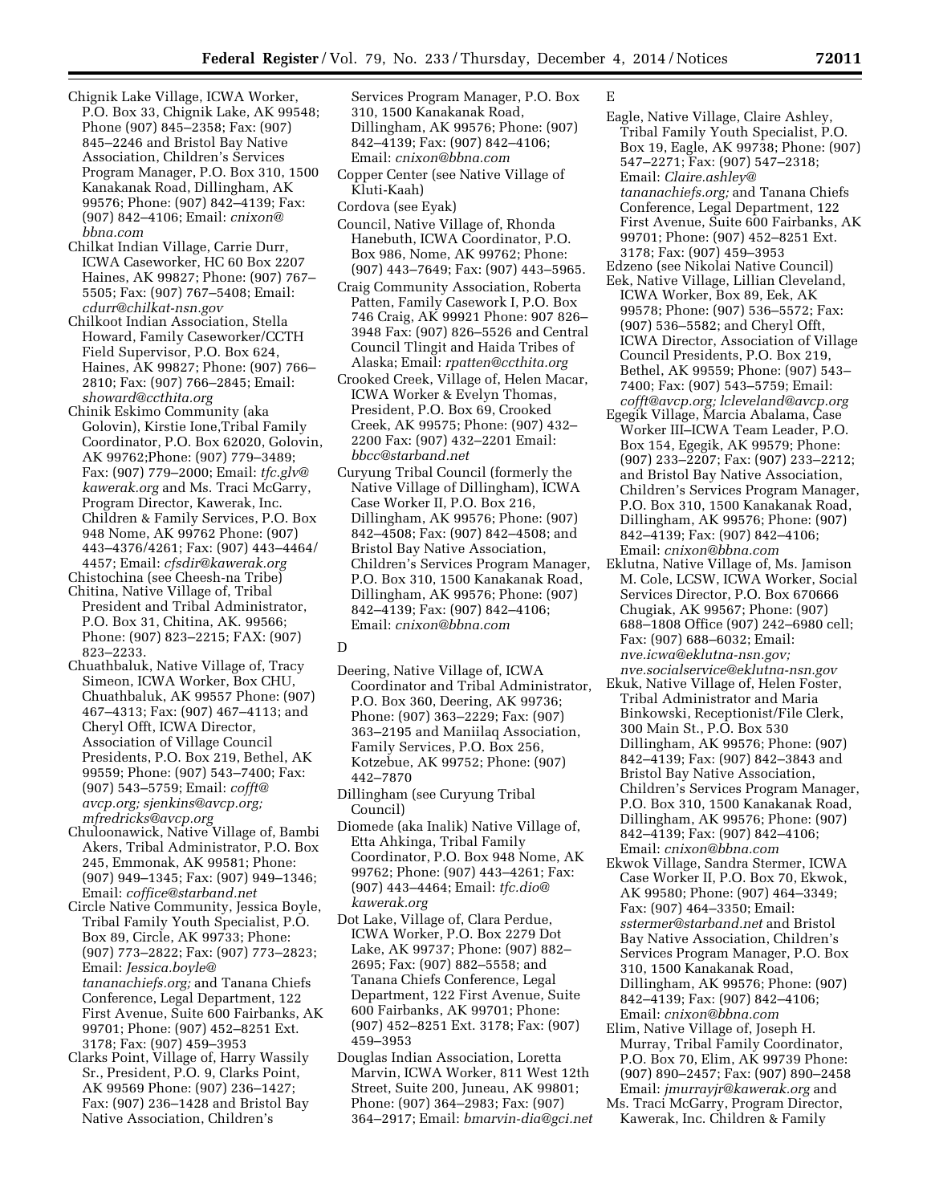Chignik Lake Village, ICWA Worker, P.O. Box 33, Chignik Lake, AK 99548; Phone (907) 845–2358; Fax: (907) 845–2246 and Bristol Bay Native Association, Children's Services Program Manager, P.O. Box 310, 1500 Kanakanak Road, Dillingham, AK 99576; Phone: (907) 842–4139; Fax: (907) 842–4106; Email: *cnixon@bbna.com*

Chilkat Indian Village, Carrie Durr, ICWA Caseworker, HC 60 Box 2207 Haines, AK 99827; Phone: (907) 767–5505; Fax: (907) 767–5408; Email: *cdurr@chilkat-nsn.gov*

Chilkoot Indian Association, Stella Howard, Family Caseworker/CCTH Field Supervisor, P.O. Box 624, Haines, AK 99827; Phone: (907) 766–2810; Fax: (907) 766–2845; Email: *showard@ccthita.org*

Chinik Eskimo Community (aka Golovin), Kirstie Ione,Tribal Family Coordinator, P.O. Box 62020, Golovin, AK 99762;Phone: (907) 779–3489; Fax: (907) 779–2000; Email: *tfc.glv@kawerak.org* and Ms. Traci McGarry, Program Director, Kawerak, Inc. Children & Family Services, P.O. Box 948 Nome, AK 99762 Phone: (907) 443–4376/4261; Fax: (907) 443–4464/4457; Email: *cfsdir@kawerak.org*

Chistochina (see Cheesh-na Tribe)

Chitina, Native Village of, Tribal President and Tribal Administrator, P.O. Box 31, Chitina, AK. 99566; Phone: (907) 823–2215; FAX: (907) 823–2233.

Chuathbaluk, Native Village of, Tracy Simeon, ICWA Worker, Box CHU, Chuathbaluk, AK 99557 Phone: (907) 467–4313; Fax: (907) 467–4113; and Cheryl Offt, ICWA Director, Association of Village Council Presidents, P.O. Box 219, Bethel, AK 99559; Phone: (907) 543–7400; Fax: (907) 543–5759; Email: *cofft@avcp.org; sjenkins@avcp.org; mfredricks@avcp.org*

Chuloonawick, Native Village of, Bambi Akers, Tribal Administrator, P.O. Box 245, Emmonak, AK 99581; Phone: (907) 949–1345; Fax: (907) 949–1346; Email: *coffice@starband.net*

Circle Native Community, Jessica Boyle, Tribal Family Youth Specialist, P.O. Box 89, Circle, AK 99733; Phone: (907) 773–2822; Fax: (907) 773–2823; Email: *Jessica.boyle@tananachiefs.org;* and Tanana Chiefs Conference, Legal Department, 122 First Avenue, Suite 600 Fairbanks, AK 99701; Phone: (907) 452–8251 Ext. 3178; Fax: (907) 459–3953

Clarks Point, Village of, Harry Wassily Sr., President, P.O. 9, Clarks Point, AK 99569 Phone: (907) 236–1427; Fax: (907) 236–1428 and Bristol Bay Native Association, Children's Services Program Manager, P.O. Box 310, 1500 Kanakanak Road, Dillingham, AK 99576; Phone: (907) 842–4139; Fax: (907) 842–4106; Email: *cnixon@bbna.com*

Copper Center (see Native Village of Kluti-Kaah)

Cordova (see Eyak)

Council, Native Village of, Rhonda Hanebuth, ICWA Coordinator, P.O. Box 986, Nome, AK 99762; Phone: (907) 443–7649; Fax: (907) 443–5965.

Craig Community Association, Roberta Patten, Family Casework I, P.O. Box 746 Craig, AK 99921 Phone: 907 826–3948 Fax: (907) 826–5526 and Central Council Tlingit and Haida Tribes of Alaska; Email: *rpatten@ccthita.org*

Crooked Creek, Village of, Helen Macar, ICWA Worker & Evelyn Thomas, President, P.O. Box 69, Crooked Creek, AK 99575; Phone: (907) 432–2200 Fax: (907) 432–2201 Email: *bbcc@starband.net*

Curyung Tribal Council (formerly the Native Village of Dillingham), ICWA Case Worker II, P.O. Box 216, Dillingham, AK 99576; Phone: (907) 842–4508; Fax: (907) 842–4508; and Bristol Bay Native Association, Children's Services Program Manager, P.O. Box 310, 1500 Kanakanak Road, Dillingham, AK 99576; Phone: (907) 842–4139; Fax: (907) 842–4106; Email: *cnixon@bbna.com*

D

Deering, Native Village of, ICWA Coordinator and Tribal Administrator, P.O. Box 360, Deering, AK 99736; Phone: (907) 363–2229; Fax: (907) 363–2195 and Maniilaq Association, Family Services, P.O. Box 256, Kotzebue, AK 99752; Phone: (907) 442–7870

Dillingham (see Curyung Tribal Council)

Diomede (aka Inalik) Native Village of, Etta Ahkinga, Tribal Family Coordinator, P.O. Box 948 Nome, AK 99762; Phone: (907) 443–4261; Fax: (907) 443–4464; Email: *tfc.dio@kawerak.org*

Dot Lake, Village of, Clara Perdue, ICWA Worker, P.O. Box 2279 Dot Lake, AK 99737; Phone: (907) 882–2695; Fax: (907) 882–5558; and Tanana Chiefs Conference, Legal Department, 122 First Avenue, Suite 600 Fairbanks, AK 99701; Phone: (907) 452–8251 Ext. 3178; Fax: (907) 459–3953

Douglas Indian Association, Loretta Marvin, ICWA Worker, 811 West 12th Street, Suite 200, Juneau, AK 99801; Phone: (907) 364–2983; Fax: (907) 364–2917; Email: *bmarvin-dia@gci.net*

E

Eagle, Native Village, Claire Ashley, Tribal Family Youth Specialist, P.O. Box 19, Eagle, AK 99738; Phone: (907) 547–2271; Fax: (907) 547–2318; Email: *Claire.ashley@tananachiefs.org;* and Tanana Chiefs Conference, Legal Department, 122 First Avenue, Suite 600 Fairbanks, AK 99701; Phone: (907) 452–8251 Ext. 3178; Fax: (907) 459–3953

Edzeno (see Nikolai Native Council)

Eek, Native Village, Lillian Cleveland, ICWA Worker, Box 89, Eek, AK 99578; Phone: (907) 536–5572; Fax: (907) 536–5582; and Cheryl Offt, ICWA Director, Association of Village Council Presidents, P.O. Box 219, Bethel, AK 99559; Phone: (907) 543–7400; Fax: (907) 543–5759; Email: *cofft@avcp.org; lcleveland@avcp.org*

Egegik Village, Marcia Abalama, Case Worker III–ICWA Team Leader, P.O. Box 154, Egegik, AK 99579; Phone: (907) 233–2207; Fax: (907) 233–2212; and Bristol Bay Native Association, Children's Services Program Manager, P.O. Box 310, 1500 Kanakanak Road, Dillingham, AK 99576; Phone: (907) 842–4139; Fax: (907) 842–4106; Email: *cnixon@bbna.com*

Eklutna, Native Village of, Ms. Jamison M. Cole, LCSW, ICWA Worker, Social Services Director, P.O. Box 670666 Chugiak, AK 99567; Phone: (907) 688–1808 Office (907) 242–6980 cell; Fax: (907) 688–6032; Email: *nve.icwa@eklutna-nsn.gov; nve.socialservice@eklutna-nsn.gov*

Ekuk, Native Village of, Helen Foster, Tribal Administrator and Maria Binkowski, Receptionist/File Clerk, 300 Main St., P.O. Box 530 Dillingham, AK 99576; Phone: (907) 842–4139; Fax: (907) 842–3843 and Bristol Bay Native Association, Children's Services Program Manager, P.O. Box 310, 1500 Kanakanak Road, Dillingham, AK 99576; Phone: (907) 842–4139; Fax: (907) 842–4106; Email: *cnixon@bbna.com*

Ekwok Village, Sandra Stermer, ICWA Case Worker II, P.O. Box 70, Ekwok, AK 99580; Phone: (907) 464–3349; Fax: (907) 464–3350; Email: *sstermer@starband.net* and Bristol Bay Native Association, Children's Services Program Manager, P.O. Box 310, 1500 Kanakanak Road, Dillingham, AK 99576; Phone: (907) 842–4139; Fax: (907) 842–4106; Email: *cnixon@bbna.com*

Elim, Native Village of, Joseph H. Murray, Tribal Family Coordinator, P.O. Box 70, Elim, AK 99739 Phone: (907) 890–2457; Fax: (907) 890–2458 Email: *jmurrayjr@kawerak.org* and Ms. Traci McGarry, Program Director, Kawerak, Inc. Children & Family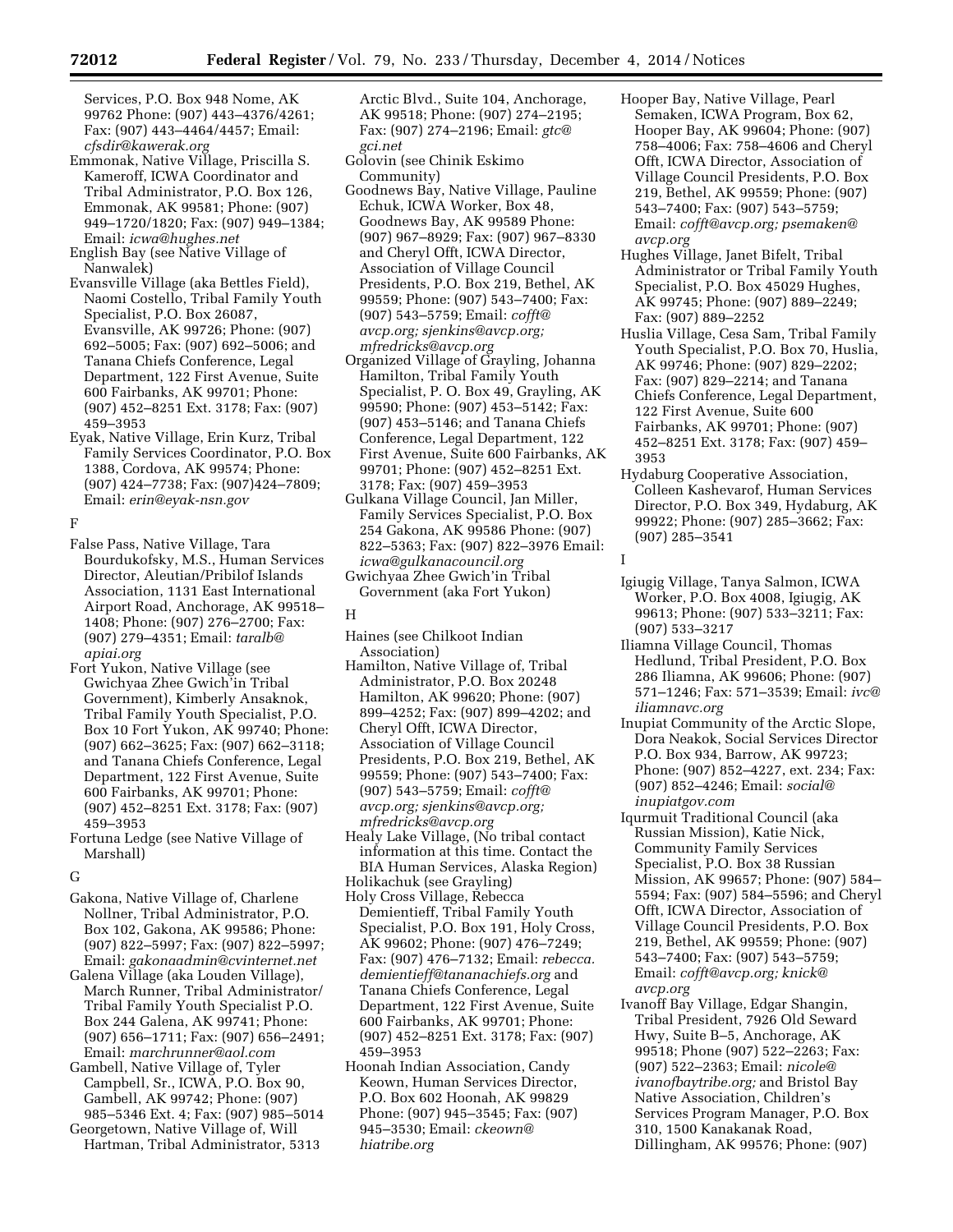Services, P.O. Box 948 Nome, AK 99762 Phone: (907) 443–4376/4261; Fax: (907) 443–4464/4457; Email: *cfsdir@kawerak.org*

Emmonak, Native Village, Priscilla S. Kameroff, ICWA Coordinator and Tribal Administrator, P.O. Box 126, Emmonak, AK 99581; Phone: (907) 949–1720/1820; Fax: (907) 949–1384; Email: *icwa@hughes.net*

English Bay (see Native Village of Nanwalek)

Evansville Village (aka Bettles Field), Naomi Costello, Tribal Family Youth Specialist, P.O. Box 26087, Evansville, AK 99726; Phone: (907) 692–5005; Fax: (907) 692–5006; and Tanana Chiefs Conference, Legal Department, 122 First Avenue, Suite 600 Fairbanks, AK 99701; Phone: (907) 452–8251 Ext. 3178; Fax: (907) 459–3953

Eyak, Native Village, Erin Kurz, Tribal Family Services Coordinator, P.O. Box 1388, Cordova, AK 99574; Phone: (907) 424–7738; Fax: (907)424–7809; Email: *erin@eyak-nsn.gov*

F

False Pass, Native Village, Tara Bourdukofsky, M.S., Human Services Director, Aleutian/Pribilof Islands Association, 1131 East International Airport Road, Anchorage, AK 99518–1408; Phone: (907) 276–2700; Fax: (907) 279–4351; Email: *taralb@apiai.org*

Fort Yukon, Native Village (see Gwichyaa Zhee Gwich'in Tribal Government), Kimberly Ansaknok, Tribal Family Youth Specialist, P.O. Box 10 Fort Yukon, AK 99740; Phone: (907) 662–3625; Fax: (907) 662–3118; and Tanana Chiefs Conference, Legal Department, 122 First Avenue, Suite 600 Fairbanks, AK 99701; Phone: (907) 452–8251 Ext. 3178; Fax: (907) 459–3953

Fortuna Ledge (see Native Village of Marshall)

G

Gakona, Native Village of, Charlene Nollner, Tribal Administrator, P.O. Box 102, Gakona, AK 99586; Phone: (907) 822–5997; Fax: (907) 822–5997; Email: *gakonaadmin@cvinternet.net*

Galena Village (aka Louden Village), March Runner, Tribal Administrator/Tribal Family Youth Specialist P.O. Box 244 Galena, AK 99741; Phone: (907) 656–1711; Fax: (907) 656–2491; Email: *marchrunner@aol.com*

Gambell, Native Village of, Tyler Campbell, Sr., ICWA, P.O. Box 90, Gambell, AK 99742; Phone: (907) 985–5346 Ext. 4; Fax: (907) 985–5014

Georgetown, Native Village of, Will Hartman, Tribal Administrator, 5313 Arctic Blvd., Suite 104, Anchorage, AK 99518; Phone: (907) 274–2195; Fax: (907) 274–2196; Email: *gtc@gci.net*

Golovin (see Chinik Eskimo Community)

Goodnews Bay, Native Village, Pauline Echuk, ICWA Worker, Box 48, Goodnews Bay, AK 99589 Phone: (907) 967–8929; Fax: (907) 967–8330 and Cheryl Offt, ICWA Director, Association of Village Council Presidents, P.O. Box 219, Bethel, AK 99559; Phone: (907) 543–7400; Fax: (907) 543–5759; Email: *cofft@avcp.org; sjenkins@avcp.org; mfredricks@avcp.org*

Organized Village of Grayling, Johanna Hamilton, Tribal Family Youth Specialist, P. O. Box 49, Grayling, AK 99590; Phone: (907) 453–5142; Fax: (907) 453–5146; and Tanana Chiefs Conference, Legal Department, 122 First Avenue, Suite 600 Fairbanks, AK 99701; Phone: (907) 452–8251 Ext. 3178; Fax: (907) 459–3953

Gulkana Village Council, Jan Miller, Family Services Specialist, P.O. Box 254 Gakona, AK 99586 Phone: (907) 822–5363; Fax: (907) 822–3976 Email: *icwa@gulkanacouncil.org*

Gwichyaa Zhee Gwich'in Tribal Government (aka Fort Yukon)

H

Haines (see Chilkoot Indian Association)

Hamilton, Native Village of, Tribal Administrator, P.O. Box 20248 Hamilton, AK 99620; Phone: (907) 899–4252; Fax: (907) 899–4202; and Cheryl Offt, ICWA Director, Association of Village Council Presidents, P.O. Box 219, Bethel, AK 99559; Phone: (907) 543–7400; Fax: (907) 543–5759; Email: *cofft@avcp.org; sjenkins@avcp.org; mfredricks@avcp.org*

Healy Lake Village, (No tribal contact information at this time. Contact the BIA Human Services, Alaska Region)

Holikachuk (see Grayling)

Holy Cross Village, Rebecca Demientieff, Tribal Family Youth Specialist, P.O. Box 191, Holy Cross, AK 99602; Phone: (907) 476–7249; Fax: (907) 476–7132; Email: *rebecca.demientieff@tananachiefs.org* and Tanana Chiefs Conference, Legal Department, 122 First Avenue, Suite 600 Fairbanks, AK 99701; Phone: (907) 452–8251 Ext. 3178; Fax: (907) 459–3953

Hoonah Indian Association, Candy Keown, Human Services Director, P.O. Box 602 Hoonah, AK 99829 Phone: (907) 945–3545; Fax: (907) 945–3530; Email: *ckeown@hiatribe.org*

Hooper Bay, Native Village, Pearl Semaken, ICWA Program, Box 62, Hooper Bay, AK 99604; Phone: (907) 758–4006; Fax: 758–4606 and Cheryl Offt, ICWA Director, Association of Village Council Presidents, P.O. Box 219, Bethel, AK 99559; Phone: (907) 543–7400; Fax: (907) 543–5759; Email: *cofft@avcp.org; psemaken@avcp.org*

Hughes Village, Janet Bifelt, Tribal Administrator or Tribal Family Youth Specialist, P.O. Box 45029 Hughes, AK 99745; Phone: (907) 889–2249; Fax: (907) 889–2252

Huslia Village, Cesa Sam, Tribal Family Youth Specialist, P.O. Box 70, Huslia, AK 99746; Phone: (907) 829–2202; Fax: (907) 829–2214; and Tanana Chiefs Conference, Legal Department, 122 First Avenue, Suite 600 Fairbanks, AK 99701; Phone: (907) 452–8251 Ext. 3178; Fax: (907) 459–3953

Hydaburg Cooperative Association, Colleen Kashevarof, Human Services Director, P.O. Box 349, Hydaburg, AK 99922; Phone: (907) 285–3662; Fax: (907) 285–3541

I

Igiugig Village, Tanya Salmon, ICWA Worker, P.O. Box 4008, Igiugig, AK 99613; Phone: (907) 533–3211; Fax: (907) 533–3217

Iliamna Village Council, Thomas Hedlund, Tribal President, P.O. Box 286 Iliamna, AK 99606; Phone: (907) 571–1246; Fax: 571–3539; Email: *ivc@iliamnavc.org*

Inupiat Community of the Arctic Slope, Dora Neakok, Social Services Director P.O. Box 934, Barrow, AK 99723; Phone: (907) 852–4227, ext. 234; Fax: (907) 852–4246; Email: *social@inupiatgov.com*

Iqurmuit Traditional Council (aka Russian Mission), Katie Nick, Community Family Services Specialist, P.O. Box 38 Russian Mission, AK 99657; Phone: (907) 584–5594; Fax: (907) 584–5596; and Cheryl Offt, ICWA Director, Association of Village Council Presidents, P.O. Box 219, Bethel, AK 99559; Phone: (907) 543–7400; Fax: (907) 543–5759; Email: *cofft@avcp.org; knick@avcp.org*

Ivanoff Bay Village, Edgar Shangin, Tribal President, 7926 Old Seward Hwy, Suite B–5, Anchorage, AK 99518; Phone (907) 522–2263; Fax: (907) 522–2363; Email: *nicole@ivanofbaytribe.org;* and Bristol Bay Native Association, Children's Services Program Manager, P.O. Box 310, 1500 Kanakanak Road, Dillingham, AK 99576; Phone: (907)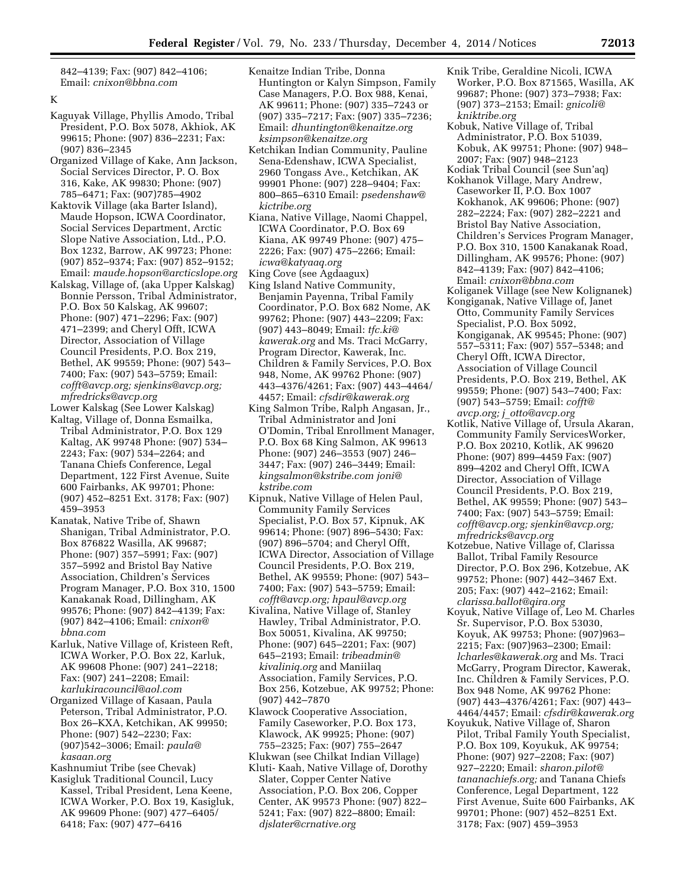842–4139; Fax: (907) 842–4106; Email: *cnixon@bbna.com*

K

Kaguyak Village, Phyllis Amodo, Tribal President, P.O. Box 5078, Akhiok, AK 99615; Phone: (907) 836–2231; Fax: (907) 836–2345

Organized Village of Kake, Ann Jackson, Social Services Director, P. O. Box 316, Kake, AK 99830; Phone: (907) 785–6471; Fax: (907)785–4902

Kaktovik Village (aka Barter Island), Maude Hopson, ICWA Coordinator, Social Services Department, Arctic Slope Native Association, Ltd., P.O. Box 1232, Barrow, AK 99723; Phone: (907) 852–9374; Fax: (907) 852–9152; Email: *maude.hopson@arcticslope.org*

Kalskag, Village of, (aka Upper Kalskag) Bonnie Persson, Tribal Administrator, P.O. Box 50 Kalskag, AK 99607; Phone: (907) 471–2296; Fax: (907) 471–2399; and Cheryl Offt, ICWA Director, Association of Village Council Presidents, P.O. Box 219, Bethel, AK 99559; Phone: (907) 543–7400; Fax: (907) 543–5759; Email: *cofft@avcp.org; sjenkins@avcp.org; mfredricks@avcp.org*

Lower Kalskag (See Lower Kalskag)

Kaltag, Village of, Donna Esmailka, Tribal Administrator, P.O. Box 129 Kaltag, AK 99748 Phone: (907) 534–2243; Fax: (907) 534–2264; and Tanana Chiefs Conference, Legal Department, 122 First Avenue, Suite 600 Fairbanks, AK 99701; Phone: (907) 452–8251 Ext. 3178; Fax: (907) 459–3953

Kanatak, Native Tribe of, Shawn Shanigan, Tribal Administrator, P.O. Box 876822 Wasilla, AK 99687; Phone: (907) 357–5991; Fax: (907) 357–5992 and Bristol Bay Native Association, Children's Services Program Manager, P.O. Box 310, 1500 Kanakanak Road, Dillingham, AK 99576; Phone: (907) 842–4139; Fax: (907) 842–4106; Email: *cnixon@bbna.com*

Karluk, Native Village of, Kristeen Reft, ICWA Worker, P.O. Box 22, Karluk, AK 99608 Phone: (907) 241–2218; Fax: (907) 241–2208; Email: *karlukiracouncil@aol.com*

Organized Village of Kasaan, Paula Peterson, Tribal Administrator, P.O. Box 26–KXA, Ketchikan, AK 99950; Phone: (907) 542–2230; Fax: (907)542–3006; Email: *paula@kasaan.org*

Kashnumiut Tribe (see Chevak)

Kasigluk Traditional Council, Lucy Kassel, Tribal President, Lena Keene, ICWA Worker, P.O. Box 19, Kasigluk, AK 99609 Phone: (907) 477–6405/6418; Fax: (907) 477–6416

Kenaitze Indian Tribe, Donna Huntington or Kalyn Simpson, Family Case Managers, P.O. Box 988, Kenai, AK 99611; Phone: (907) 335–7243 or (907) 335–7217; Fax: (907) 335–7236; Email: *dhuntington@kenaitze.org ksimpson@kenaitze.org*

Ketchikan Indian Community, Pauline Sena-Edenshaw, ICWA Specialist, 2960 Tongass Ave., Ketchikan, AK 99901 Phone: (907) 228–9404; Fax: 800–865–6310 Email: *psedenshaw@kictribe.org*

Kiana, Native Village, Naomi Chappel, ICWA Coordinator, P.O. Box 69 Kiana, AK 99749 Phone: (907) 475–2226; Fax: (907) 475–2266; Email: *icwa@katyaaq.org*

King Cove (see Agdaagux)

King Island Native Community, Benjamin Payenna, Tribal Family Coordinator, P.O. Box 682 Nome, AK 99762; Phone: (907) 443–2209; Fax: (907) 443–8049; Email: *tfc.ki@kawerak.org* and Ms. Traci McGarry, Program Director, Kawerak, Inc. Children & Family Services, P.O. Box 948, Nome, AK 99762 Phone: (907) 443–4376/4261; Fax: (907) 443–4464/4457; Email: *cfsdir@kawerak.org*

King Salmon Tribe, Ralph Angasan, Jr., Tribal Administrator and Joni O'Domin, Tribal Enrollment Manager, P.O. Box 68 King Salmon, AK 99613 Phone: (907) 246–3553 (907) 246–3447; Fax: (907) 246–3449; Email: *kingsalmon@kstribe.com joni@kstribe.com*

Kipnuk, Native Village of Helen Paul, Community Family Services Specialist, P.O. Box 57, Kipnuk, AK 99614; Phone: (907) 896–5430; Fax: (907) 896–5704; and Cheryl Offt, ICWA Director, Association of Village Council Presidents, P.O. Box 219, Bethel, AK 99559; Phone: (907) 543–7400; Fax: (907) 543–5759; Email: *cofft@avcp.org; hpaul@avcp.org*

Kivalina, Native Village of, Stanley Hawley, Tribal Administrator, P.O. Box 50051, Kivalina, AK 99750; Phone: (907) 645–2201; Fax: (907) 645–2193; Email: *tribeadmin@kivaliniq.org* and Maniilaq Association, Family Services, P.O. Box 256, Kotzebue, AK 99752; Phone: (907) 442–7870

Klawock Cooperative Association, Family Caseworker, P.O. Box 173, Klawock, AK 99925; Phone: (907) 755–2325; Fax: (907) 755–2647

Klukwan (see Chilkat Indian Village)

Kluti- Kaah, Native Village of, Dorothy Slater, Copper Center Native Association, P.O. Box 206, Copper Center, AK 99573 Phone: (907) 822–5241; Fax: (907) 822–8800; Email: *djslater@crnative.org*

Knik Tribe, Geraldine Nicoli, ICWA Worker, P.O. Box 871565, Wasilla, AK 99687; Phone: (907) 373–7938; Fax: (907) 373–2153; Email: *gnicoli@kniktribe.org*

Kobuk, Native Village of, Tribal Administrator, P.O. Box 51039, Kobuk, AK 99751; Phone: (907) 948–2007; Fax: (907) 948–2123

Kodiak Tribal Council (see Sun'aq)

Kokhanok Village, Mary Andrew, Caseworker II, P.O. Box 1007 Kokhanok, AK 99606; Phone: (907) 282–2224; Fax: (907) 282–2221 and Bristol Bay Native Association, Children's Services Program Manager, P.O. Box 310, 1500 Kanakanak Road, Dillingham, AK 99576; Phone: (907) 842–4139; Fax: (907) 842–4106; Email: *cnixon@bbna.com*

Koliganek Village (see New Kolignanek)

Kongiganak, Native Village of, Janet Otto, Community Family Services Specialist, P.O. Box 5092, Kongiganak, AK 99545; Phone: (907) 557–5311; Fax: (907) 557–5348; and Cheryl Offt, ICWA Director, Association of Village Council Presidents, P.O. Box 219, Bethel, AK 99559; Phone: (907) 543–7400; Fax: (907) 543–5759; Email: *cofft@avcp.org; j_otto@avcp.org*

Kotlik, Native Village of, Ursula Akaran, Community Family ServicesWorker, P.O. Box 20210, Kotlik, AK 99620 Phone: (907) 899–4459 Fax: (907) 899–4202 and Cheryl Offt, ICWA Director, Association of Village Council Presidents, P.O. Box 219, Bethel, AK 99559; Phone: (907) 543–7400; Fax: (907) 543–5759; Email: *cofft@avcp.org; sjenkin@avcp.org; mfredricks@avcp.org*

Kotzebue, Native Village of, Clarissa Ballot, Tribal Family Resource Director, P.O. Box 296, Kotzebue, AK 99752; Phone: (907) 442–3467 Ext. 205; Fax: (907) 442–2162; Email: *clarissa.ballot@qira.org*

Koyuk, Native Village of, Leo M. Charles Sr. Supervisor, P.O. Box 53030, Koyuk, AK 99753; Phone: (907)963–2215; Fax: (907)963–2300; Email: *lcharles@kawerak.org* and Ms. Traci McGarry, Program Director, Kawerak, Inc. Children & Family Services, P.O. Box 948 Nome, AK 99762 Phone: (907) 443–4376/4261; Fax: (907) 443–4464/4457; Email: *cfsdir@kawerak.org*

Koyukuk, Native Village of, Sharon Pilot, Tribal Family Youth Specialist, P.O. Box 109, Koyukuk, AK 99754; Phone: (907) 927–2208; Fax: (907) 927–2220; Email: *sharon.pilot@tananachiefs.org;* and Tanana Chiefs Conference, Legal Department, 122 First Avenue, Suite 600 Fairbanks, AK 99701; Phone: (907) 452–8251 Ext. 3178; Fax: (907) 459–3953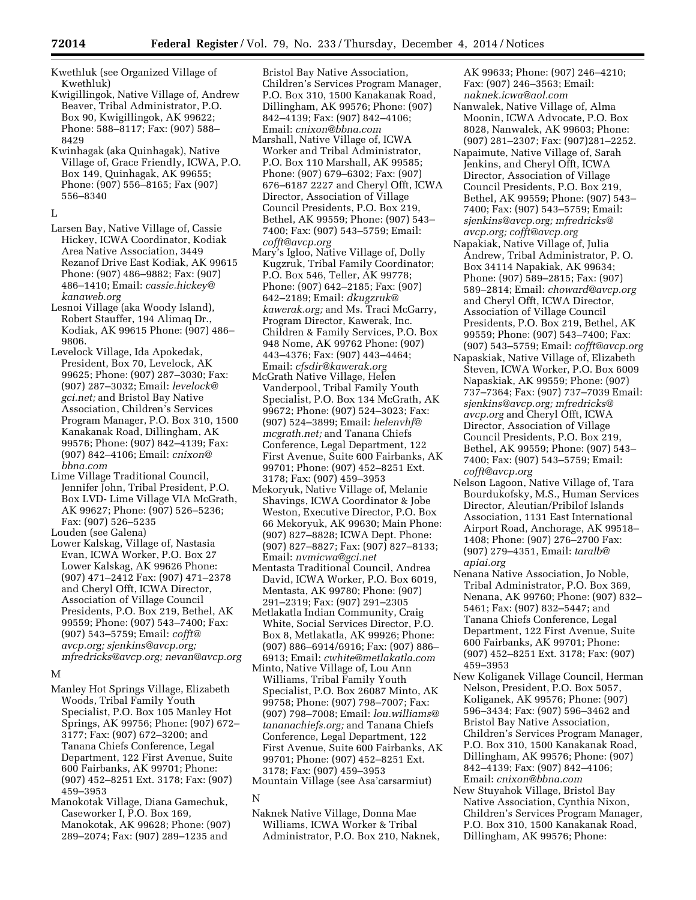Kwethluk (see Organized Village of Kwethluk)

Kwigillingok, Native Village of, Andrew Beaver, Tribal Administrator, P.O. Box 90, Kwigillingok, AK 99622; Phone: 588–8117; Fax: (907) 588–8429

Kwinhagak (aka Quinhagak), Native Village of, Grace Friendly, ICWA, P.O. Box 149, Quinhagak, AK 99655; Phone: (907) 556–8165; Fax (907) 556–8340

L

Larsen Bay, Native Village of, Cassie Hickey, ICWA Coordinator, Kodiak Area Native Association, 3449 Rezanof Drive East Kodiak, AK 99615 Phone: (907) 486–9882; Fax: (907) 486–1410; Email: *cassie.hickey@kanaweb.org*

Lesnoi Village (aka Woody Island), Robert Stauffer, 194 Alimaq Dr., Kodiak, AK 99615 Phone: (907) 486–9806.

Levelock Village, Ida Apokedak, President, Box 70, Levelock, AK 99625; Phone: (907) 287–3030; Fax: (907) 287–3032; Email: *levelock@gci.net;* and Bristol Bay Native Association, Children's Services Program Manager, P.O. Box 310, 1500 Kanakanak Road, Dillingham, AK 99576; Phone: (907) 842–4139; Fax: (907) 842–4106; Email: *cnixon@bbna.com*

Lime Village Traditional Council, Jennifer John, Tribal President, P.O. Box LVD- Lime Village VIA McGrath, AK 99627; Phone: (907) 526–5236; Fax: (907) 526–5235

Louden (see Galena)

Lower Kalskag, Village of, Nastasia Evan, ICWA Worker, P.O. Box 27 Lower Kalskag, AK 99626 Phone: (907) 471–2412 Fax: (907) 471–2378 and Cheryl Offt, ICWA Director, Association of Village Council Presidents, P.O. Box 219, Bethel, AK 99559; Phone: (907) 543–7400; Fax: (907) 543–5759; Email: *cofft@avcp.org; sjenkins@avcp.org; mfredricks@avcp.org; nevan@avcp.org*

M

Manley Hot Springs Village, Elizabeth Woods, Tribal Family Youth Specialist, P.O. Box 105 Manley Hot Springs, AK 99756; Phone: (907) 672–3177; Fax: (907) 672–3200; and Tanana Chiefs Conference, Legal Department, 122 First Avenue, Suite 600 Fairbanks, AK 99701; Phone: (907) 452–8251 Ext. 3178; Fax: (907) 459–3953

Manokotak Village, Diana Gamechuk, Caseworker I, P.O. Box 169, Manokotak, AK 99628; Phone: (907) 289–2074; Fax: (907) 289–1235 and Bristol Bay Native Association, Children's Services Program Manager, P.O. Box 310, 1500 Kanakanak Road, Dillingham, AK 99576; Phone: (907) 842–4139; Fax: (907) 842–4106; Email: *cnixon@bbna.com*

Marshall, Native Village of, ICWA Worker and Tribal Administrator, P.O. Box 110 Marshall, AK 99585; Phone: (907) 679–6302; Fax: (907) 676–6187 2227 and Cheryl Offt, ICWA Director, Association of Village Council Presidents, P.O. Box 219, Bethel, AK 99559; Phone: (907) 543–7400; Fax: (907) 543–5759; Email: *cofft@avcp.org*

Mary's Igloo, Native Village of, Dolly Kugzruk, Tribal Family Coordinator; P.O. Box 546, Teller, AK 99778; Phone: (907) 642–2185; Fax: (907) 642–2189; Email: *dkugzruk@kawerak.org;* and Ms. Traci McGarry, Program Director, Kawerak, Inc. Children & Family Services, P.O. Box 948 Nome, AK 99762 Phone: (907) 443–4376; Fax: (907) 443–4464; Email: *cfsdir@kawerak.org*

McGrath Native Village, Helen Vanderpool, Tribal Family Youth Specialist, P.O. Box 134 McGrath, AK 99672; Phone: (907) 524–3023; Fax: (907) 524–3899; Email: *helenvhf@mcgrath.net;* and Tanana Chiefs Conference, Legal Department, 122 First Avenue, Suite 600 Fairbanks, AK 99701; Phone: (907) 452–8251 Ext. 3178; Fax: (907) 459–3953

Mekoryuk, Native Village of, Melanie Shavings, ICWA Coordinator & Jobe Weston, Executive Director, P.O. Box 66 Mekoryuk, AK 99630; Main Phone: (907) 827–8828; ICWA Dept. Phone: (907) 827–8827; Fax: (907) 827–8133; Email: *nvmicwa@gci.net*

Mentasta Traditional Council, Andrea David, ICWA Worker, P.O. Box 6019, Mentasta, AK 99780; Phone: (907) 291–2319; Fax: (907) 291–2305

Metlakatla Indian Community, Craig White, Social Services Director, P.O. Box 8, Metlakatla, AK 99926; Phone: (907) 886–6914/6916; Fax: (907) 886–6913; Email: *cwhite@metlakatla.com*

Minto, Native Village of, Lou Ann Williams, Tribal Family Youth Specialist, P.O. Box 26087 Minto, AK 99758; Phone: (907) 798–7007; Fax: (907) 798–7008; Email: *lou.williams@tananachiefs.org;* and Tanana Chiefs Conference, Legal Department, 122 First Avenue, Suite 600 Fairbanks, AK 99701; Phone: (907) 452–8251 Ext. 3178; Fax: (907) 459–3953

Mountain Village (see Asa'carsarmiut)

N

Naknek Native Village, Donna Mae Williams, ICWA Worker & Tribal Administrator, P.O. Box 210, Naknek, AK 99633; Phone: (907) 246–4210; Fax: (907) 246–3563; Email: *naknek.icwa@aol.com*

Nanwalek, Native Village of, Alma Moonin, ICWA Advocate, P.O. Box 8028, Nanwalek, AK 99603; Phone: (907) 281–2307; Fax: (907)281–2252.

Napaimute, Native Village of, Sarah Jenkins, and Cheryl Offt, ICWA Director, Association of Village Council Presidents, P.O. Box 219, Bethel, AK 99559; Phone: (907) 543–7400; Fax: (907) 543–5759; Email: *sjenkins@avcp.org; mfredricks@avcp.org; cofft@avcp.org*

Napakiak, Native Village of, Julia Andrew, Tribal Administrator, P. O. Box 34114 Napakiak, AK 99634; Phone: (907) 589–2815; Fax: (907) 589–2814; Email: *choward@avcp.org* and Cheryl Offt, ICWA Director, Association of Village Council Presidents, P.O. Box 219, Bethel, AK 99559; Phone: (907) 543–7400; Fax: (907) 543–5759; Email: *cofft@avcp.org*

Napaskiak, Native Village of, Elizabeth Steven, ICWA Worker, P.O. Box 6009 Napaskiak, AK 99559; Phone: (907) 737–7364; Fax: (907) 737–7039 Email: *sjenkins@avcp.org; mfredricks@avcp.org* and Cheryl Offt, ICWA Director, Association of Village Council Presidents, P.O. Box 219, Bethel, AK 99559; Phone: (907) 543–7400; Fax: (907) 543–5759; Email: *cofft@avcp.org*

Nelson Lagoon, Native Village of, Tara Bourdukofsky, M.S., Human Services Director, Aleutian/Pribilof Islands Association, 1131 East International Airport Road, Anchorage, AK 99518–1408; Phone: (907) 276–2700 Fax: (907) 279–4351, Email: *taralb@apiai.org*

Nenana Native Association, Jo Noble, Tribal Administrator, P.O. Box 369, Nenana, AK 99760; Phone: (907) 832–5461; Fax: (907) 832–5447; and Tanana Chiefs Conference, Legal Department, 122 First Avenue, Suite 600 Fairbanks, AK 99701; Phone: (907) 452–8251 Ext. 3178; Fax: (907) 459–3953

New Koliganek Village Council, Herman Nelson, President, P.O. Box 5057, Koliganek, AK 99576; Phone: (907) 596–3434; Fax: (907) 596–3462 and Bristol Bay Native Association, Children's Services Program Manager, P.O. Box 310, 1500 Kanakanak Road, Dillingham, AK 99576; Phone: (907) 842–4139; Fax: (907) 842–4106; Email: *cnixon@bbna.com*

New Stuyahok Village, Bristol Bay Native Association, Cynthia Nixon, Children's Services Program Manager, P.O. Box 310, 1500 Kanakanak Road, Dillingham, AK 99576; Phone: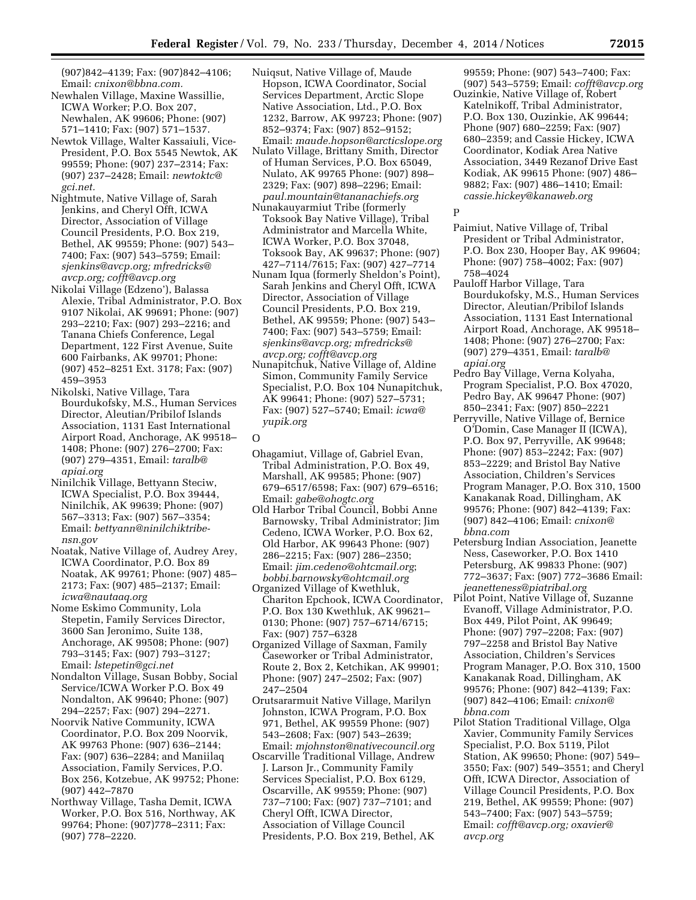(907)842–4139; Fax: (907)842–4106; Email: *cnixon@bbna.com.*

Newhalen Village, Maxine Wassillie, ICWA Worker; P.O. Box 207, Newhalen, AK 99606; Phone: (907) 571–1410; Fax: (907) 571–1537.

Newtok Village, Walter Kassaiuli, Vice-President, P.O. Box 5545 Newtok, AK 99559; Phone: (907) 237–2314; Fax: (907) 237–2428; Email: *newtoktc@gci.net.*

Nightmute, Native Village of, Sarah Jenkins, and Cheryl Offt, ICWA Director, Association of Village Council Presidents, P.O. Box 219, Bethel, AK 99559; Phone: (907) 543–7400; Fax: (907) 543–5759; Email: *sjenkins@avcp.org; mfredricks@avcp.org; cofft@avcp.org*

Nikolai Village (Edzeno'), Balassa Alexie, Tribal Administrator, P.O. Box 9107 Nikolai, AK 99691; Phone: (907) 293–2210; Fax: (907) 293–2216; and Tanana Chiefs Conference, Legal Department, 122 First Avenue, Suite 600 Fairbanks, AK 99701; Phone: (907) 452–8251 Ext. 3178; Fax: (907) 459–3953

Nikolski, Native Village, Tara Bourdukofsky, M.S., Human Services Director, Aleutian/Pribilof Islands Association, 1131 East International Airport Road, Anchorage, AK 99518–1408; Phone: (907) 276–2700; Fax: (907) 279–4351, Email: *taralb@apiai.org*

Ninilchik Village, Bettyann Steciw, ICWA Specialist, P.O. Box 39444, Ninilchik, AK 99639; Phone: (907) 567–3313; Fax: (907) 567–3354; Email: *bettyann@ninilchiktribe-nsn.gov*

Noatak, Native Village of, Audrey Arey, ICWA Coordinator, P.O. Box 89 Noatak, AK 99761; Phone: (907) 485–2173; Fax: (907) 485–2137; Email: *icwa@nautaaq.org*

Nome Eskimo Community, Lola Stepetin, Family Services Director, 3600 San Jeronimo, Suite 138, Anchorage, AK 99508; Phone: (907) 793–3145; Fax: (907) 793–3127; Email: *lstepetin@gci.net*

Nondalton Village, Susan Bobby, Social Service/ICWA Worker P.O. Box 49 Nondalton, AK 99640; Phone: (907) 294–2257; Fax: (907) 294–2271.

Noorvik Native Community, ICWA Coordinator, P.O. Box 209 Noorvik, AK 99763 Phone: (907) 636–2144; Fax: (907) 636–2284; and Maniilaq Association, Family Services, P.O. Box 256, Kotzebue, AK 99752; Phone: (907) 442–7870

Northway Village, Tasha Demit, ICWA Worker, P.O. Box 516, Northway, AK 99764; Phone: (907)778–2311; Fax: (907) 778–2220.

Nuiqsut, Native Village of, Maude Hopson, ICWA Coordinator, Social Services Department, Arctic Slope Native Association, Ltd., P.O. Box 1232, Barrow, AK 99723; Phone: (907) 852–9374; Fax: (907) 852–9152; Email: *maude.hopson@arcticslope.org*

Nulato Village, Brittany Smith, Director of Human Services, P.O. Box 65049, Nulato, AK 99765 Phone: (907) 898–2329; Fax: (907) 898–2296; Email: *paul.mountain@tananachiefs.org*

Nunakauyarmiut Tribe (formerly Toksook Bay Native Village), Tribal Administrator and Marcella White, ICWA Worker, P.O. Box 37048, Toksook Bay, AK 99637; Phone: (907) 427–7114/7615; Fax: (907) 427–7714

Nunam Iqua (formerly Sheldon's Point), Sarah Jenkins and Cheryl Offt, ICWA Director, Association of Village Council Presidents, P.O. Box 219, Bethel, AK 99559; Phone: (907) 543–7400; Fax: (907) 543–5759; Email: *sjenkins@avcp.org; mfredricks@avcp.org; cofft@avcp.org*

Nunapitchuk, Native Village of, Aldine Simon, Community Family Service Specialist, P.O. Box 104 Nunapitchuk, AK 99641; Phone: (907) 527–5731; Fax: (907) 527–5740; Email: *icwa@yupik.org*

O

Ohagamiut, Village of, Gabriel Evan, Tribal Administration, P.O. Box 49, Marshall, AK 99585; Phone: (907) 679–6517/6598; Fax: (907) 679–6516; Email: *gabe@ohogtc.org*

Old Harbor Tribal Council, Bobbi Anne Barnowsky, Tribal Administrator; Jim Cedeno, ICWA Worker, P.O. Box 62, Old Harbor, AK 99643 Phone: (907) 286–2215; Fax: (907) 286–2350; Email: *jim.cedeno@ohtcmail.org*; *bobbi.barnowsky@ohtcmail.org*

Organized Village of Kwethluk, Chariton Epchook, ICWA Coordinator, P.O. Box 130 Kwethluk, AK 99621–0130; Phone: (907) 757–6714/6715; Fax: (907) 757–6328

Organized Village of Saxman, Family Caseworker or Tribal Administrator, Route 2, Box 2, Ketchikan, AK 99901; Phone: (907) 247–2502; Fax: (907) 247–2504

Orutsararmuit Native Village, Marilyn Johnston, ICWA Program, P.O. Box 971, Bethel, AK 99559 Phone: (907) 543–2608; Fax: (907) 543–2639; Email: *mjohnston@nativecouncil.org*

Oscarville Traditional Village, Andrew J. Larson Jr., Community Family Services Specialist, P.O. Box 6129, Oscarville, AK 99559; Phone: (907) 737–7100; Fax: (907) 737–7101; and Cheryl Offt, ICWA Director, Association of Village Council Presidents, P.O. Box 219, Bethel, AK 99559; Phone: (907) 543–7400; Fax: (907) 543–5759; Email: *cofft@avcp.org*

Ouzinkie, Native Village of, Robert Katelnikoff, Tribal Administrator, P.O. Box 130, Ouzinkie, AK 99644; Phone (907) 680–2259; Fax: (907) 680–2359; and Cassie Hickey, ICWA Coordinator, Kodiak Area Native Association, 3449 Rezanof Drive East Kodiak, AK 99615 Phone: (907) 486–9882; Fax: (907) 486–1410; Email: *cassie.hickey@kanaweb.org*

P

Paimiut, Native Village of, Tribal President or Tribal Administrator, P.O. Box 230, Hooper Bay, AK 99604; Phone: (907) 758–4002; Fax: (907) 758–4024

Pauloff Harbor Village, Tara Bourdukofsky, M.S., Human Services Director, Aleutian/Pribilof Islands Association, 1131 East International Airport Road, Anchorage, AK 99518–1408; Phone: (907) 276–2700; Fax: (907) 279–4351, Email: *taralb@apiai.org*

Pedro Bay Village, Verna Kolyaha, Program Specialist, P.O. Box 47020, Pedro Bay, AK 99647 Phone: (907) 850–2341; Fax: (907) 850–2221

Perryville, Native Village of, Bernice O'Domin, Case Manager II (ICWA), P.O. Box 97, Perryville, AK 99648; Phone: (907) 853–2242; Fax: (907) 853–2229; and Bristol Bay Native Association, Children's Services Program Manager, P.O. Box 310, 1500 Kanakanak Road, Dillingham, AK 99576; Phone: (907) 842–4139; Fax: (907) 842–4106; Email: *cnixon@bbna.com*

Petersburg Indian Association, Jeanette Ness, Caseworker, P.O. Box 1410 Petersburg, AK 99833 Phone: (907) 772–3637; Fax: (907) 772–3686 Email: *jeanetteness@piatribal.org*

Pilot Point, Native Village of, Suzanne Evanoff, Village Administrator, P.O. Box 449, Pilot Point, AK 99649; Phone: (907) 797–2208; Fax: (907) 797–2258 and Bristol Bay Native Association, Children's Services Program Manager, P.O. Box 310, 1500 Kanakanak Road, Dillingham, AK 99576; Phone: (907) 842–4139; Fax: (907) 842–4106; Email: *cnixon@bbna.com*

Pilot Station Traditional Village, Olga Xavier, Community Family Services Specialist, P.O. Box 5119, Pilot Station, AK 99650; Phone: (907) 549–3550; Fax: (907) 549–3551; and Cheryl Offt, ICWA Director, Association of Village Council Presidents, P.O. Box 219, Bethel, AK 99559; Phone: (907) 543–7400; Fax: (907) 543–5759; Email: *cofft@avcp.org; oxavier@avcp.org*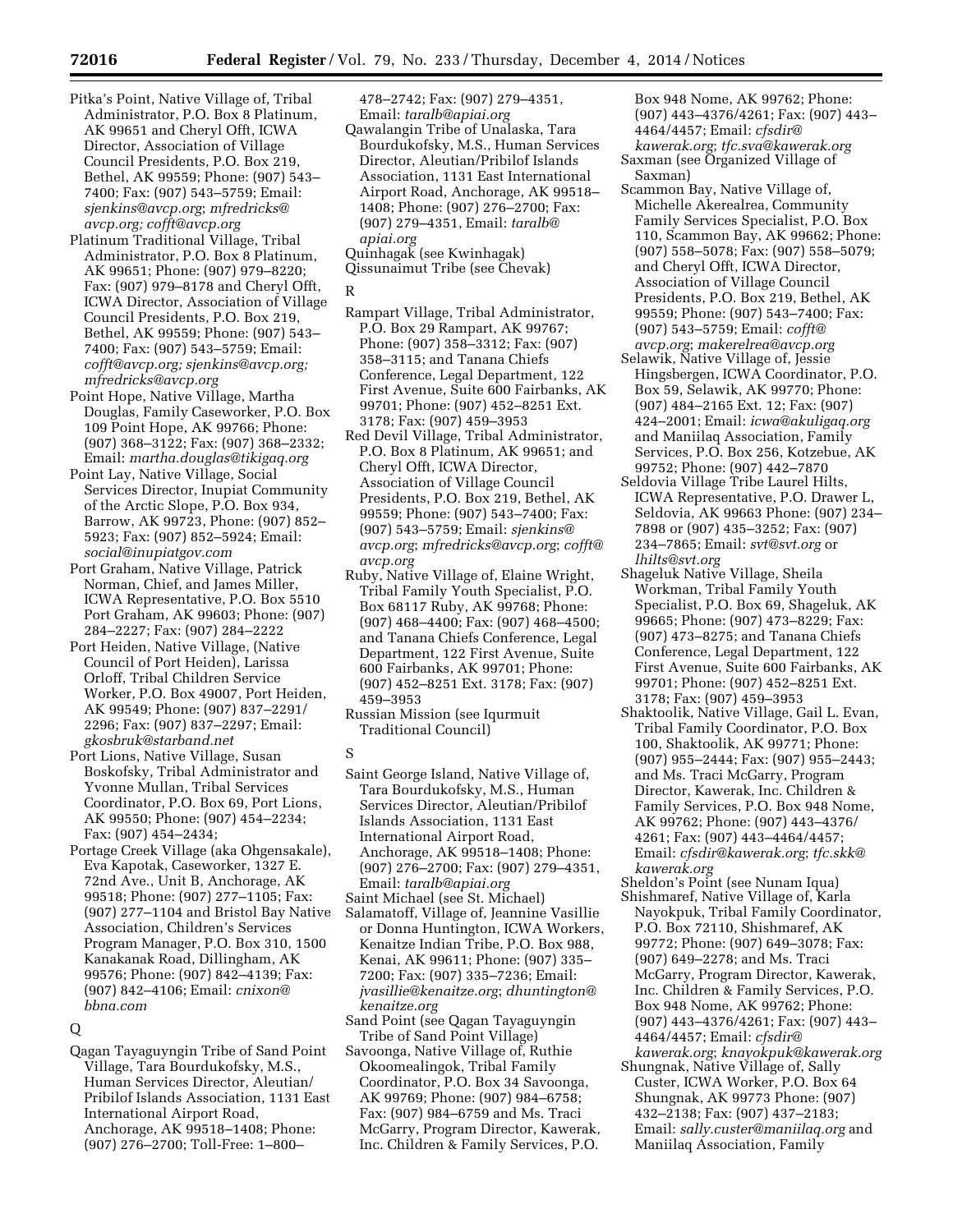Pitka's Point, Native Village of, Tribal Administrator, P.O. Box 8 Platinum, AK 99651 and Cheryl Offt, ICWA Director, Association of Village Council Presidents, P.O. Box 219, Bethel, AK 99559; Phone: (907) 543–7400; Fax: (907) 543–5759; Email: *sjenkins@avcp.org*; *mfredricks@avcp.org; cofft@avcp.org*

Platinum Traditional Village, Tribal Administrator, P.O. Box 8 Platinum, AK 99651; Phone: (907) 979–8220; Fax: (907) 979–8178 and Cheryl Offt, ICWA Director, Association of Village Council Presidents, P.O. Box 219, Bethel, AK 99559; Phone: (907) 543–7400; Fax: (907) 543–5759; Email: *cofft@avcp.org; sjenkins@avcp.org; mfredricks@avcp.org*

Point Hope, Native Village, Martha Douglas, Family Caseworker, P.O. Box 109 Point Hope, AK 99766; Phone: (907) 368–3122; Fax: (907) 368–2332; Email: *martha.douglas@tikigaq.org*

Point Lay, Native Village, Social Services Director, Inupiat Community of the Arctic Slope, P.O. Box 934, Barrow, AK 99723, Phone: (907) 852–5923; Fax: (907) 852–5924; Email: *social@inupiatgov.com*

Port Graham, Native Village, Patrick Norman, Chief, and James Miller, ICWA Representative, P.O. Box 5510 Port Graham, AK 99603; Phone: (907) 284–2227; Fax: (907) 284–2222

Port Heiden, Native Village, (Native Council of Port Heiden), Larissa Orloff, Tribal Children Service Worker, P.O. Box 49007, Port Heiden, AK 99549; Phone: (907) 837–2291/2296; Fax: (907) 837–2297; Email: *gkosbruk@starband.net*

Port Lions, Native Village, Susan Boskofsky, Tribal Administrator and Yvonne Mullan, Tribal Services Coordinator, P.O. Box 69, Port Lions, AK 99550; Phone: (907) 454–2234; Fax: (907) 454–2434;

Portage Creek Village (aka Ohgensakale), Eva Kapotak, Caseworker, 1327 E. 72nd Ave., Unit B, Anchorage, AK 99518; Phone: (907) 277–1105; Fax: (907) 277–1104 and Bristol Bay Native Association, Children's Services Program Manager, P.O. Box 310, 1500 Kanakanak Road, Dillingham, AK 99576; Phone: (907) 842–4139; Fax: (907) 842–4106; Email: *cnixon@bbna.com*

Q

Qagan Tayaguyngin Tribe of Sand Point Village, Tara Bourdukofsky, M.S., Human Services Director, Aleutian/Pribilof Islands Association, 1131 East International Airport Road, Anchorage, AK 99518–1408; Phone: (907) 276–2700; Toll-Free: 1–800–478–2742; Fax: (907) 279–4351, Email: *taralb@apiai.org*

Qawalangin Tribe of Unalaska, Tara Bourdukofsky, M.S., Human Services Director, Aleutian/Pribilof Islands Association, 1131 East International Airport Road, Anchorage, AK 99518–1408; Phone: (907) 276–2700; Fax: (907) 279–4351, Email: *taralb@apiai.org*

Quinhagak (see Kwinhagak)

Qissunaimut Tribe (see Chevak)

R

Rampart Village, Tribal Administrator, P.O. Box 29 Rampart, AK 99767; Phone: (907) 358–3312; Fax: (907) 358–3115; and Tanana Chiefs Conference, Legal Department, 122 First Avenue, Suite 600 Fairbanks, AK 99701; Phone: (907) 452–8251 Ext. 3178; Fax: (907) 459–3953

Red Devil Village, Tribal Administrator, P.O. Box 8 Platinum, AK 99651; and Cheryl Offt, ICWA Director, Association of Village Council Presidents, P.O. Box 219, Bethel, AK 99559; Phone: (907) 543–7400; Fax: (907) 543–5759; Email: *sjenkins@avcp.org*; *mfredricks@avcp.org*; *cofft@avcp.org*

Ruby, Native Village of, Elaine Wright, Tribal Family Youth Specialist, P.O. Box 68117 Ruby, AK 99768; Phone: (907) 468–4400; Fax: (907) 468–4500; and Tanana Chiefs Conference, Legal Department, 122 First Avenue, Suite 600 Fairbanks, AK 99701; Phone: (907) 452–8251 Ext. 3178; Fax: (907) 459–3953

Russian Mission (see Iqurmuit Traditional Council)

S

Saint George Island, Native Village of, Tara Bourdukofsky, M.S., Human Services Director, Aleutian/Pribilof Islands Association, 1131 East International Airport Road, Anchorage, AK 99518–1408; Phone: (907) 276–2700; Fax: (907) 279–4351, Email: *taralb@apiai.org*

Saint Michael (see St. Michael)

Salamatoff, Village of, Jeannine Vasillie or Donna Huntington, ICWA Workers, Kenaitze Indian Tribe, P.O. Box 988, Kenai, AK 99611; Phone: (907) 335–7200; Fax: (907) 335–7236; Email: *jvasillie@kenaitze.org*; *dhuntington@kenaitze.org*

Sand Point (see Qagan Tayaguyngin Tribe of Sand Point Village)

Savoonga, Native Village of, Ruthie Okoomealingok, Tribal Family Coordinator, P.O. Box 34 Savoonga, AK 99769; Phone: (907) 984–6758; Fax: (907) 984–6759 and Ms. Traci McGarry, Program Director, Kawerak, Inc. Children & Family Services, P.O. Box 948 Nome, AK 99762; Phone: (907) 443–4376/4261; Fax: (907) 443–4464/4457; Email: *cfsdir@kawerak.org*; *tfc.sva@kawerak.org*

Saxman (see Organized Village of Saxman)

Scammon Bay, Native Village of, Michelle Akerealrea, Community Family Services Specialist, P.O. Box 110, Scammon Bay, AK 99662; Phone: (907) 558–5078; Fax: (907) 558–5079; and Cheryl Offt, ICWA Director, Association of Village Council Presidents, P.O. Box 219, Bethel, AK 99559; Phone: (907) 543–7400; Fax: (907) 543–5759; Email: *cofft@avcp.org*; *makerelrea@avcp.org*

Selawik, Native Village of, Jessie Hingsbergen, ICWA Coordinator, P.O. Box 59, Selawik, AK 99770; Phone: (907) 484–2165 Ext. 12; Fax: (907) 424–2001; Email: *icwa@akuligaq.org* and Maniilaq Association, Family Services, P.O. Box 256, Kotzebue, AK 99752; Phone: (907) 442–7870

Seldovia Village Tribe Laurel Hilts, ICWA Representative, P.O. Drawer L, Seldovia, AK 99663 Phone: (907) 234–7898 or (907) 435–3252; Fax: (907) 234–7865; Email: *svt@svt.org* or *lhilts@svt.org*

Shageluk Native Village, Sheila Workman, Tribal Family Youth Specialist, P.O. Box 69, Shageluk, AK 99665; Phone: (907) 473–8229; Fax: (907) 473–8275; and Tanana Chiefs Conference, Legal Department, 122 First Avenue, Suite 600 Fairbanks, AK 99701; Phone: (907) 452–8251 Ext. 3178; Fax: (907) 459–3953

Shaktoolik, Native Village, Gail L. Evan, Tribal Family Coordinator, P.O. Box 100, Shaktoolik, AK 99771; Phone: (907) 955–2444; Fax: (907) 955–2443; and Ms. Traci McGarry, Program Director, Kawerak, Inc. Children & Family Services, P.O. Box 948 Nome, AK 99762; Phone: (907) 443–4376/4261; Fax: (907) 443–4464/4457; Email: *cfsdir@kawerak.org*; *tfc.skk@kawerak.org*

Sheldon's Point (see Nunam Iqua)

Shishmaref, Native Village of, Karla Nayokpuk, Tribal Family Coordinator, P.O. Box 72110, Shishmaref, AK 99772; Phone: (907) 649–3078; Fax: (907) 649–2278; and Ms. Traci McGarry, Program Director, Kawerak, Inc. Children & Family Services, P.O. Box 948 Nome, AK 99762; Phone: (907) 443–4376/4261; Fax: (907) 443–4464/4457; Email: *cfsdir@kawerak.org*; *knayokpuk@kawerak.org*

Shungnak, Native Village of, Sally Custer, ICWA Worker, P.O. Box 64 Shungnak, AK 99773 Phone: (907) 432–2138; Fax: (907) 437–2183; Email: *sally.custer@maniilaq.org* and Maniilaq Association, Family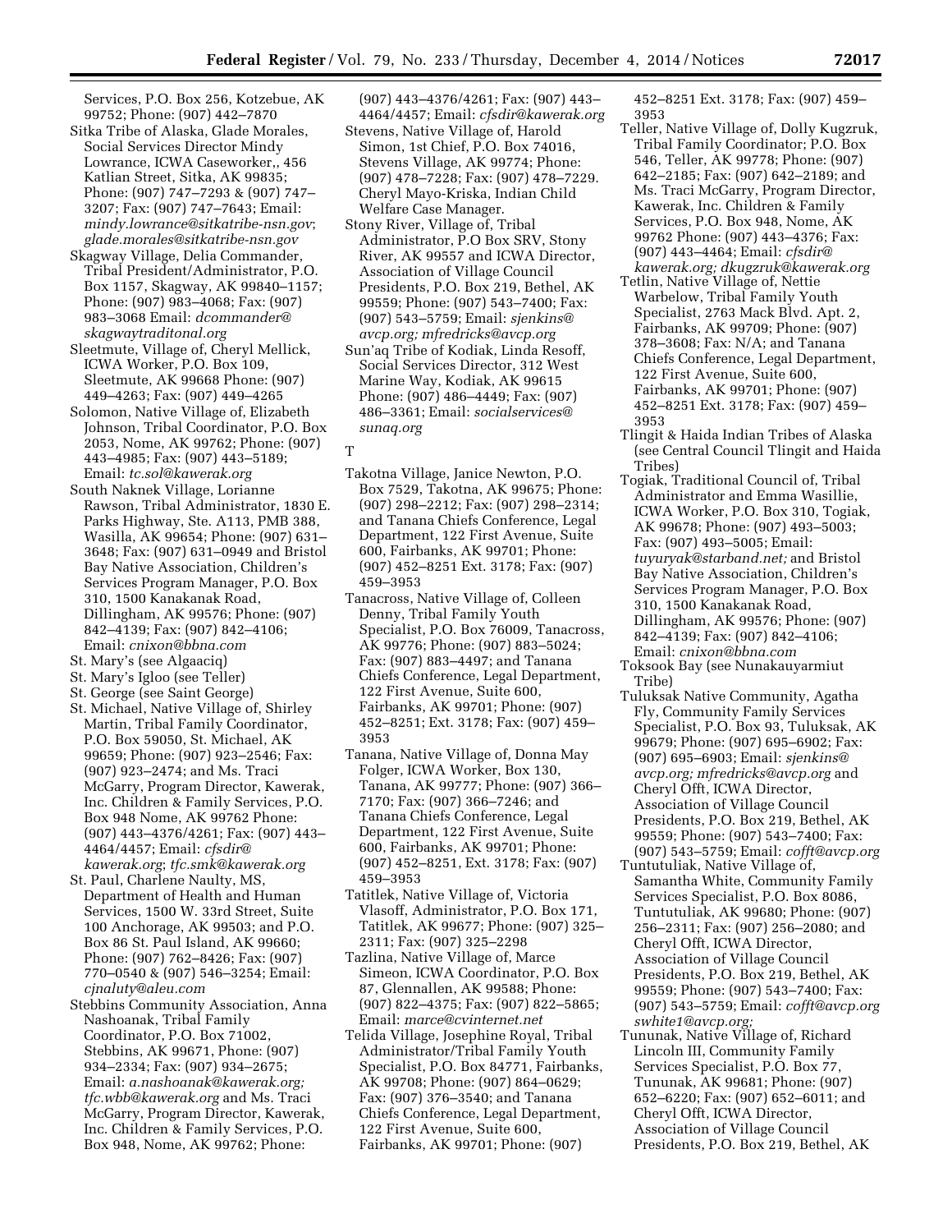Services, P.O. Box 256, Kotzebue, AK 99752; Phone: (907) 442–7870

Sitka Tribe of Alaska, Glade Morales, Social Services Director Mindy Lowrance, ICWA Caseworker,, 456 Katlian Street, Sitka, AK 99835; Phone: (907) 747–7293 & (907) 747–3207; Fax: (907) 747–7643; Email: *mindy.lowrance@sitkatribe-nsn.gov*; *glade.morales@sitkatribe-nsn.gov*

Skagway Village, Delia Commander, Tribal President/Administrator, P.O. Box 1157, Skagway, AK 99840–1157; Phone: (907) 983–4068; Fax: (907) 983–3068 Email: *dcommander@skagwaytraditonal.org*

Sleetmute, Village of, Cheryl Mellick, ICWA Worker, P.O. Box 109, Sleetmute, AK 99668 Phone: (907) 449–4263; Fax: (907) 449–4265

Solomon, Native Village of, Elizabeth Johnson, Tribal Coordinator, P.O. Box 2053, Nome, AK 99762; Phone: (907) 443–4985; Fax: (907) 443–5189; Email: *tc.sol@kawerak.org*

South Naknek Village, Lorianne Rawson, Tribal Administrator, 1830 E. Parks Highway, Ste. A113, PMB 388, Wasilla, AK 99654; Phone: (907) 631–3648; Fax: (907) 631–0949 and Bristol Bay Native Association, Children's Services Program Manager, P.O. Box 310, 1500 Kanakanak Road, Dillingham, AK 99576; Phone: (907) 842–4139; Fax: (907) 842–4106; Email: *cnixon@bbna.com*

St. Mary's (see Algaaciq)

St. Mary's Igloo (see Teller)

St. George (see Saint George)

St. Michael, Native Village of, Shirley Martin, Tribal Family Coordinator, P.O. Box 59050, St. Michael, AK 99659; Phone: (907) 923–2546; Fax: (907) 923–2474; and Ms. Traci McGarry, Program Director, Kawerak, Inc. Children & Family Services, P.O. Box 948 Nome, AK 99762 Phone: (907) 443–4376/4261; Fax: (907) 443–4464/4457; Email: *cfsdir@kawerak.org*; *tfc.smk@kawerak.org*

St. Paul, Charlene Naulty, MS, Department of Health and Human Services, 1500 W. 33rd Street, Suite 100 Anchorage, AK 99503; and P.O. Box 86 St. Paul Island, AK 99660; Phone: (907) 762–8426; Fax: (907) 770–0540 & (907) 546–3254; Email: *cjnaluty@aleu.com*

Stebbins Community Association, Anna Nashoanak, Tribal Family Coordinator, P.O. Box 71002, Stebbins, AK 99671, Phone: (907) 934–2334; Fax: (907) 934–2675; Email: *a.nashoanak@kawerak.org; tfc.wbb@kawerak.org* and Ms. Traci McGarry, Program Director, Kawerak, Inc. Children & Family Services, P.O. Box 948, Nome, AK 99762; Phone: (907) 443–4376/4261; Fax: (907) 443–4464/4457; Email: *cfsdir@kawerak.org*

Stevens, Native Village of, Harold Simon, 1st Chief, P.O. Box 74016, Stevens Village, AK 99774; Phone: (907) 478–7228; Fax: (907) 478–7229. Cheryl Mayo-Kriska, Indian Child Welfare Case Manager.

Stony River, Village of, Tribal Administrator, P.O Box SRV, Stony River, AK 99557 and ICWA Director, Association of Village Council Presidents, P.O. Box 219, Bethel, AK 99559; Phone: (907) 543–7400; Fax: (907) 543–5759; Email: *sjenkins@avcp.org; mfredricks@avcp.org*

Sun'aq Tribe of Kodiak, Linda Resoff, Social Services Director, 312 West Marine Way, Kodiak, AK 99615 Phone: (907) 486–4449; Fax: (907) 486–3361; Email: *socialservices@sunaq.org*

T

Takotna Village, Janice Newton, P.O. Box 7529, Takotna, AK 99675; Phone: (907) 298–2212; Fax: (907) 298–2314; and Tanana Chiefs Conference, Legal Department, 122 First Avenue, Suite 600, Fairbanks, AK 99701; Phone: (907) 452–8251 Ext. 3178; Fax: (907) 459–3953

Tanacross, Native Village of, Colleen Denny, Tribal Family Youth Specialist, P.O. Box 76009, Tanacross, AK 99776; Phone: (907) 883–5024; Fax: (907) 883–4497; and Tanana Chiefs Conference, Legal Department, 122 First Avenue, Suite 600, Fairbanks, AK 99701; Phone: (907) 452–8251; Ext. 3178; Fax: (907) 459–3953

Tanana, Native Village of, Donna May Folger, ICWA Worker, Box 130, Tanana, AK 99777; Phone: (907) 366–7170; Fax: (907) 366–7246; and Tanana Chiefs Conference, Legal Department, 122 First Avenue, Suite 600, Fairbanks, AK 99701; Phone: (907) 452–8251, Ext. 3178; Fax: (907) 459–3953

Tatitlek, Native Village of, Victoria Vlasoff, Administrator, P.O. Box 171, Tatitlek, AK 99677; Phone: (907) 325–2311; Fax: (907) 325–2298

Tazlina, Native Village of, Marce Simeon, ICWA Coordinator, P.O. Box 87, Glennallen, AK 99588; Phone: (907) 822–4375; Fax: (907) 822–5865; Email: *marce@cvinternet.net*

Telida Village, Josephine Royal, Tribal Administrator/Tribal Family Youth Specialist, P.O. Box 84771, Fairbanks, AK 99708; Phone: (907) 864–0629; Fax: (907) 376–3540; and Tanana Chiefs Conference, Legal Department, 122 First Avenue, Suite 600, Fairbanks, AK 99701; Phone: (907) 452–8251 Ext. 3178; Fax: (907) 459–3953

Teller, Native Village of, Dolly Kugzruk, Tribal Family Coordinator; P.O. Box 546, Teller, AK 99778; Phone: (907) 642–2185; Fax: (907) 642–2189; and Ms. Traci McGarry, Program Director, Kawerak, Inc. Children & Family Services, P.O. Box 948, Nome, AK 99762 Phone: (907) 443–4376; Fax: (907) 443–4464; Email: *cfsdir@kawerak.org; dkugzruk@kawerak.org*

Tetlin, Native Village of, Nettie Warbelow, Tribal Family Youth Specialist, 2763 Mack Blvd. Apt. 2, Fairbanks, AK 99709; Phone: (907) 378–3608; Fax: N/A; and Tanana Chiefs Conference, Legal Department, 122 First Avenue, Suite 600, Fairbanks, AK 99701; Phone: (907) 452–8251 Ext. 3178; Fax: (907) 459–3953

Tlingit & Haida Indian Tribes of Alaska (see Central Council Tlingit and Haida Tribes)

Togiak, Traditional Council of, Tribal Administrator and Emma Wasillie, ICWA Worker, P.O. Box 310, Togiak, AK 99678; Phone: (907) 493–5003; Fax: (907) 493–5005; Email: *tuyuryak@starband.net;* and Bristol Bay Native Association, Children's Services Program Manager, P.O. Box 310, 1500 Kanakanak Road, Dillingham, AK 99576; Phone: (907) 842–4139; Fax: (907) 842–4106; Email: *cnixon@bbna.com*

Toksook Bay (see Nunakauyarmiut Tribe)

Tuluksak Native Community, Agatha Fly, Community Family Services Specialist, P.O. Box 93, Tuluksak, AK 99679; Phone: (907) 695–6902; Fax: (907) 695–6903; Email: *sjenkins@avcp.org; mfredricks@avcp.org* and Cheryl Offt, ICWA Director, Association of Village Council Presidents, P.O. Box 219, Bethel, AK 99559; Phone: (907) 543–7400; Fax: (907) 543–5759; Email: *cofft@avcp.org*

Tuntutuliak, Native Village of, Samantha White, Community Family Services Specialist, P.O. Box 8086, Tuntutuliak, AK 99680; Phone: (907) 256–2311; Fax: (907) 256–2080; and Cheryl Offt, ICWA Director, Association of Village Council Presidents, P.O. Box 219, Bethel, AK 99559; Phone: (907) 543–7400; Fax: (907) 543–5759; Email: *cofft@avcp.org swhite1@avcp.org;*

Tununak, Native Village of, Richard Lincoln III, Community Family Services Specialist, P.O. Box 77, Tununak, AK 99681; Phone: (907) 652–6220; Fax: (907) 652–6011; and Cheryl Offt, ICWA Director, Association of Village Council Presidents, P.O. Box 219, Bethel, AK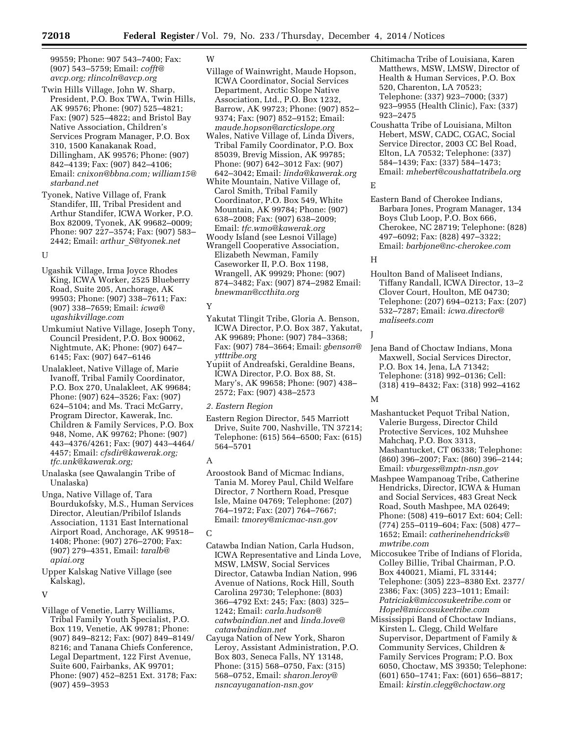99559; Phone: 907 543–7400; Fax: (907) 543–5759; Email: *cofft@avcp.org; rlincoln@avcp.org*

Twin Hills Village, John W. Sharp, President, P.O. Box TWA, Twin Hills, AK 99576; Phone: (907) 525–4821; Fax: (907) 525–4822; and Bristol Bay Native Association, Children's Services Program Manager, P.O. Box 310, 1500 Kanakanak Road, Dillingham, AK 99576; Phone: (907) 842–4139; Fax: (907) 842–4106; Email: *cnixon@bbna.com; william15@starband.net*

Tyonek, Native Village of, Frank Standifer, III, Tribal President and Arthur Standifer, ICWA Worker, P.O. Box 82009, Tyonek, AK 99682–0009; Phone: 907 227–3574; Fax: (907) 583–2442; Email: *arthur_S@tyonek.net*

U

Ugashik Village, Irma Joyce Rhodes King, ICWA Worker, 2525 Blueberry Road, Suite 205, Anchorage, AK 99503; Phone: (907) 338–7611; Fax: (907) 338–7659; Email: *icwa@ugashikvillage.com*

Umkumiut Native Village, Joseph Tony, Council President, P.O. Box 90062, Nightmute, AK; Phone: (907) 647–6145; Fax: (907) 647–6146

Unalakleet, Native Village of, Marie Ivanoff, Tribal Family Coordinator, P.O. Box 270, Unalakleet, AK 99684; Phone: (907) 624–3526; Fax: (907) 624–5104; and Ms. Traci McGarry, Program Director, Kawerak, Inc. Children & Family Services, P.O. Box 948, Nome, AK 99762; Phone: (907) 443–4376/4261; Fax: (907) 443–4464/4457; Email: *cfsdir@kawerak.org; tfc.unk@kawerak.org;*

Unalaska (see Qawalangin Tribe of Unalaska)

Unga, Native Village of, Tara Bourdukofsky, M.S., Human Services Director, Aleutian/Pribilof Islands Association, 1131 East International Airport Road, Anchorage, AK 99518–1408; Phone: (907) 276–2700; Fax: (907) 279–4351, Email: *taralb@apiai.org*

Upper Kalskag Native Village (see Kalskag),

V

Village of Venetie, Larry Williams, Tribal Family Youth Specialist, P.O. Box 119, Venetie, AK 99781; Phone: (907) 849–8212; Fax: (907) 849–8149/8216; and Tanana Chiefs Conference, Legal Department, 122 First Avenue, Suite 600, Fairbanks, AK 99701; Phone: (907) 452–8251 Ext. 3178; Fax: (907) 459–3953

W

Village of Wainwright, Maude Hopson, ICWA Coordinator, Social Services Department, Arctic Slope Native Association, Ltd., P.O. Box 1232, Barrow, AK 99723; Phone: (907) 852–9374; Fax: (907) 852–9152; Email: *maude.hopson@arcticslope.org*

Wales, Native Village of, Linda Divers, Tribal Family Coordinator, P.O. Box 85039, Brevig Mission, AK 99785; Phone: (907) 642–3012 Fax: (907) 642–3042; Email: *linda@kawerak.org*

White Mountain, Native Village of, Carol Smith, Tribal Family Coordinator, P.O. Box 549, White Mountain, AK 99784; Phone: (907) 638–2008; Fax: (907) 638–2009; Email: *tfc.wmo@kawerak.org*

Woody Island (see Lesnoi Village)

Wrangell Cooperative Association, Elizabeth Newman, Family Caseworker II, P.O. Box 1198, Wrangell, AK 99929; Phone: (907) 874–3482; Fax: (907) 874–2982 Email: *bnewman@ccthita.org*

Y

Yakutat Tlingit Tribe, Gloria A. Benson, ICWA Director, P.O. Box 387, Yakutat, AK 99689; Phone: (907) 784–3368; Fax: (907) 784–3664; Email: *gbenson@ytttribe.org*

Yupiit of Andreafski, Geraldine Beans, ICWA Director, P.O. Box 88, St. Mary's, AK 99658; Phone: (907) 438–2572; Fax: (907) 438–2573

*2. Eastern Region*

Eastern Region Director, 545 Marriott Drive, Suite 700, Nashville, TN 37214; Telephone: (615) 564–6500; Fax: (615) 564–5701

A

Aroostook Band of Micmac Indians, Tania M. Morey Paul, Child Welfare Director, 7 Northern Road, Presque Isle, Maine 04769; Telephone: (207) 764–1972; Fax: (207) 764–7667; Email: *tmorey@micmac-nsn.gov*

C

Catawba Indian Nation, Carla Hudson, ICWA Representative and Linda Love, MSW, LMSW, Social Services Director, Catawba Indian Nation, 996 Avenue of Nations, Rock Hill, South Carolina 29730; Telephone: (803) 366–4792 Ext: 245; Fax: (803) 325–1242; Email: *carla.hudson@catwbaindian.net* and *linda.love@catawbaindian.net*

Cayuga Nation of New York, Sharon Leroy, Assistant Administration, P.O. Box 803, Seneca Falls, NY 13148, Phone: (315) 568–0750, Fax: (315) 568–0752, Email: *sharon.leroy@nsncayuganation-nsn.gov*

Chitimacha Tribe of Louisiana, Karen Matthews, MSW, LMSW, Director of Health & Human Services, P.O. Box 520, Charenton, LA 70523; Telephone: (337) 923–7000; (337) 923–9955 (Health Clinic), Fax: (337) 923–2475

Coushatta Tribe of Louisiana, Milton Hebert, MSW, CADC, CGAC, Social Service Director, 2003 CC Bel Road, Elton, LA 70532; Telephone: (337) 584–1439; Fax: (337) 584–1473; Email: *mhebert@coushattatribela.org*

E

Eastern Band of Cherokee Indians, Barbara Jones, Program Manager, 134 Boys Club Loop, P.O. Box 666, Cherokee, NC 28719; Telephone: (828) 497–6092; Fax: (828) 497–3322; Email: *barbjone@nc-cherokee.com*

H

Houlton Band of Maliseet Indians, Tiffany Randall, ICWA Director, 13–2 Clover Court, Houlton, ME 04730; Telephone: (207) 694–0213; Fax: (207) 532–7287; Email: *icwa.director@maliseets.com*

J

Jena Band of Choctaw Indians, Mona Maxwell, Social Services Director, P.O. Box 14, Jena, LA 71342; Telephone: (318) 992–0136; Cell: (318) 419–8432; Fax: (318) 992–4162

M

Mashantucket Pequot Tribal Nation, Valerie Burgess, Director Child Protective Services, 102 Muhshee Mahchaq, P.O. Box 3313, Mashantucket, CT 06338; Telephone: (860) 396–2007; Fax: (860) 396–2144; Email: *vburgess@mptn-nsn.gov*

Mashpee Wampanoag Tribe, Catherine Hendricks, Director, ICWA & Human and Social Services, 483 Great Neck Road, South Mashpee, MA 02649; Phone: (508) 419–6017 Ext: 604; Cell: (774) 255–0119–604; Fax: (508) 477–1652; Email: *catherinehendricks@mwtribe.com*

Miccosukee Tribe of Indians of Florida, Colley Billie, Tribal Chairman, P.O. Box 440021, Miami, FL 33144; Telephone: (305) 223–8380 Ext. 2377/2386; Fax: (305) 223–1011; Email: *Patriciak@miccosukeetribe.com* or *Hopel@miccosukeetribe.com*

Mississippi Band of Choctaw Indians, Kirsten L. Clegg, Child Welfare Supervisor, Department of Family & Community Services, Children & Family Services Program; P.O. Box 6050, Choctaw, MS 39350; Telephone: (601) 650–1741; Fax: (601) 656–8817; Email: *kirstin.clegg@choctaw.org*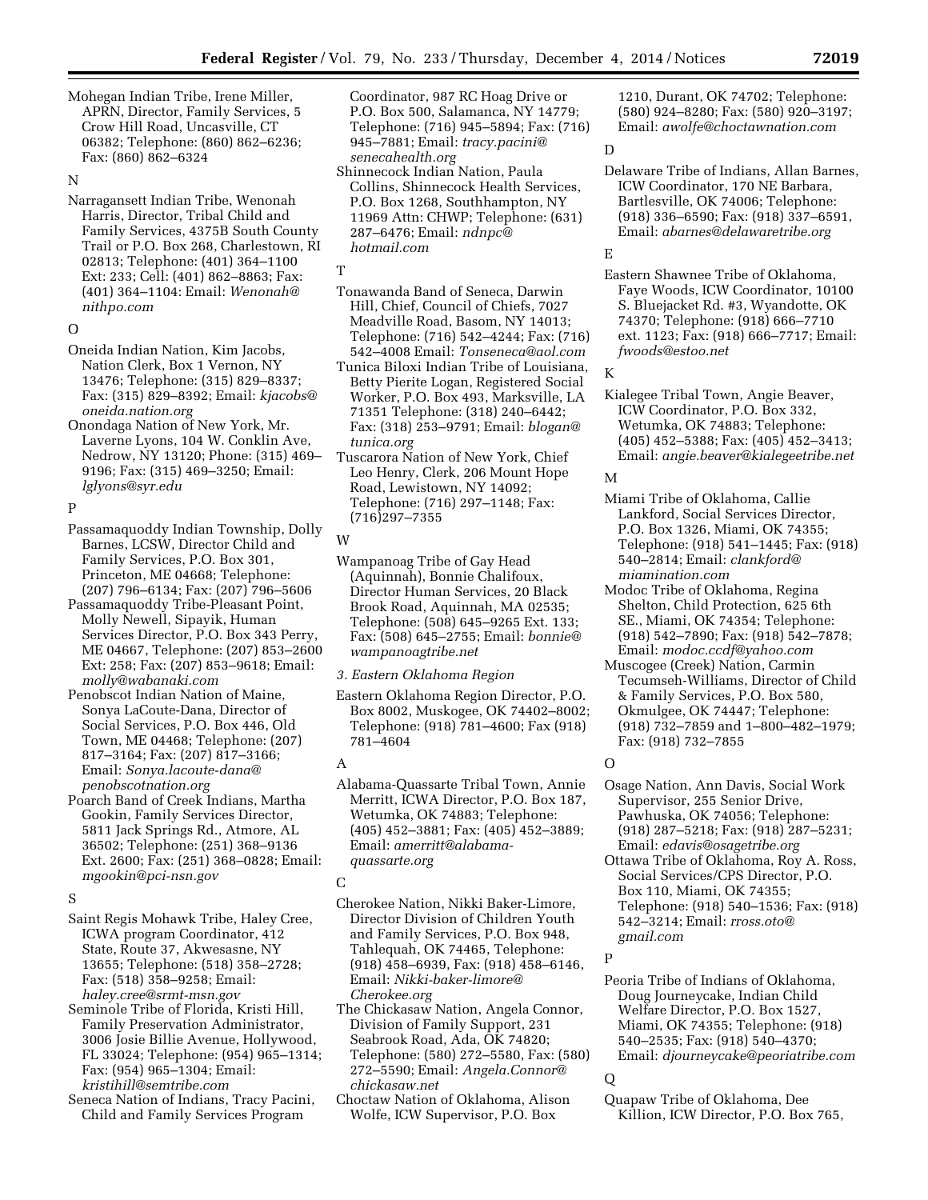Mohegan Indian Tribe, Irene Miller, APRN, Director, Family Services, 5 Crow Hill Road, Uncasville, CT 06382; Telephone: (860) 862–6236; Fax: (860) 862–6324

N

Narragansett Indian Tribe, Wenonah Harris, Director, Tribal Child and Family Services, 4375B South County Trail or P.O. Box 268, Charlestown, RI 02813; Telephone: (401) 364–1100 Ext: 233; Cell: (401) 862–8863; Fax: (401) 364–1104: Email: *Wenonah@nithpo.com*

O

Oneida Indian Nation, Kim Jacobs, Nation Clerk, Box 1 Vernon, NY 13476; Telephone: (315) 829–8337; Fax: (315) 829–8392; Email: *kjacobs@oneida.nation.org*

Onondaga Nation of New York, Mr. Laverne Lyons, 104 W. Conklin Ave, Nedrow, NY 13120; Phone: (315) 469–9196; Fax: (315) 469–3250; Email: *lglyons@syr.edu*

P

Passamaquoddy Indian Township, Dolly Barnes, LCSW, Director Child and Family Services, P.O. Box 301, Princeton, ME 04668; Telephone: (207) 796–6134; Fax: (207) 796–5606

Passamaquoddy Tribe-Pleasant Point, Molly Newell, Sipayik, Human Services Director, P.O. Box 343 Perry, ME 04667, Telephone: (207) 853–2600 Ext: 258; Fax: (207) 853–9618; Email: *molly@wabanaki.com*

Penobscot Indian Nation of Maine, Sonya LaCoute-Dana, Director of Social Services, P.O. Box 446, Old Town, ME 04468; Telephone: (207) 817–3164; Fax: (207) 817–3166; Email: *Sonya.lacoute-dana@penobscotnation.org*

Poarch Band of Creek Indians, Martha Gookin, Family Services Director, 5811 Jack Springs Rd., Atmore, AL 36502; Telephone: (251) 368–9136 Ext. 2600; Fax: (251) 368–0828; Email: *mgookin@pci-nsn.gov*

S

Saint Regis Mohawk Tribe, Haley Cree, ICWA program Coordinator, 412 State, Route 37, Akwesasne, NY 13655; Telephone: (518) 358–2728; Fax: (518) 358–9258; Email: *haley.cree@srmt-msn.gov*

Seminole Tribe of Florida, Kristi Hill, Family Preservation Administrator, 3006 Josie Billie Avenue, Hollywood, FL 33024; Telephone: (954) 965–1314; Fax: (954) 965–1304; Email: *kristihill@semtribe.com*

Seneca Nation of Indians, Tracy Pacini, Child and Family Services Program Coordinator, 987 RC Hoag Drive or P.O. Box 500, Salamanca, NY 14779; Telephone: (716) 945–5894; Fax: (716) 945–7881; Email: *tracy.pacini@senecahealth.org*

Shinnecock Indian Nation, Paula Collins, Shinnecock Health Services, P.O. Box 1268, Southhampton, NY 11969 Attn: CHWP; Telephone: (631) 287–6476; Email: *ndnpc@hotmail.com*

T

Tonawanda Band of Seneca, Darwin Hill, Chief, Council of Chiefs, 7027 Meadville Road, Basom, NY 14013; Telephone: (716) 542–4244; Fax: (716) 542–4008 Email: *Tonseneca@aol.com*

Tunica Biloxi Indian Tribe of Louisiana, Betty Pierite Logan, Registered Social Worker, P.O. Box 493, Marksville, LA 71351 Telephone: (318) 240–6442; Fax: (318) 253–9791; Email: *blogan@tunica.org*

Tuscarora Nation of New York, Chief Leo Henry, Clerk, 206 Mount Hope Road, Lewistown, NY 14092; Telephone: (716) 297–1148; Fax: (716)297–7355

W

Wampanoag Tribe of Gay Head (Aquinnah), Bonnie Chalifoux, Director Human Services, 20 Black Brook Road, Aquinnah, MA 02535; Telephone: (508) 645–9265 Ext. 133; Fax: (508) 645–2755; Email: *bonnie@wampanoagtribe.net*

*3. Eastern Oklahoma Region*

Eastern Oklahoma Region Director, P.O. Box 8002, Muskogee, OK 74402–8002; Telephone: (918) 781–4600; Fax (918) 781–4604

A

Alabama-Quassarte Tribal Town, Annie Merritt, ICWA Director, P.O. Box 187, Wetumka, OK 74883; Telephone: (405) 452–3881; Fax: (405) 452–3889; Email: *amerritt@alabama-quassarte.org*

C

Cherokee Nation, Nikki Baker-Limore, Director Division of Children Youth and Family Services, P.O. Box 948, Tahlequah, OK 74465, Telephone: (918) 458–6939, Fax: (918) 458–6146, Email: *Nikki-baker-limore@Cherokee.org*

The Chickasaw Nation, Angela Connor, Division of Family Support, 231 Seabrook Road, Ada, OK 74820; Telephone: (580) 272–5580, Fax: (580) 272–5590; Email: *Angela.Connor@chickasaw.net*

Choctaw Nation of Oklahoma, Alison Wolfe, ICW Supervisor, P.O. Box 1210, Durant, OK 74702; Telephone: (580) 924–8280; Fax: (580) 920–3197; Email: *awolfe@choctawnation.com*

D

Delaware Tribe of Indians, Allan Barnes, ICW Coordinator, 170 NE Barbara, Bartlesville, OK 74006; Telephone: (918) 336–6590; Fax: (918) 337–6591, Email: *abarnes@delawaretribe.org*

E

Eastern Shawnee Tribe of Oklahoma, Faye Woods, ICW Coordinator, 10100 S. Bluejacket Rd. #3, Wyandotte, OK 74370; Telephone: (918) 666–7710 ext. 1123; Fax: (918) 666–7717; Email: *fwoods@estoo.net*

K

Kialegee Tribal Town, Angie Beaver, ICW Coordinator, P.O. Box 332, Wetumka, OK 74883; Telephone: (405) 452–5388; Fax: (405) 452–3413; Email: *angie.beaver@kialegeetribe.net*

M

Miami Tribe of Oklahoma, Callie Lankford, Social Services Director, P.O. Box 1326, Miami, OK 74355; Telephone: (918) 541–1445; Fax: (918) 540–2814; Email: *clankford@miamination.com*

Modoc Tribe of Oklahoma, Regina Shelton, Child Protection, 625 6th SE., Miami, OK 74354; Telephone: (918) 542–7890; Fax: (918) 542–7878; Email: *modoc.ccdf@yahoo.com*

Muscogee (Creek) Nation, Carmin Tecumseh-Williams, Director of Child & Family Services, P.O. Box 580, Okmulgee, OK 74447; Telephone: (918) 732–7859 and 1–800–482–1979; Fax: (918) 732–7855

O

Osage Nation, Ann Davis, Social Work Supervisor, 255 Senior Drive, Pawhuska, OK 74056; Telephone: (918) 287–5218; Fax: (918) 287–5231; Email: *edavis@osagetribe.org*

Ottawa Tribe of Oklahoma, Roy A. Ross, Social Services/CPS Director, P.O. Box 110, Miami, OK 74355; Telephone: (918) 540–1536; Fax: (918) 542–3214; Email: *rross.oto@gmail.com*

P

Peoria Tribe of Indians of Oklahoma, Doug Journeycake, Indian Child Welfare Director, P.O. Box 1527, Miami, OK 74355; Telephone: (918) 540–2535; Fax: (918) 540–4370; Email: *djourneycake@peoriatribe.com*

Q

Quapaw Tribe of Oklahoma, Dee Killion, ICW Director, P.O. Box 765,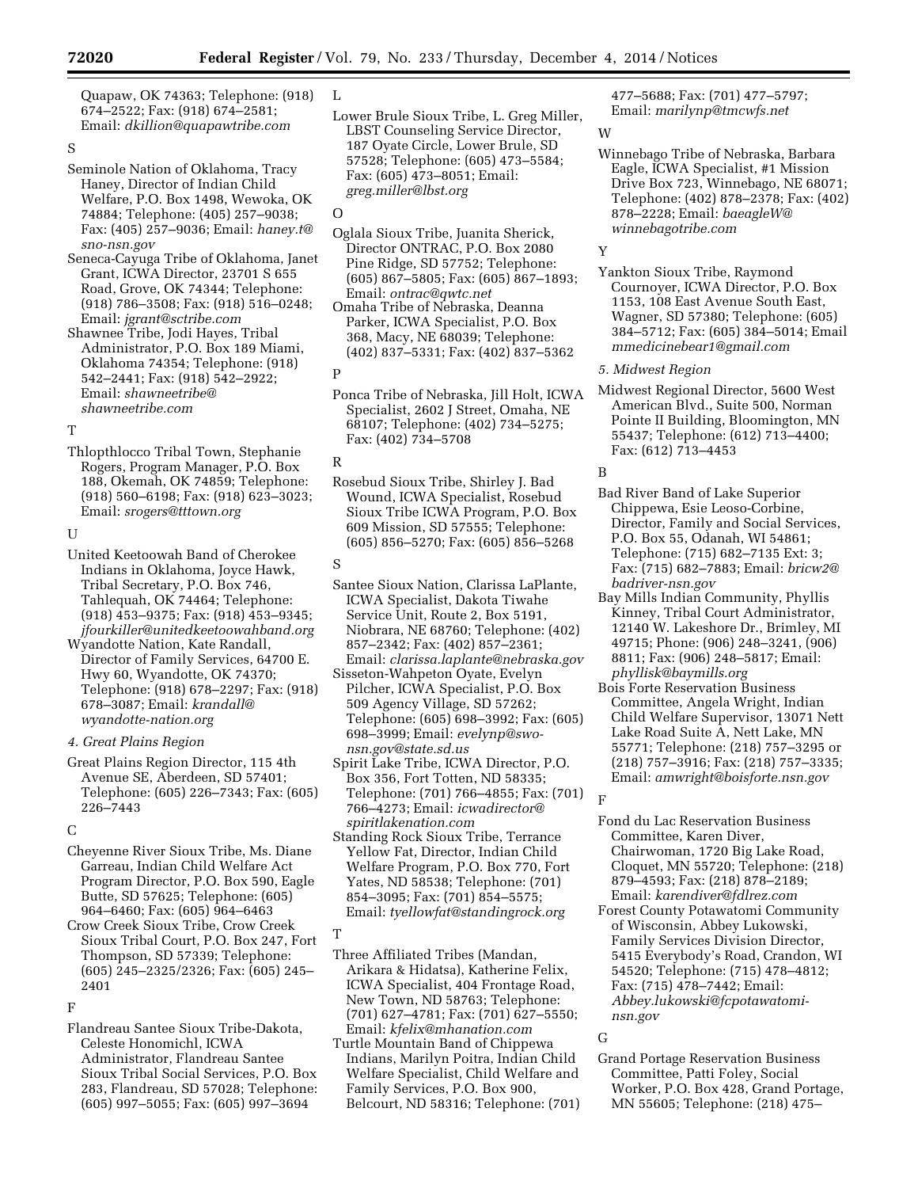Quapaw, OK 74363; Telephone: (918) 674–2522; Fax: (918) 674–2581; Email: *dkillion@quapawtribe.com*

S

Seminole Nation of Oklahoma, Tracy Haney, Director of Indian Child Welfare, P.O. Box 1498, Wewoka, OK 74884; Telephone: (405) 257–9038; Fax: (405) 257–9036; Email: *haney.t@sno-nsn.gov*

Seneca-Cayuga Tribe of Oklahoma, Janet Grant, ICWA Director, 23701 S 655 Road, Grove, OK 74344; Telephone: (918) 786–3508; Fax: (918) 516–0248; Email: *jgrant@sctribe.com*

Shawnee Tribe, Jodi Hayes, Tribal Administrator, P.O. Box 189 Miami, Oklahoma 74354; Telephone: (918) 542–2441; Fax: (918) 542–2922; Email: *shawneetribe@shawneetribe.com*

T

Thlopthlocco Tribal Town, Stephanie Rogers, Program Manager, P.O. Box 188, Okemah, OK 74859; Telephone: (918) 560–6198; Fax: (918) 623–3023; Email: *srogers@tttown.org*

U

United Keetoowah Band of Cherokee Indians in Oklahoma, Joyce Hawk, Tribal Secretary, P.O. Box 746, Tahlequah, OK 74464; Telephone: (918) 453–9375; Fax: (918) 453–9345; *jfourkiller@unitedkeetoowahband.org*

Wyandotte Nation, Kate Randall, Director of Family Services, 64700 E. Hwy 60, Wyandotte, OK 74370; Telephone: (918) 678–2297; Fax: (918) 678–3087; Email: *krandall@wyandotte-nation.org*

*4. Great Plains Region*

Great Plains Region Director, 115 4th Avenue SE, Aberdeen, SD 57401; Telephone: (605) 226–7343; Fax: (605) 226–7443

C

Cheyenne River Sioux Tribe, Ms. Diane Garreau, Indian Child Welfare Act Program Director, P.O. Box 590, Eagle Butte, SD 57625; Telephone: (605) 964–6460; Fax: (605) 964–6463

Crow Creek Sioux Tribe, Crow Creek Sioux Tribal Court, P.O. Box 247, Fort Thompson, SD 57339; Telephone: (605) 245–2325/2326; Fax: (605) 245–2401

F

Flandreau Santee Sioux Tribe-Dakota, Celeste Honomichl, ICWA Administrator, Flandreau Santee Sioux Tribal Social Services, P.O. Box 283, Flandreau, SD 57028; Telephone: (605) 997–5055; Fax: (605) 997–3694

L

Lower Brule Sioux Tribe, L. Greg Miller, LBST Counseling Service Director, 187 Oyate Circle, Lower Brule, SD 57528; Telephone: (605) 473–5584; Fax: (605) 473–8051; Email: *greg.miller@lbst.org*

O

Oglala Sioux Tribe, Juanita Sherick, Director ONTRAC, P.O. Box 2080 Pine Ridge, SD 57752; Telephone: (605) 867–5805; Fax: (605) 867–1893; Email: *ontrac@qwtc.net*

Omaha Tribe of Nebraska, Deanna Parker, ICWA Specialist, P.O. Box 368, Macy, NE 68039; Telephone: (402) 837–5331; Fax: (402) 837–5362

P

Ponca Tribe of Nebraska, Jill Holt, ICWA Specialist, 2602 J Street, Omaha, NE 68107; Telephone: (402) 734–5275; Fax: (402) 734–5708

R

Rosebud Sioux Tribe, Shirley J. Bad Wound, ICWA Specialist, Rosebud Sioux Tribe ICWA Program, P.O. Box 609 Mission, SD 57555; Telephone: (605) 856–5270; Fax: (605) 856–5268

S

Santee Sioux Nation, Clarissa LaPlante, ICWA Specialist, Dakota Tiwahe Service Unit, Route 2, Box 5191, Niobrara, NE 68760; Telephone: (402) 857–2342; Fax: (402) 857–2361; Email: *clarissa.laplante@nebraska.gov*

Sisseton-Wahpeton Oyate, Evelyn Pilcher, ICWA Specialist, P.O. Box 509 Agency Village, SD 57262; Telephone: (605) 698–3992; Fax: (605) 698–3999; Email: *evelynp@swo-nsn.gov@state.sd.us*

Spirit Lake Tribe, ICWA Director, P.O. Box 356, Fort Totten, ND 58335; Telephone: (701) 766–4855; Fax: (701) 766–4273; Email: *icwadirector@spiritlakenation.com*

Standing Rock Sioux Tribe, Terrance Yellow Fat, Director, Indian Child Welfare Program, P.O. Box 770, Fort Yates, ND 58538; Telephone: (701) 854–3095; Fax: (701) 854–5575; Email: *tyellowfat@standingrock.org*

T

Three Affiliated Tribes (Mandan, Arikara & Hidatsa), Katherine Felix, ICWA Specialist, 404 Frontage Road, New Town, ND 58763; Telephone: (701) 627–4781; Fax: (701) 627–5550; Email: *kfelix@mhanation.com*

Turtle Mountain Band of Chippewa Indians, Marilyn Poitra, Indian Child Welfare Specialist, Child Welfare and Family Services, P.O. Box 900, Belcourt, ND 58316; Telephone: (701) 477–5688; Fax: (701) 477–5797; Email: *marilynp@tmcwfs.net*

W

Winnebago Tribe of Nebraska, Barbara Eagle, ICWA Specialist, #1 Mission Drive Box 723, Winnebago, NE 68071; Telephone: (402) 878–2378; Fax: (402) 878–2228; Email: *baeagleW@winnebagotribe.com*

Y

Yankton Sioux Tribe, Raymond Cournoyer, ICWA Director, P.O. Box 1153, 108 East Avenue South East, Wagner, SD 57380; Telephone: (605) 384–5712; Fax: (605) 384–5014; Email *mmedicinebear1@gmail.com*

*5. Midwest Region*

Midwest Regional Director, 5600 West American Blvd., Suite 500, Norman Pointe II Building, Bloomington, MN 55437; Telephone: (612) 713–4400; Fax: (612) 713–4453

B

Bad River Band of Lake Superior Chippewa, Esie Leoso-Corbine, Director, Family and Social Services, P.O. Box 55, Odanah, WI 54861; Telephone: (715) 682–7135 Ext: 3; Fax: (715) 682–7883; Email: *bricw2@badriver-nsn.gov*

Bay Mills Indian Community, Phyllis Kinney, Tribal Court Administrator, 12140 W. Lakeshore Dr., Brimley, MI 49715; Phone: (906) 248–3241, (906) 8811; Fax: (906) 248–5817; Email: *phyllisk@baymills.org*

Bois Forte Reservation Business Committee, Angela Wright, Indian Child Welfare Supervisor, 13071 Nett Lake Road Suite A, Nett Lake, MN 55771; Telephone: (218) 757–3295 or (218) 757–3916; Fax: (218) 757–3335; Email: *amwright@boisforte.nsn.gov*

F

Fond du Lac Reservation Business Committee, Karen Diver, Chairwoman, 1720 Big Lake Road, Cloquet, MN 55720; Telephone: (218) 879–4593; Fax: (218) 878–2189; Email: *karendiver@fdlrez.com*

Forest County Potawatomi Community of Wisconsin, Abbey Lukowski, Family Services Division Director, 5415 Everybody's Road, Crandon, WI 54520; Telephone: (715) 478–4812; Fax: (715) 478–7442; Email: *Abbey.lukowski@fcpotawatomi-nsn.gov*

G

Grand Portage Reservation Business Committee, Patti Foley, Social Worker, P.O. Box 428, Grand Portage, MN 55605; Telephone: (218) 475–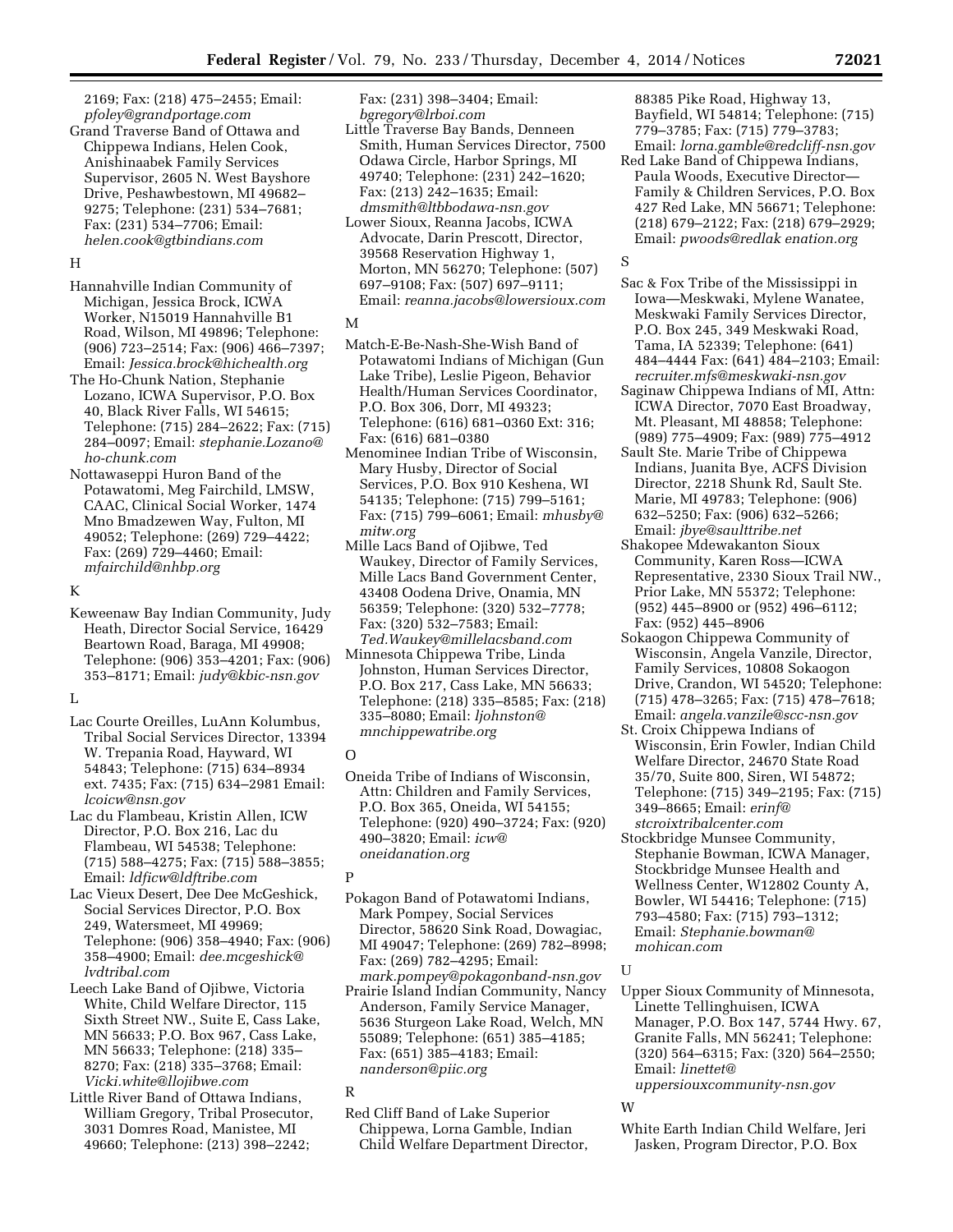2169; Fax: (218) 475–2455; Email: *pfoley@grandportage.com*

Grand Traverse Band of Ottawa and Chippewa Indians, Helen Cook, Anishinaabek Family Services Supervisor, 2605 N. West Bayshore Drive, Peshawbestown, MI 49682–9275; Telephone: (231) 534–7681; Fax: (231) 534–7706; Email: *helen.cook@gtbindians.com*

H

Hannahville Indian Community of Michigan, Jessica Brock, ICWA Worker, N15019 Hannahville B1 Road, Wilson, MI 49896; Telephone: (906) 723–2514; Fax: (906) 466–7397; Email: *Jessica.brock@hichealth.org*

The Ho-Chunk Nation, Stephanie Lozano, ICWA Supervisor, P.O. Box 40, Black River Falls, WI 54615; Telephone: (715) 284–2622; Fax: (715) 284–0097; Email: *stephanie.Lozano@ho-chunk.com*

Nottawaseppi Huron Band of the Potawatomi, Meg Fairchild, LMSW, CAAC, Clinical Social Worker, 1474 Mno Bmadzewen Way, Fulton, MI 49052; Telephone: (269) 729–4422; Fax: (269) 729–4460; Email: *mfairchild@nhbp.org*

K

Keweenaw Bay Indian Community, Judy Heath, Director Social Service, 16429 Beartown Road, Baraga, MI 49908; Telephone: (906) 353–4201; Fax: (906) 353–8171; Email: *judy@kbic-nsn.gov*

L

Lac Courte Oreilles, LuAnn Kolumbus, Tribal Social Services Director, 13394 W. Trepania Road, Hayward, WI 54843; Telephone: (715) 634–8934 ext. 7435; Fax: (715) 634–2981 Email: *lcoicw@nsn.gov*

Lac du Flambeau, Kristin Allen, ICW Director, P.O. Box 216, Lac du Flambeau, WI 54538; Telephone: (715) 588–4275; Fax: (715) 588–3855; Email: *ldficw@ldftribe.com*

Lac Vieux Desert, Dee Dee McGeshick, Social Services Director, P.O. Box 249, Watersmeet, MI 49969; Telephone: (906) 358–4940; Fax: (906) 358–4900; Email: *dee.mcgeshick@lvdtribal.com*

Leech Lake Band of Ojibwe, Victoria White, Child Welfare Director, 115 Sixth Street NW., Suite E, Cass Lake, MN 56633; P.O. Box 967, Cass Lake, MN 56633; Telephone: (218) 335–8270; Fax: (218) 335–3768; Email: *Vicki.white@llojibwe.com*

Little River Band of Ottawa Indians, William Gregory, Tribal Prosecutor, 3031 Domres Road, Manistee, MI 49660; Telephone: (213) 398–2242; Fax: (231) 398–3404; Email: *bgregory@lrboi.com*

Little Traverse Bay Bands, Denneen Smith, Human Services Director, 7500 Odawa Circle, Harbor Springs, MI 49740; Telephone: (231) 242–1620; Fax: (213) 242–1635; Email: *dmsmith@ltbbodawa-nsn.gov*

Lower Sioux, Reanna Jacobs, ICWA Advocate, Darin Prescott, Director, 39568 Reservation Highway 1, Morton, MN 56270; Telephone: (507) 697–9108; Fax: (507) 697–9111; Email: *reanna.jacobs@lowersioux.com*

M

Match-E-Be-Nash-She-Wish Band of Potawatomi Indians of Michigan (Gun Lake Tribe), Leslie Pigeon, Behavior Health/Human Services Coordinator, P.O. Box 306, Dorr, MI 49323; Telephone: (616) 681–0360 Ext: 316; Fax: (616) 681–0380

Menominee Indian Tribe of Wisconsin, Mary Husby, Director of Social Services, P.O. Box 910 Keshena, WI 54135; Telephone: (715) 799–5161; Fax: (715) 799–6061; Email: *mhusby@mitw.org*

Mille Lacs Band of Ojibwe, Ted Waukey, Director of Family Services, Mille Lacs Band Government Center, 43408 Oodena Drive, Onamia, MN 56359; Telephone: (320) 532–7778; Fax: (320) 532–7583; Email: *Ted.Waukey@millelacsband.com*

Minnesota Chippewa Tribe, Linda Johnston, Human Services Director, P.O. Box 217, Cass Lake, MN 56633; Telephone: (218) 335–8585; Fax: (218) 335–8080; Email: *ljohnston@mnchippewatribe.org*

O

Oneida Tribe of Indians of Wisconsin, Attn: Children and Family Services, P.O. Box 365, Oneida, WI 54155; Telephone: (920) 490–3724; Fax: (920) 490–3820; Email: *icw@oneidanation.org*

P

Pokagon Band of Potawatomi Indians, Mark Pompey, Social Services Director, 58620 Sink Road, Dowagiac, MI 49047; Telephone: (269) 782–8998; Fax: (269) 782–4295; Email: *mark.pompey@pokagonband-nsn.gov*

Prairie Island Indian Community, Nancy Anderson, Family Service Manager, 5636 Sturgeon Lake Road, Welch, MN 55089; Telephone: (651) 385–4185; Fax: (651) 385–4183; Email: *nanderson@piic.org*

R

Red Cliff Band of Lake Superior Chippewa, Lorna Gamble, Indian Child Welfare Department Director, 88385 Pike Road, Highway 13, Bayfield, WI 54814; Telephone: (715) 779–3785; Fax: (715) 779–3783; Email: *lorna.gamble@redcliff-nsn.gov*

Red Lake Band of Chippewa Indians, Paula Woods, Executive Director—Family & Children Services, P.O. Box 427 Red Lake, MN 56671; Telephone: (218) 679–2122; Fax: (218) 679–2929; Email: *pwoods@redlak enation.org*

S

Sac & Fox Tribe of the Mississippi in Iowa—Meskwaki, Mylene Wanatee, Meskwaki Family Services Director, P.O. Box 245, 349 Meskwaki Road, Tama, IA 52339; Telephone: (641) 484–4444 Fax: (641) 484–2103; Email: *recruiter.mfs@meskwaki-nsn.gov*

Saginaw Chippewa Indians of MI, Attn: ICWA Director, 7070 East Broadway, Mt. Pleasant, MI 48858; Telephone: (989) 775–4909; Fax: (989) 775–4912

Sault Ste. Marie Tribe of Chippewa Indians, Juanita Bye, ACFS Division Director, 2218 Shunk Rd, Sault Ste. Marie, MI 49783; Telephone: (906) 632–5250; Fax: (906) 632–5266; Email: *jbye@saulttribe.net*

Shakopee Mdewakanton Sioux Community, Karen Ross—ICWA Representative, 2330 Sioux Trail NW., Prior Lake, MN 55372; Telephone: (952) 445–8900 or (952) 496–6112; Fax: (952) 445–8906

Sokaogon Chippewa Community of Wisconsin, Angela Vanzile, Director, Family Services, 10808 Sokaogon Drive, Crandon, WI 54520; Telephone: (715) 478–3265; Fax: (715) 478–7618; Email: *angela.vanzile@scc-nsn.gov*

St. Croix Chippewa Indians of Wisconsin, Erin Fowler, Indian Child Welfare Director, 24670 State Road 35/70, Suite 800, Siren, WI 54872; Telephone: (715) 349–2195; Fax: (715) 349–8665; Email: *erinf@stcroixtribalcenter.com*

Stockbridge Munsee Community, Stephanie Bowman, ICWA Manager, Stockbridge Munsee Health and Wellness Center, W12802 County A, Bowler, WI 54416; Telephone: (715) 793–4580; Fax: (715) 793–1312; Email: *Stephanie.bowman@mohican.com*

U

Upper Sioux Community of Minnesota, Linette Tellinghuisen, ICWA Manager, P.O. Box 147, 5744 Hwy. 67, Granite Falls, MN 56241; Telephone: (320) 564–6315; Fax: (320) 564–2550; Email: *linettet@uppersiouxcommunity-nsn.gov*

W

White Earth Indian Child Welfare, Jeri Jasken, Program Director, P.O. Box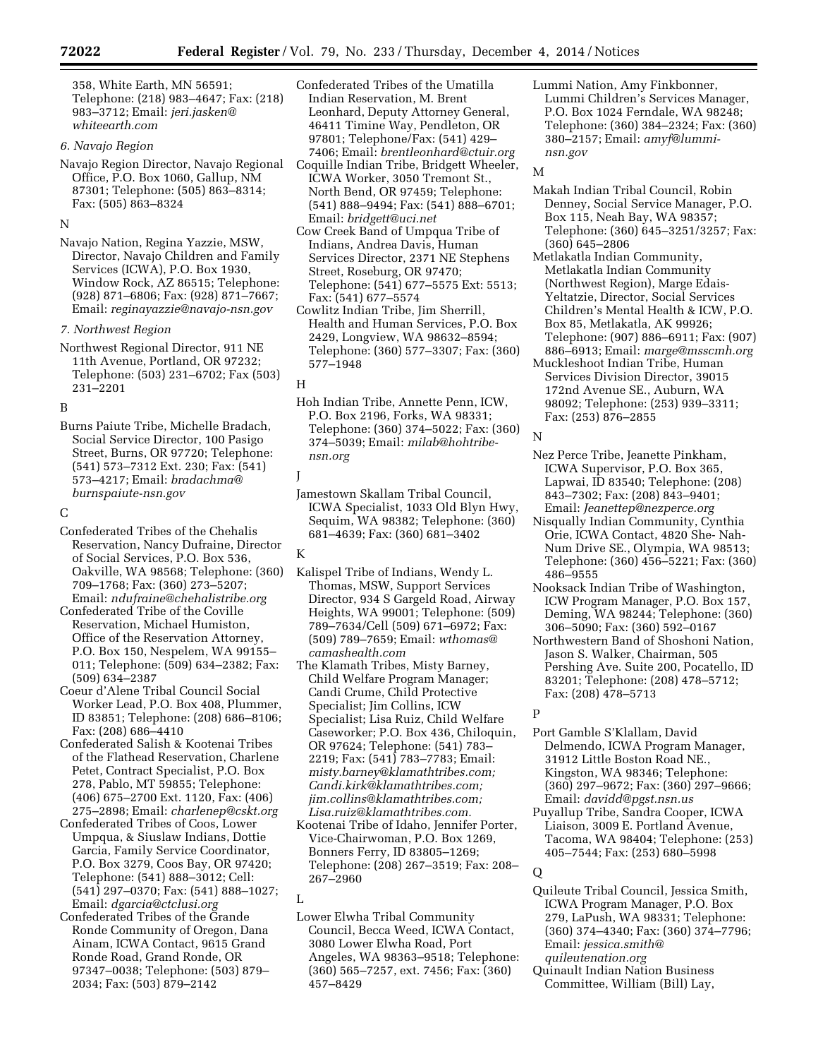358, White Earth, MN 56591; Telephone: (218) 983–4647; Fax: (218) 983–3712; Email: *jeri.jasken@whiteearth.com*

*6. Navajo Region*

Navajo Region Director, Navajo Regional Office, P.O. Box 1060, Gallup, NM 87301; Telephone: (505) 863–8314; Fax: (505) 863–8324

N

Navajo Nation, Regina Yazzie, MSW, Director, Navajo Children and Family Services (ICWA), P.O. Box 1930, Window Rock, AZ 86515; Telephone: (928) 871–6806; Fax: (928) 871–7667; Email: *reginayazzie@navajo-nsn.gov*

*7. Northwest Region*

Northwest Regional Director, 911 NE 11th Avenue, Portland, OR 97232; Telephone: (503) 231–6702; Fax (503) 231–2201

B

Burns Paiute Tribe, Michelle Bradach, Social Service Director, 100 Pasigo Street, Burns, OR 97720; Telephone: (541) 573–7312 Ext. 230; Fax: (541) 573–4217; Email: *bradachma@burnspaiute-nsn.gov*

C

Confederated Tribes of the Chehalis Reservation, Nancy Dufraine, Director of Social Services, P.O. Box 536, Oakville, WA 98568; Telephone: (360) 709–1768; Fax: (360) 273–5207; Email: *ndufraine@chehalistribe.org*

Confederated Tribe of the Coville Reservation, Michael Humiston, Office of the Reservation Attorney, P.O. Box 150, Nespelem, WA 99155–011; Telephone: (509) 634–2382; Fax: (509) 634–2387

Coeur d'Alene Tribal Council Social Worker Lead, P.O. Box 408, Plummer, ID 83851; Telephone: (208) 686–8106; Fax: (208) 686–4410

Confederated Salish & Kootenai Tribes of the Flathead Reservation, Charlene Petet, Contract Specialist, P.O. Box 278, Pablo, MT 59855; Telephone: (406) 675–2700 Ext. 1120, Fax: (406) 275–2898; Email: *charlenep@cskt.org*

Confederated Tribes of Coos, Lower Umpqua, & Siuslaw Indians, Dottie Garcia, Family Service Coordinator, P.O. Box 3279, Coos Bay, OR 97420; Telephone: (541) 888–3012; Cell: (541) 297–0370; Fax: (541) 888–1027; Email: *dgarcia@ctclusi.org*

Confederated Tribes of the Grande Ronde Community of Oregon, Dana Ainam, ICWA Contact, 9615 Grand Ronde Road, Grand Ronde, OR 97347–0038; Telephone: (503) 879–2034; Fax: (503) 879–2142

Confederated Tribes of the Umatilla Indian Reservation, M. Brent Leonhard, Deputy Attorney General, 46411 Timine Way, Pendleton, OR 97801; Telephone/Fax: (541) 429–7406; Email: *brentleonhard@ctuir.org*

Coquille Indian Tribe, Bridgett Wheeler, ICWA Worker, 3050 Tremont St., North Bend, OR 97459; Telephone: (541) 888–9494; Fax: (541) 888–6701; Email: *bridgett@uci.net*

Cow Creek Band of Umpqua Tribe of Indians, Andrea Davis, Human Services Director, 2371 NE Stephens Street, Roseburg, OR 97470; Telephone: (541) 677–5575 Ext: 5513; Fax: (541) 677–5574

Cowlitz Indian Tribe, Jim Sherrill, Health and Human Services, P.O. Box 2429, Longview, WA 98632–8594; Telephone: (360) 577–3307; Fax: (360) 577–1948

H

Hoh Indian Tribe, Annette Penn, ICW, P.O. Box 2196, Forks, WA 98331; Telephone: (360) 374–5022; Fax: (360) 374–5039; Email: *milab@hohtribe-nsn.org*

J

Jamestown Skallam Tribal Council, ICWA Specialist, 1033 Old Blyn Hwy, Sequim, WA 98382; Telephone: (360) 681–4639; Fax: (360) 681–3402

K

Kalispel Tribe of Indians, Wendy L. Thomas, MSW, Support Services Director, 934 S Gargeld Road, Airway Heights, WA 99001; Telephone: (509) 789–7634/Cell (509) 671–6972; Fax: (509) 789–7659; Email: *wthomas@camashealth.com*

The Klamath Tribes, Misty Barney, Child Welfare Program Manager; Candi Crume, Child Protective Specialist; Jim Collins, ICW Specialist; Lisa Ruiz, Child Welfare Caseworker; P.O. Box 436, Chiloquin, OR 97624; Telephone: (541) 783–2219; Fax: (541) 783–7783; Email: *misty.barney@klamathtribes.com; Candi.kirk@klamathtribes.com; jim.collins@klamathtribes.com; Lisa.ruiz@klamathtribes.com.*

Kootenai Tribe of Idaho, Jennifer Porter, Vice-Chairwoman, P.O. Box 1269, Bonners Ferry, ID 83805–1269; Telephone: (208) 267–3519; Fax: 208–267–2960

L

Lower Elwha Tribal Community Council, Becca Weed, ICWA Contact, 3080 Lower Elwha Road, Port Angeles, WA 98363–9518; Telephone: (360) 565–7257, ext. 7456; Fax: (360) 457–8429

Lummi Nation, Amy Finkbonner, Lummi Children's Services Manager, P.O. Box 1024 Ferndale, WA 98248; Telephone: (360) 384–2324; Fax: (360) 380–2157; Email: *amyf@lummi-nsn.gov*

M

Makah Indian Tribal Council, Robin Denney, Social Service Manager, P.O. Box 115, Neah Bay, WA 98357; Telephone: (360) 645–3251/3257; Fax: (360) 645–2806

Metlakatla Indian Community, Metlakatla Indian Community (Northwest Region), Marge Edais-Yeltatzie, Director, Social Services Children's Mental Health & ICW, P.O. Box 85, Metlakatla, AK 99926; Telephone: (907) 886–6911; Fax: (907) 886–6913; Email: *marge@msscmh.org*

Muckleshoot Indian Tribe, Human Services Division Director, 39015 172nd Avenue SE., Auburn, WA 98092; Telephone: (253) 939–3311; Fax: (253) 876–2855

N

Nez Perce Tribe, Jeanette Pinkham, ICWA Supervisor, P.O. Box 365, Lapwai, ID 83540; Telephone: (208) 843–7302; Fax: (208) 843–9401; Email: *Jeanettep@nezperce.org*

Nisqually Indian Community, Cynthia Orie, ICWA Contact, 4820 She- Nah-Num Drive SE., Olympia, WA 98513; Telephone: (360) 456–5221; Fax: (360) 486–9555

Nooksack Indian Tribe of Washington, ICW Program Manager, P.O. Box 157, Deming, WA 98244; Telephone: (360) 306–5090; Fax: (360) 592–0167

Northwestern Band of Shoshoni Nation, Jason S. Walker, Chairman, 505 Pershing Ave. Suite 200, Pocatello, ID 83201; Telephone: (208) 478–5712; Fax: (208) 478–5713

P

Port Gamble S'Klallam, David Delmendo, ICWA Program Manager, 31912 Little Boston Road NE., Kingston, WA 98346; Telephone: (360) 297–9672; Fax: (360) 297–9666; Email: *davidd@pgst.nsn.us*

Puyallup Tribe, Sandra Cooper, ICWA Liaison, 3009 E. Portland Avenue, Tacoma, WA 98404; Telephone: (253) 405–7544; Fax: (253) 680–5998

Q

Quileute Tribal Council, Jessica Smith, ICWA Program Manager, P.O. Box 279, LaPush, WA 98331; Telephone: (360) 374–4340; Fax: (360) 374–7796; Email: *jessica.smith@quileutenation.org*

Quinault Indian Nation Business Committee, William (Bill) Lay,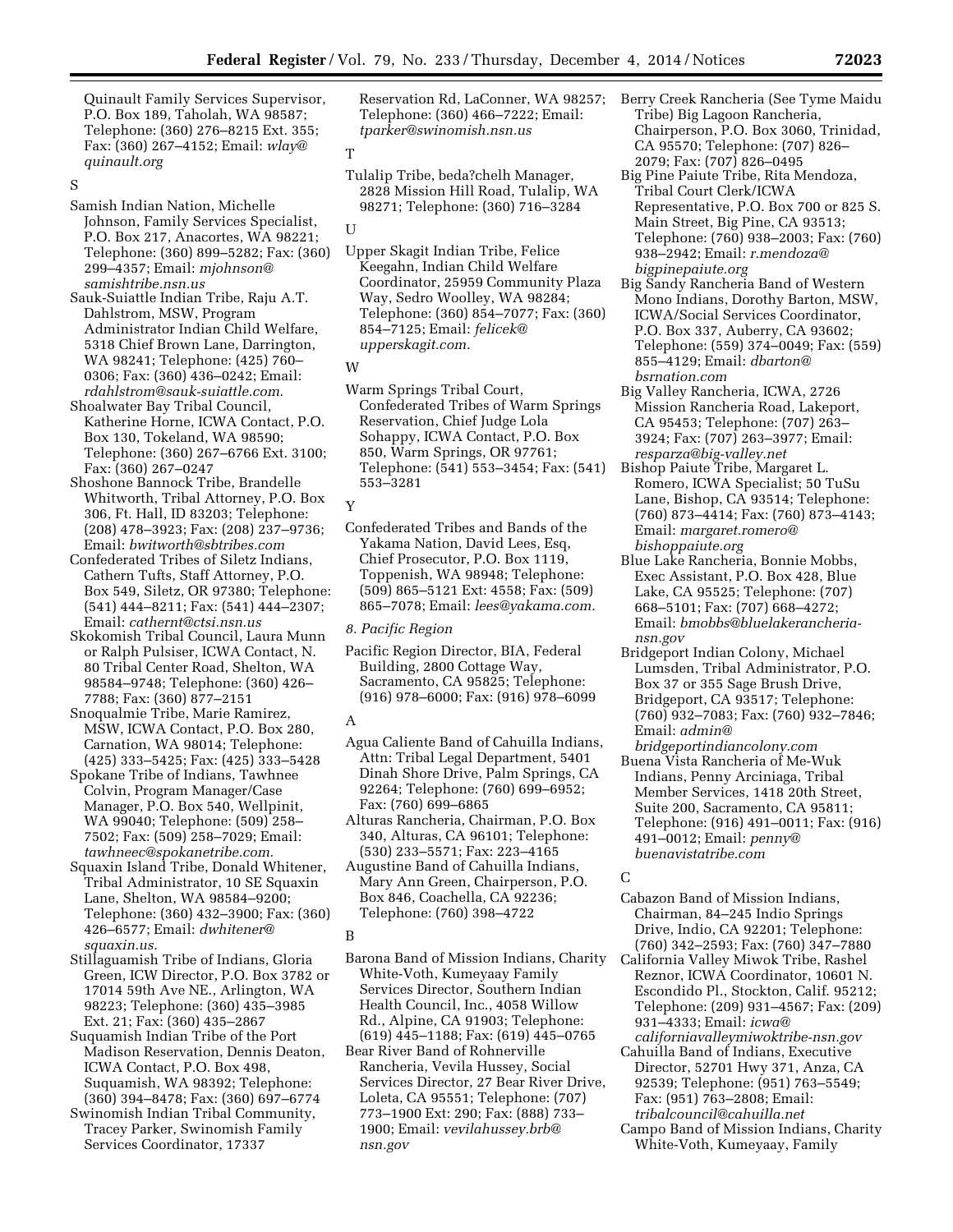Quinault Family Services Supervisor, P.O. Box 189, Taholah, WA 98587; Telephone: (360) 276–8215 Ext. 355; Fax: (360) 267–4152; Email: *wlay@quinault.org*

S

Samish Indian Nation, Michelle Johnson, Family Services Specialist, P.O. Box 217, Anacortes, WA 98221; Telephone: (360) 899–5282; Fax: (360) 299–4357; Email: *mjohnson@samishtribe.nsn.us*

Sauk-Suiattle Indian Tribe, Raju A.T. Dahlstrom, MSW, Program Administrator Indian Child Welfare, 5318 Chief Brown Lane, Darrington, WA 98241; Telephone: (425) 760–0306; Fax: (360) 436–0242; Email: *rdahlstrom@sauk-suiattle.com.*

Shoalwater Bay Tribal Council, Katherine Horne, ICWA Contact, P.O. Box 130, Tokeland, WA 98590; Telephone: (360) 267–6766 Ext. 3100; Fax: (360) 267–0247

Shoshone Bannock Tribe, Brandelle Whitworth, Tribal Attorney, P.O. Box 306, Ft. Hall, ID 83203; Telephone: (208) 478–3923; Fax: (208) 237–9736; Email: *bwitworth@sbtribes.com*

Confederated Tribes of Siletz Indians, Cathern Tufts, Staff Attorney, P.O. Box 549, Siletz, OR 97380; Telephone: (541) 444–8211; Fax: (541) 444–2307; Email: *cathernt@ctsi.nsn.us*

Skokomish Tribal Council, Laura Munn or Ralph Pulsiser, ICWA Contact, N. 80 Tribal Center Road, Shelton, WA 98584–9748; Telephone: (360) 426–7788; Fax: (360) 877–2151

Snoqualmie Tribe, Marie Ramirez, MSW, ICWA Contact, P.O. Box 280, Carnation, WA 98014; Telephone: (425) 333–5425; Fax: (425) 333–5428

Spokane Tribe of Indians, Tawhnee Colvin, Program Manager/Case Manager, P.O. Box 540, Wellpinit, WA 99040; Telephone: (509) 258–7502; Fax: (509) 258–7029; Email: *tawhneec@spokanetribe.com.*

Squaxin Island Tribe, Donald Whitener, Tribal Administrator, 10 SE Squaxin Lane, Shelton, WA 98584–9200; Telephone: (360) 432–3900; Fax: (360) 426–6577; Email: *dwhitener@squaxin.us.*

Stillaguamish Tribe of Indians, Gloria Green, ICW Director, P.O. Box 3782 or 17014 59th Ave NE., Arlington, WA 98223; Telephone: (360) 435–3985 Ext. 21; Fax: (360) 435–2867

Suquamish Indian Tribe of the Port Madison Reservation, Dennis Deaton, ICWA Contact, P.O. Box 498, Suquamish, WA 98392; Telephone: (360) 394–8478; Fax: (360) 697–6774

Swinomish Indian Tribal Community, Tracey Parker, Swinomish Family Services Coordinator, 17337 Reservation Rd, LaConner, WA 98257; Telephone: (360) 466–7222; Email: *tparker@swinomish.nsn.us*

T

Tulalip Tribe, beda?chelh Manager, 2828 Mission Hill Road, Tulalip, WA 98271; Telephone: (360) 716–3284

U

Upper Skagit Indian Tribe, Felice Keegahn, Indian Child Welfare Coordinator, 25959 Community Plaza Way, Sedro Woolley, WA 98284; Telephone: (360) 854–7077; Fax: (360) 854–7125; Email: *felicek@upperskagit.com.*

W

Warm Springs Tribal Court, Confederated Tribes of Warm Springs Reservation, Chief Judge Lola Sohappy, ICWA Contact, P.O. Box 850, Warm Springs, OR 97761; Telephone: (541) 553–3454; Fax: (541) 553–3281

Y

Confederated Tribes and Bands of the Yakama Nation, David Lees, Esq, Chief Prosecutor, P.O. Box 1119, Toppenish, WA 98948; Telephone: (509) 865–5121 Ext: 4558; Fax: (509) 865–7078; Email: *lees@yakama.com.*

*8. Pacific Region*

Pacific Region Director, BIA, Federal Building, 2800 Cottage Way, Sacramento, CA 95825; Telephone: (916) 978–6000; Fax: (916) 978–6099

A

Agua Caliente Band of Cahuilla Indians, Attn: Tribal Legal Department, 5401 Dinah Shore Drive, Palm Springs, CA 92264; Telephone: (760) 699–6952; Fax: (760) 699–6865

Alturas Rancheria, Chairman, P.O. Box 340, Alturas, CA 96101; Telephone: (530) 233–5571; Fax: 223–4165

Augustine Band of Cahuilla Indians, Mary Ann Green, Chairperson, P.O. Box 846, Coachella, CA 92236; Telephone: (760) 398–4722

B

Barona Band of Mission Indians, Charity White-Voth, Kumeyaay Family Services Director, Southern Indian Health Council, Inc., 4058 Willow Rd., Alpine, CA 91903; Telephone: (619) 445–1188; Fax: (619) 445–0765

Bear River Band of Rohnerville Rancheria, Vevila Hussey, Social Services Director, 27 Bear River Drive, Loleta, CA 95551; Telephone: (707) 773–1900 Ext: 290; Fax: (888) 733–1900; Email: *vevilahussey.brb@nsn.gov*

Berry Creek Rancheria (See Tyme Maidu Tribe) Big Lagoon Rancheria, Chairperson, P.O. Box 3060, Trinidad, CA 95570; Telephone: (707) 826–2079; Fax: (707) 826–0495

Big Pine Paiute Tribe, Rita Mendoza, Tribal Court Clerk/ICWA Representative, P.O. Box 700 or 825 S. Main Street, Big Pine, CA 93513; Telephone: (760) 938–2003; Fax: (760) 938–2942; Email: *r.mendoza@bigpinepaiute.org*

Big Sandy Rancheria Band of Western Mono Indians, Dorothy Barton, MSW, ICWA/Social Services Coordinator, P.O. Box 337, Auberry, CA 93602; Telephone: (559) 374–0049; Fax: (559) 855–4129; Email: *dbarton@bsrnation.com*

Big Valley Rancheria, ICWA, 2726 Mission Rancheria Road, Lakeport, CA 95453; Telephone: (707) 263–3924; Fax: (707) 263–3977; Email: *resparza@big-valley.net*

Bishop Paiute Tribe, Margaret L. Romero, ICWA Specialist; 50 TuSu Lane, Bishop, CA 93514; Telephone: (760) 873–4414; Fax: (760) 873–4143; Email: *margaret.romero@bishoppaiute.org*

Blue Lake Rancheria, Bonnie Mobbs, Exec Assistant, P.O. Box 428, Blue Lake, CA 95525; Telephone: (707) 668–5101; Fax: (707) 668–4272; Email: *bmobbs@bluelakerancheria-nsn.gov*

Bridgeport Indian Colony, Michael Lumsden, Tribal Administrator, P.O. Box 37 or 355 Sage Brush Drive, Bridgeport, CA 93517; Telephone: (760) 932–7083; Fax: (760) 932–7846; Email: *admin@bridgeportindiancolony.com*

Buena Vista Rancheria of Me-Wuk Indians, Penny Arciniaga, Tribal Member Services, 1418 20th Street, Suite 200, Sacramento, CA 95811; Telephone: (916) 491–0011; Fax: (916) 491–0012; Email: *penny@buenavistatribe.com*

C

Cabazon Band of Mission Indians, Chairman, 84–245 Indio Springs Drive, Indio, CA 92201; Telephone: (760) 342–2593; Fax: (760) 347–7880

California Valley Miwok Tribe, Rashel Reznor, ICWA Coordinator, 10601 N. Escondido Pl., Stockton, Calif. 95212; Telephone: (209) 931–4567; Fax: (209) 931–4333; Email: *icwa@californiavalleymiwoktribe-nsn.gov*

Cahuilla Band of Indians, Executive Director, 52701 Hwy 371, Anza, CA 92539; Telephone: (951) 763–5549; Fax: (951) 763–2808; Email: *tribalcouncil@cahuilla.net*

Campo Band of Mission Indians, Charity White-Voth, Kumeyaay, Family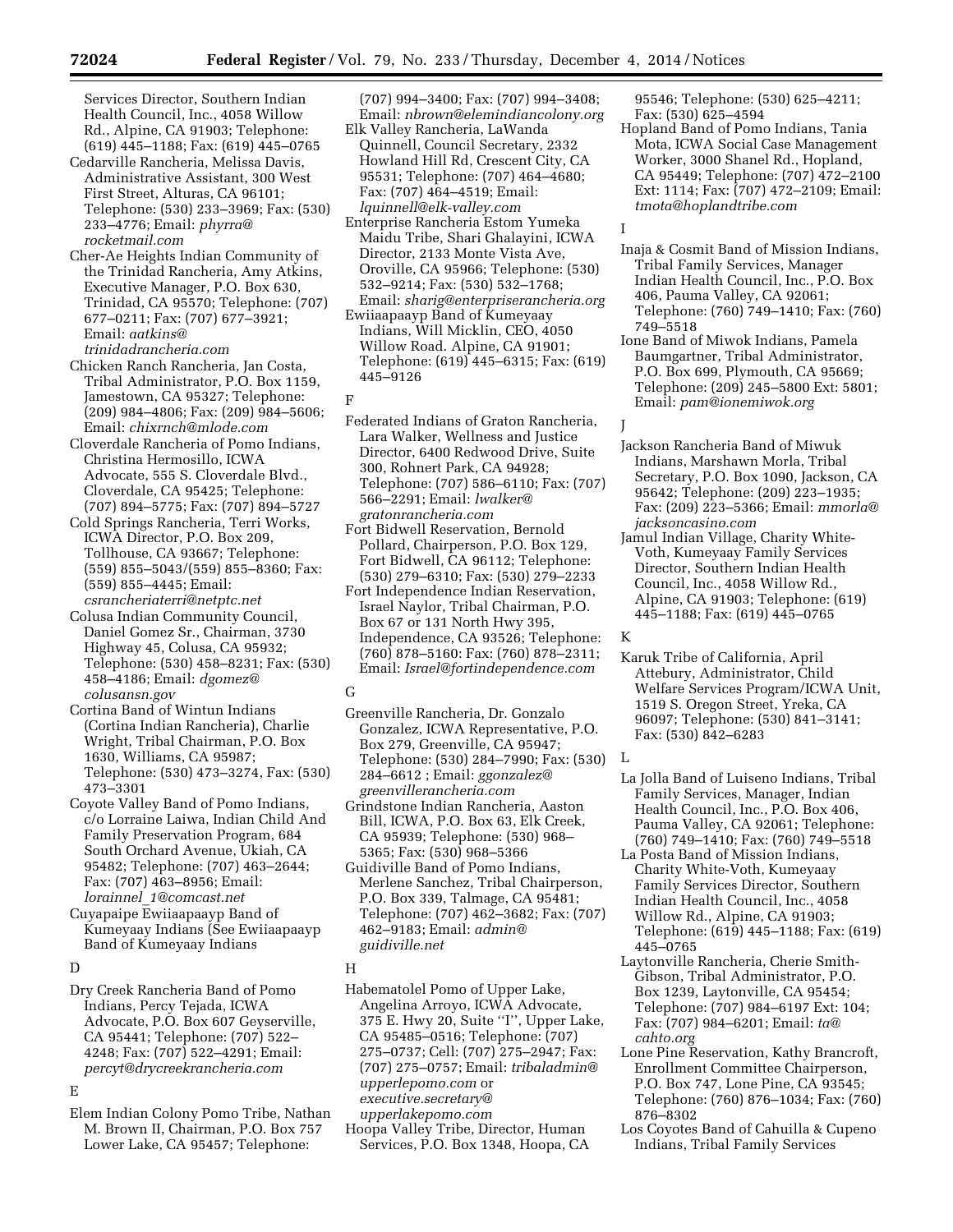Services Director, Southern Indian Health Council, Inc., 4058 Willow Rd., Alpine, CA 91903; Telephone: (619) 445–1188; Fax: (619) 445–0765

Cedarville Rancheria, Melissa Davis, Administrative Assistant, 300 West First Street, Alturas, CA 96101; Telephone: (530) 233–3969; Fax: (530) 233–4776; Email: *phyrra@rocketmail.com*

Cher-Ae Heights Indian Community of the Trinidad Rancheria, Amy Atkins, Executive Manager, P.O. Box 630, Trinidad, CA 95570; Telephone: (707) 677–0211; Fax: (707) 677–3921; Email: *aatkins@trinidadrancheria.com*

Chicken Ranch Rancheria, Jan Costa, Tribal Administrator, P.O. Box 1159, Jamestown, CA 95327; Telephone: (209) 984–4806; Fax: (209) 984–5606; Email: *chixrnch@mlode.com*

Cloverdale Rancheria of Pomo Indians, Christina Hermosillo, ICWA Advocate, 555 S. Cloverdale Blvd., Cloverdale, CA 95425; Telephone: (707) 894–5775; Fax: (707) 894–5727

Cold Springs Rancheria, Terri Works, ICWA Director, P.O. Box 209, Tollhouse, CA 93667; Telephone: (559) 855–5043/(559) 855–8360; Fax: (559) 855–4445; Email: *csrancheriaterri@netptc.net*

Colusa Indian Community Council, Daniel Gomez Sr., Chairman, 3730 Highway 45, Colusa, CA 95932; Telephone: (530) 458–8231; Fax: (530) 458–4186; Email: *dgomez@colusansn.gov*

Cortina Band of Wintun Indians (Cortina Indian Rancheria), Charlie Wright, Tribal Chairman, P.O. Box 1630, Williams, CA 95987; Telephone: (530) 473–3274, Fax: (530) 473–3301

Coyote Valley Band of Pomo Indians, c/o Lorraine Laiwa, Indian Child And Family Preservation Program, 684 South Orchard Avenue, Ukiah, CA 95482; Telephone: (707) 463–2644; Fax: (707) 463–8956; Email: *lorainnel_1@comcast.net*

Cuyapaipe Ewiiaapaayp Band of Kumeyaay Indians (See Ewiiaapaayp Band of Kumeyaay Indians

D

Dry Creek Rancheria Band of Pomo Indians, Percy Tejada, ICWA Advocate, P.O. Box 607 Geyserville, CA 95441; Telephone: (707) 522–4248; Fax: (707) 522–4291; Email: *percyt@drycreekrancheria.com*

E

Elem Indian Colony Pomo Tribe, Nathan M. Brown II, Chairman, P.O. Box 757 Lower Lake, CA 95457; Telephone: (707) 994–3400; Fax: (707) 994–3408; Email: *nbrown@elemindiancolony.org*

Elk Valley Rancheria, LaWanda Quinnell, Council Secretary, 2332 Howland Hill Rd, Crescent City, CA 95531; Telephone: (707) 464–4680; Fax: (707) 464–4519; Email: *lquinnell@elk-valley.com*

Enterprise Rancheria Estom Yumeka Maidu Tribe, Shari Ghalayini, ICWA Director, 2133 Monte Vista Ave, Oroville, CA 95966; Telephone: (530) 532–9214; Fax: (530) 532–1768; Email: *sharig@enterpriserancheria.org*

Ewiiaapaayp Band of Kumeyaay Indians, Will Micklin, CEO, 4050 Willow Road. Alpine, CA 91901; Telephone: (619) 445–6315; Fax: (619) 445–9126

F

Federated Indians of Graton Rancheria, Lara Walker, Wellness and Justice Director, 6400 Redwood Drive, Suite 300, Rohnert Park, CA 94928; Telephone: (707) 586–6110; Fax: (707) 566–2291; Email: *lwalker@gratonrancheria.com*

Fort Bidwell Reservation, Bernold Pollard, Chairperson, P.O. Box 129, Fort Bidwell, CA 96112; Telephone: (530) 279–6310; Fax: (530) 279–2233

Fort Independence Indian Reservation, Israel Naylor, Tribal Chairman, P.O. Box 67 or 131 North Hwy 395, Independence, CA 93526; Telephone: (760) 878–5160: Fax: (760) 878–2311; Email: *Israel@fortindependence.com*

G

Greenville Rancheria, Dr. Gonzalo Gonzalez, ICWA Representative, P.O. Box 279, Greenville, CA 95947; Telephone: (530) 284–7990; Fax: (530) 284–6612 ; Email: *ggonzalez@greenvillerancheria.com*

Grindstone Indian Rancheria, Aaston Bill, ICWA, P.O. Box 63, Elk Creek, CA 95939; Telephone: (530) 968–5365; Fax: (530) 968–5366

Guidiville Band of Pomo Indians, Merlene Sanchez, Tribal Chairperson, P.O. Box 339, Talmage, CA 95481; Telephone: (707) 462–3682; Fax: (707) 462–9183; Email: *admin@guidiville.net*

H

Habematolel Pomo of Upper Lake, Angelina Arroyo, ICWA Advocate, 375 E. Hwy 20, Suite ''I'', Upper Lake, CA 95485–0516; Telephone: (707) 275–0737; Cell: (707) 275–2947; Fax: (707) 275–0757; Email: *tribaladmin@upperlepomo.com* or *executive.secretary@upperlakepomo.com*

Hoopa Valley Tribe, Director, Human Services, P.O. Box 1348, Hoopa, CA 95546; Telephone: (530) 625–4211; Fax: (530) 625–4594

Hopland Band of Pomo Indians, Tania Mota, ICWA Social Case Management Worker, 3000 Shanel Rd., Hopland, CA 95449; Telephone: (707) 472–2100 Ext: 1114; Fax: (707) 472–2109; Email: *tmota@hoplandtribe.com*

I

Inaja & Cosmit Band of Mission Indians, Tribal Family Services, Manager Indian Health Council, Inc., P.O. Box 406, Pauma Valley, CA 92061; Telephone: (760) 749–1410; Fax: (760) 749–5518

Ione Band of Miwok Indians, Pamela Baumgartner, Tribal Administrator, P.O. Box 699, Plymouth, CA 95669; Telephone: (209) 245–5800 Ext: 5801; Email: *pam@ionemiwok.org*

J

Jackson Rancheria Band of Miwuk Indians, Marshawn Morla, Tribal Secretary, P.O. Box 1090, Jackson, CA 95642; Telephone: (209) 223–1935; Fax: (209) 223–5366; Email: *mmorla@jacksoncasino.com*

Jamul Indian Village, Charity White-Voth, Kumeyaay Family Services Director, Southern Indian Health Council, Inc., 4058 Willow Rd., Alpine, CA 91903; Telephone: (619) 445–1188; Fax: (619) 445–0765

K

Karuk Tribe of California, April Attebury, Administrator, Child Welfare Services Program/ICWA Unit, 1519 S. Oregon Street, Yreka, CA 96097; Telephone: (530) 841–3141; Fax: (530) 842–6283

L

La Jolla Band of Luiseno Indians, Tribal Family Services, Manager, Indian Health Council, Inc., P.O. Box 406, Pauma Valley, CA 92061; Telephone: (760) 749–1410; Fax: (760) 749–5518

La Posta Band of Mission Indians, Charity White-Voth, Kumeyaay Family Services Director, Southern Indian Health Council, Inc., 4058 Willow Rd., Alpine, CA 91903; Telephone: (619) 445–1188; Fax: (619) 445–0765

Laytonville Rancheria, Cherie Smith-Gibson, Tribal Administrator, P.O. Box 1239, Laytonville, CA 95454; Telephone: (707) 984–6197 Ext: 104; Fax: (707) 984–6201; Email: *ta@cahto.org*

Lone Pine Reservation, Kathy Brancroft, Enrollment Committee Chairperson, P.O. Box 747, Lone Pine, CA 93545; Telephone: (760) 876–1034; Fax: (760) 876–8302

Los Coyotes Band of Cahuilla & Cupeno Indians, Tribal Family Services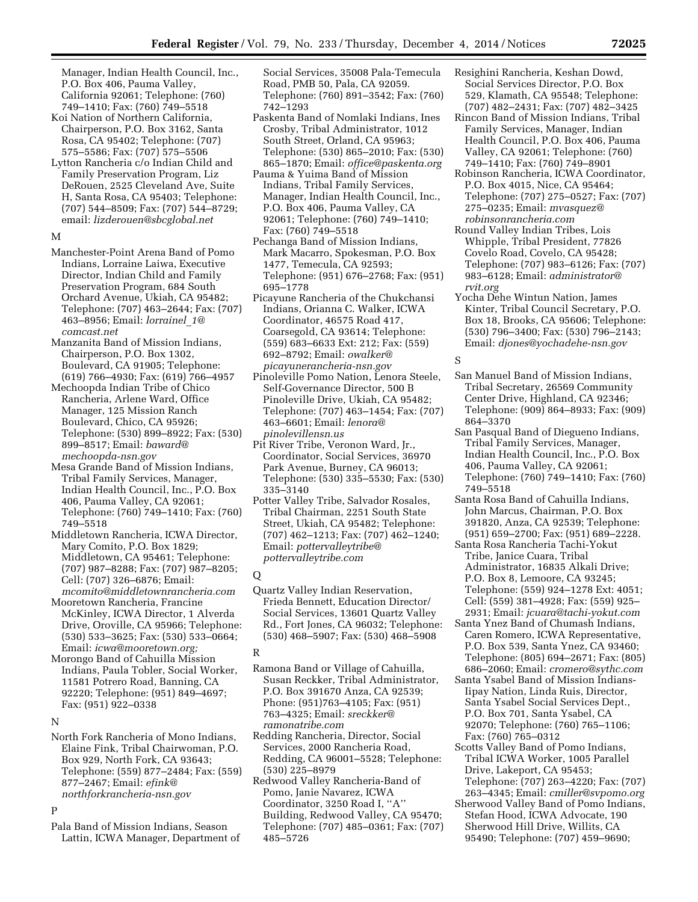Manager, Indian Health Council, Inc., P.O. Box 406, Pauma Valley, California 92061; Telephone: (760) 749–1410; Fax: (760) 749–5518

Koi Nation of Northern California, Chairperson, P.O. Box 3162, Santa Rosa, CA 95402; Telephone: (707) 575–5586; Fax: (707) 575–5506

Lytton Rancheria c/o Indian Child and Family Preservation Program, Liz DeRouen, 2525 Cleveland Ave, Suite H, Santa Rosa, CA 95403; Telephone: (707) 544–8509; Fax: (707) 544–8729; email: *lizderouen@sbcglobal.net*

M

Manchester-Point Arena Band of Pomo Indians, Lorraine Laiwa, Executive Director, Indian Child and Family Preservation Program, 684 South Orchard Avenue, Ukiah, CA 95482; Telephone: (707) 463–2644; Fax: (707) 463–8956; Email: *lorrainel_1@comcast.net*

Manzanita Band of Mission Indians, Chairperson, P.O. Box 1302, Boulevard, CA 91905; Telephone: (619) 766–4930; Fax: (619) 766–4957

Mechoopda Indian Tribe of Chico Rancheria, Arlene Ward, Office Manager, 125 Mission Ranch Boulevard, Chico, CA 95926; Telephone: (530) 899–8922; Fax: (530) 899–8517; Email: *baward@mechoopda-nsn.gov*

Mesa Grande Band of Mission Indians, Tribal Family Services, Manager, Indian Health Council, Inc., P.O. Box 406, Pauma Valley, CA 92061; Telephone: (760) 749–1410; Fax: (760) 749–5518

Middletown Rancheria, ICWA Director, Mary Comito, P.O. Box 1829; Middletown, CA 95461; Telephone: (707) 987–8288; Fax: (707) 987–8205; Cell: (707) 326–6876; Email: *mcomito@middletownrancheria.com*

Mooretown Rancheria, Francine McKinley, ICWA Director, 1 Alverda Drive, Oroville, CA 95966; Telephone: (530) 533–3625; Fax: (530) 533–0664; Email: *icwa@mooretown.org;*

Morongo Band of Cahuilla Mission Indians, Paula Tobler, Social Worker, 11581 Potrero Road, Banning, CA 92220; Telephone: (951) 849–4697; Fax: (951) 922–0338

N

North Fork Rancheria of Mono Indians, Elaine Fink, Tribal Chairwoman, P.O. Box 929, North Fork, CA 93643; Telephone: (559) 877–2484; Fax: (559) 877–2467; Email: *efink@northforkrancheria-nsn.gov*

P

Pala Band of Mission Indians, Season Lattin, ICWA Manager, Department of Social Services, 35008 Pala-Temecula Road, PMB 50, Pala, CA 92059. Telephone: (760) 891–3542; Fax: (760) 742–1293

Paskenta Band of Nomlaki Indians, Ines Crosby, Tribal Administrator, 1012 South Street, Orland, CA 95963; Telephone: (530) 865–2010; Fax: (530) 865–1870; Email: *office@paskenta.org*

Pauma & Yuima Band of Mission Indians, Tribal Family Services, Manager, Indian Health Council, Inc., P.O. Box 406, Pauma Valley, CA 92061; Telephone: (760) 749–1410; Fax: (760) 749–5518

Pechanga Band of Mission Indians, Mark Macarro, Spokesman, P.O. Box 1477, Temecula, CA 92593; Telephone: (951) 676–2768; Fax: (951) 695–1778

Picayune Rancheria of the Chukchansi Indians, Orianna C. Walker, ICWA Coordinator, 46575 Road 417, Coarsegold, CA 93614; Telephone: (559) 683–6633 Ext: 212; Fax: (559) 692–8792; Email: *owalker@picayunerancheria-nsn.gov*

Pinoleville Pomo Nation, Lenora Steele, Self-Governance Director, 500 B Pinoleville Drive, Ukiah, CA 95482; Telephone: (707) 463–1454; Fax: (707) 463–6601; Email: *lenora@pinolevillensn.us*

Pit River Tribe, Veronon Ward, Jr., Coordinator, Social Services, 36970 Park Avenue, Burney, CA 96013; Telephone: (530) 335–5530; Fax: (530) 335–3140

Potter Valley Tribe, Salvador Rosales, Tribal Chairman, 2251 South State Street, Ukiah, CA 95482; Telephone: (707) 462–1213; Fax: (707) 462–1240; Email: *pottervalleytribe@pottervalleytribe.com*

Q

Quartz Valley Indian Reservation, Frieda Bennett, Education Director/Social Services, 13601 Quartz Valley Rd., Fort Jones, CA 96032; Telephone: (530) 468–5907; Fax: (530) 468–5908

R

Ramona Band or Village of Cahuilla, Susan Reckker, Tribal Administrator, P.O. Box 391670 Anza, CA 92539; Phone: (951)763–4105; Fax: (951) 763–4325; Email: *sreckker@ramonatribe.com*

Redding Rancheria, Director, Social Services, 2000 Rancheria Road, Redding, CA 96001–5528; Telephone: (530) 225–8979

Redwood Valley Rancheria-Band of Pomo, Janie Navarez, ICWA Coordinator, 3250 Road I, ''A'' Building, Redwood Valley, CA 95470; Telephone: (707) 485–0361; Fax: (707) 485–5726

Resighini Rancheria, Keshan Dowd, Social Services Director, P.O. Box 529, Klamath, CA 95548; Telephone: (707) 482–2431; Fax: (707) 482–3425

Rincon Band of Mission Indians, Tribal Family Services, Manager, Indian Health Council, P.O. Box 406, Pauma Valley, CA 92061; Telephone: (760) 749–1410; Fax: (760) 749–8901

Robinson Rancheria, ICWA Coordinator, P.O. Box 4015, Nice, CA 95464; Telephone: (707) 275–0527; Fax: (707) 275–0235; Email: *mvasquez@robinsonrancheria.com*

Round Valley Indian Tribes, Lois Whipple, Tribal President, 77826 Covelo Road, Covelo, CA 95428; Telephone: (707) 983–6126; Fax: (707) 983–6128; Email: *administrator@rvit.org*

Yocha Dehe Wintun Nation, James Kinter, Tribal Council Secretary, P.O. Box 18, Brooks, CA 95606; Telephone: (530) 796–3400; Fax: (530) 796–2143; Email: *djones@yochadehe-nsn.gov*

S

San Manuel Band of Mission Indians, Tribal Secretary, 26569 Community Center Drive, Highland, CA 92346; Telephone: (909) 864–8933; Fax: (909) 864–3370

San Pasqual Band of Diegueno Indians, Tribal Family Services, Manager, Indian Health Council, Inc., P.O. Box 406, Pauma Valley, CA 92061; Telephone: (760) 749–1410; Fax: (760) 749–5518

Santa Rosa Band of Cahuilla Indians, John Marcus, Chairman, P.O. Box 391820, Anza, CA 92539; Telephone: (951) 659–2700; Fax: (951) 689–2228.

Santa Rosa Rancheria Tachi-Yokut Tribe, Janice Cuara, Tribal Administrator, 16835 Alkali Drive; P.O. Box 8, Lemoore, CA 93245; Telephone: (559) 924–1278 Ext: 4051; Cell: (559) 381–4928; Fax: (559) 925–2931; Email: *jcuara@tachi-yokut.com*

Santa Ynez Band of Chumash Indians, Caren Romero, ICWA Representative, P.O. Box 539, Santa Ynez, CA 93460; Telephone: (805) 694–2671; Fax: (805) 686–2060; Email: *cromero@sythc.com*

Santa Ysabel Band of Mission Indians-Iipay Nation, Linda Ruis, Director, Santa Ysabel Social Services Dept., P.O. Box 701, Santa Ysabel, CA 92070; Telephone: (760) 765–1106; Fax: (760) 765–0312

Scotts Valley Band of Pomo Indians, Tribal ICWA Worker, 1005 Parallel Drive, Lakeport, CA 95453; Telephone: (707) 263–4220; Fax: (707) 263–4345; Email: *cmiller@svpomo.org*

Sherwood Valley Band of Pomo Indians, Stefan Hood, ICWA Advocate, 190 Sherwood Hill Drive, Willits, CA 95490; Telephone: (707) 459–9690;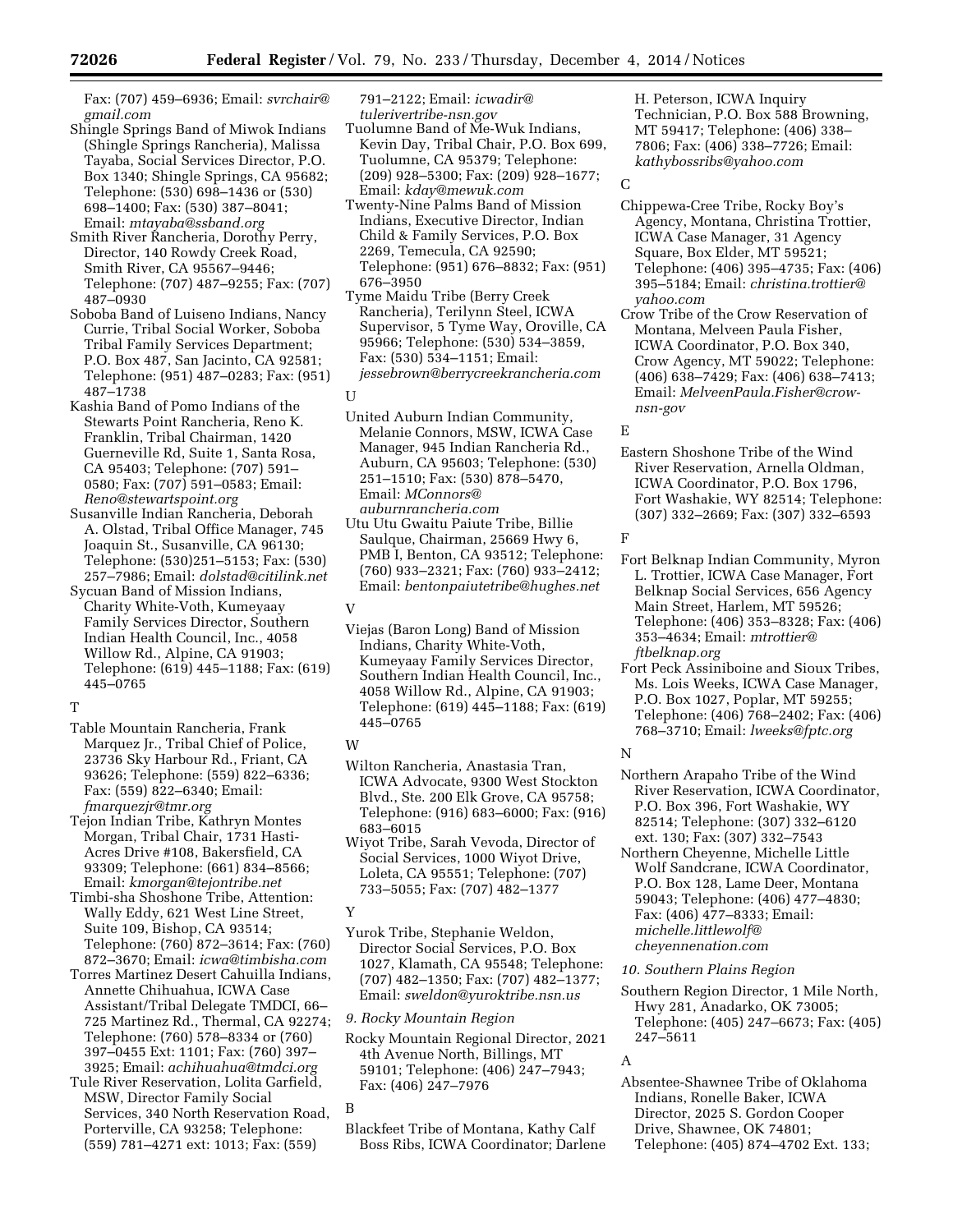Fax: (707) 459–6936; Email: *svrchair@gmail.com*

Shingle Springs Band of Miwok Indians (Shingle Springs Rancheria), Malissa Tayaba, Social Services Director, P.O. Box 1340; Shingle Springs, CA 95682; Telephone: (530) 698–1436 or (530) 698–1400; Fax: (530) 387–8041; Email: *mtayaba@ssband.org*

Smith River Rancheria, Dorothy Perry, Director, 140 Rowdy Creek Road, Smith River, CA 95567–9446; Telephone: (707) 487–9255; Fax: (707) 487–0930

Soboba Band of Luiseno Indians, Nancy Currie, Tribal Social Worker, Soboba Tribal Family Services Department; P.O. Box 487, San Jacinto, CA 92581; Telephone: (951) 487–0283; Fax: (951) 487–1738

Kashia Band of Pomo Indians of the Stewarts Point Rancheria, Reno K. Franklin, Tribal Chairman, 1420 Guerneville Rd, Suite 1, Santa Rosa, CA 95403; Telephone: (707) 591–0580; Fax: (707) 591–0583; Email: *Reno@stewartspoint.org*

Susanville Indian Rancheria, Deborah A. Olstad, Tribal Office Manager, 745 Joaquin St., Susanville, CA 96130; Telephone: (530)251–5153; Fax: (530) 257–7986; Email: *dolstad@citilink.net*

Sycuan Band of Mission Indians, Charity White-Voth, Kumeyaay Family Services Director, Southern Indian Health Council, Inc., 4058 Willow Rd., Alpine, CA 91903; Telephone: (619) 445–1188; Fax: (619) 445–0765

T

Table Mountain Rancheria, Frank Marquez Jr., Tribal Chief of Police, 23736 Sky Harbour Rd., Friant, CA 93626; Telephone: (559) 822–6336; Fax: (559) 822–6340; Email: *fmarquezjr@tmr.org*

Tejon Indian Tribe, Kathryn Montes Morgan, Tribal Chair, 1731 Hasti-Acres Drive #108, Bakersfield, CA 93309; Telephone: (661) 834–8566; Email: *kmorgan@tejontribe.net*

Timbi-sha Shoshone Tribe, Attention: Wally Eddy, 621 West Line Street, Suite 109, Bishop, CA 93514; Telephone: (760) 872–3614; Fax: (760) 872–3670; Email: *icwa@timbisha.com*

Torres Martinez Desert Cahuilla Indians, Annette Chihuahua, ICWA Case Assistant/Tribal Delegate TMDCI, 66–725 Martinez Rd., Thermal, CA 92274; Telephone: (760) 578–8334 or (760) 397–0455 Ext: 1101; Fax: (760) 397–3925; Email: *achihuahua@tmdci.org*

Tule River Reservation, Lolita Garfield, MSW, Director Family Social Services, 340 North Reservation Road, Porterville, CA 93258; Telephone: (559) 781–4271 ext: 1013; Fax: (559) 791–2122; Email: *icwadir@tulerivertribe-nsn.gov*

Tuolumne Band of Me-Wuk Indians, Kevin Day, Tribal Chair, P.O. Box 699, Tuolumne, CA 95379; Telephone: (209) 928–5300; Fax: (209) 928–1677; Email: *kday@mewuk.com*

Twenty-Nine Palms Band of Mission Indians, Executive Director, Indian Child & Family Services, P.O. Box 2269, Temecula, CA 92590; Telephone: (951) 676–8832; Fax: (951) 676–3950

Tyme Maidu Tribe (Berry Creek Rancheria), Terilynn Steel, ICWA Supervisor, 5 Tyme Way, Oroville, CA 95966; Telephone: (530) 534–3859, Fax: (530) 534–1151; Email: *jessebrown@berrycreekrancheria.com*

U

United Auburn Indian Community, Melanie Connors, MSW, ICWA Case Manager, 945 Indian Rancheria Rd., Auburn, CA 95603; Telephone: (530) 251–1510; Fax: (530) 878–5470, Email: *MConnors@auburnrancheria.com*

Utu Utu Gwaitu Paiute Tribe, Billie Saulque, Chairman, 25669 Hwy 6, PMB I, Benton, CA 93512; Telephone: (760) 933–2321; Fax: (760) 933–2412; Email: *bentonpaiutetribe@hughes.net*

V

Viejas (Baron Long) Band of Mission Indians, Charity White-Voth, Kumeyaay Family Services Director, Southern Indian Health Council, Inc., 4058 Willow Rd., Alpine, CA 91903; Telephone: (619) 445–1188; Fax: (619) 445–0765

W

Wilton Rancheria, Anastasia Tran, ICWA Advocate, 9300 West Stockton Blvd., Ste. 200 Elk Grove, CA 95758; Telephone: (916) 683–6000; Fax: (916) 683–6015

Wiyot Tribe, Sarah Vevoda, Director of Social Services, 1000 Wiyot Drive, Loleta, CA 95551; Telephone: (707) 733–5055; Fax: (707) 482–1377

Y

Yurok Tribe, Stephanie Weldon, Director Social Services, P.O. Box 1027, Klamath, CA 95548; Telephone: (707) 482–1350; Fax: (707) 482–1377; Email: *sweldon@yuroktribe.nsn.us*

*9. Rocky Mountain Region*

Rocky Mountain Regional Director, 2021 4th Avenue North, Billings, MT 59101; Telephone: (406) 247–7943; Fax: (406) 247–7976

B

Blackfeet Tribe of Montana, Kathy Calf Boss Ribs, ICWA Coordinator; Darlene H. Peterson, ICWA Inquiry Technician, P.O. Box 588 Browning, MT 59417; Telephone: (406) 338–7806; Fax: (406) 338–7726; Email: *kathybossribs@yahoo.com*

C

Chippewa-Cree Tribe, Rocky Boy's Agency, Montana, Christina Trottier, ICWA Case Manager, 31 Agency Square, Box Elder, MT 59521; Telephone: (406) 395–4735; Fax: (406) 395–5184; Email: *christina.trottier@yahoo.com*

Crow Tribe of the Crow Reservation of Montana, Melveen Paula Fisher, ICWA Coordinator, P.O. Box 340, Crow Agency, MT 59022; Telephone: (406) 638–7429; Fax: (406) 638–7413; Email: *MelveenPaula.Fisher@crow-nsn-gov*

E

Eastern Shoshone Tribe of the Wind River Reservation, Arnella Oldman, ICWA Coordinator, P.O. Box 1796, Fort Washakie, WY 82514; Telephone: (307) 332–2669; Fax: (307) 332–6593

F

Fort Belknap Indian Community, Myron L. Trottier, ICWA Case Manager, Fort Belknap Social Services, 656 Agency Main Street, Harlem, MT 59526; Telephone: (406) 353–8328; Fax: (406) 353–4634; Email: *mtrottier@ftbelknap.org*

Fort Peck Assiniboine and Sioux Tribes, Ms. Lois Weeks, ICWA Case Manager, P.O. Box 1027, Poplar, MT 59255; Telephone: (406) 768–2402; Fax: (406) 768–3710; Email: *lweeks@fptc.org*

N

Northern Arapaho Tribe of the Wind River Reservation, ICWA Coordinator, P.O. Box 396, Fort Washakie, WY 82514; Telephone: (307) 332–6120 ext. 130; Fax: (307) 332–7543

Northern Cheyenne, Michelle Little Wolf Sandcrane, ICWA Coordinator, P.O. Box 128, Lame Deer, Montana 59043; Telephone: (406) 477–4830; Fax: (406) 477–8333; Email: *michelle.littlewolf@cheyennenation.com*

*10. Southern Plains Region*

Southern Region Director, 1 Mile North, Hwy 281, Anadarko, OK 73005; Telephone: (405) 247–6673; Fax: (405) 247–5611

A

Absentee-Shawnee Tribe of Oklahoma Indians, Ronelle Baker, ICWA Director, 2025 S. Gordon Cooper Drive, Shawnee, OK 74801; Telephone: (405) 874–4702 Ext. 133;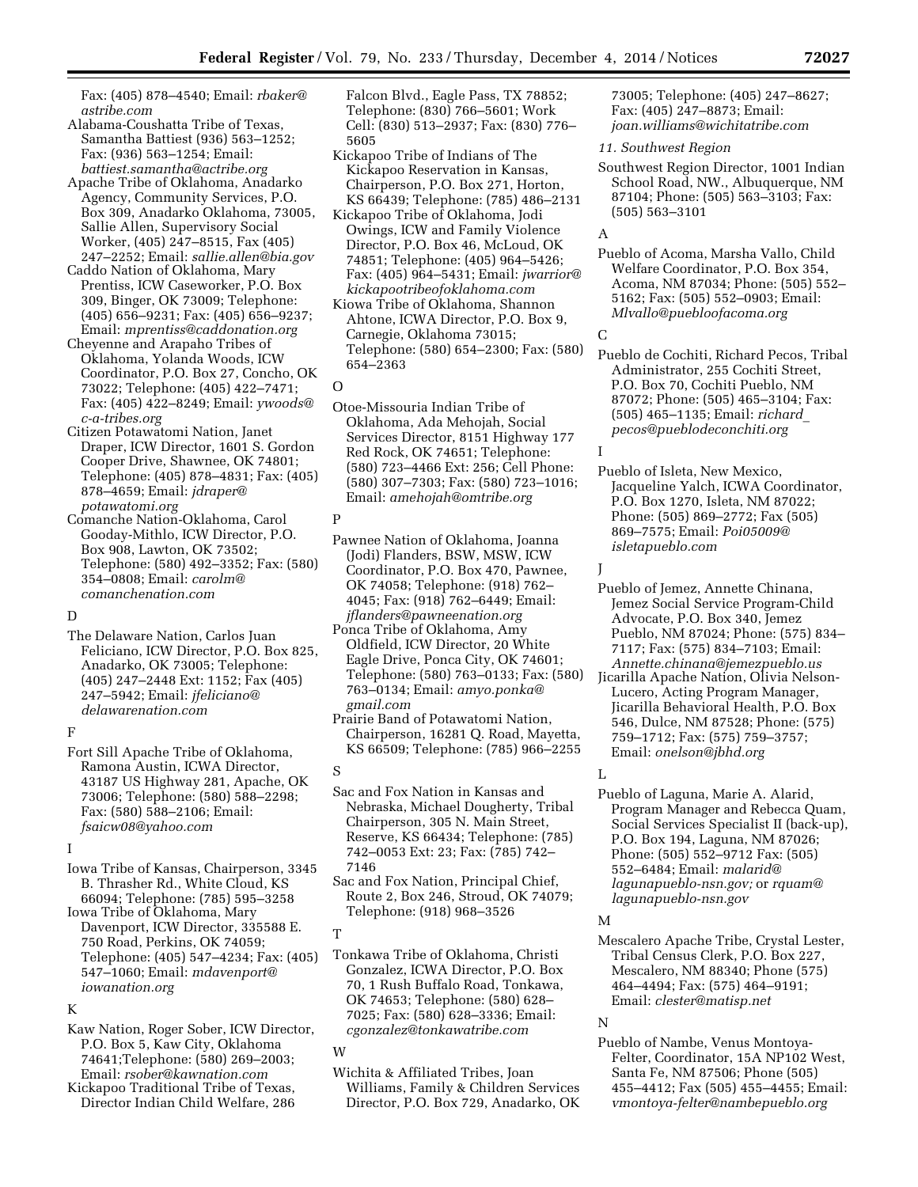Fax: (405) 878–4540; Email: *rbaker@astribe.com*

Alabama-Coushatta Tribe of Texas, Samantha Battiest (936) 563–1252; Fax: (936) 563–1254; Email: *battiest.samantha@actribe.org*

Apache Tribe of Oklahoma, Anadarko Agency, Community Services, P.O. Box 309, Anadarko Oklahoma, 73005, Sallie Allen, Supervisory Social Worker, (405) 247–8515, Fax (405) 247–2252; Email: *sallie.allen@bia.gov*

Caddo Nation of Oklahoma, Mary Prentiss, ICW Caseworker, P.O. Box 309, Binger, OK 73009; Telephone: (405) 656–9231; Fax: (405) 656–9237; Email: *mprentiss@caddonation.org*

Cheyenne and Arapaho Tribes of Oklahoma, Yolanda Woods, ICW Coordinator, P.O. Box 27, Concho, OK 73022; Telephone: (405) 422–7471; Fax: (405) 422–8249; Email: *ywoods@c-a-tribes.org*

Citizen Potawatomi Nation, Janet Draper, ICW Director, 1601 S. Gordon Cooper Drive, Shawnee, OK 74801; Telephone: (405) 878–4831; Fax: (405) 878–4659; Email: *jdraper@potawatomi.org*

Comanche Nation-Oklahoma, Carol Gooday-Mithlo, ICW Director, P.O. Box 908, Lawton, OK 73502; Telephone: (580) 492–3352; Fax: (580) 354–0808; Email: *carolm@comanchenation.com*

D

The Delaware Nation, Carlos Juan Feliciano, ICW Director, P.O. Box 825, Anadarko, OK 73005; Telephone: (405) 247–2448 Ext: 1152; Fax (405) 247–5942; Email: *jfeliciano@delawarenation.com*

F

Fort Sill Apache Tribe of Oklahoma, Ramona Austin, ICWA Director, 43187 US Highway 281, Apache, OK 73006; Telephone: (580) 588–2298; Fax: (580) 588–2106; Email: *fsaicw08@yahoo.com*

I

Iowa Tribe of Kansas, Chairperson, 3345 B. Thrasher Rd., White Cloud, KS 66094; Telephone: (785) 595–3258

Iowa Tribe of Oklahoma, Mary Davenport, ICW Director, 335588 E. 750 Road, Perkins, OK 74059; Telephone: (405) 547–4234; Fax: (405) 547–1060; Email: *mdavenport@iowanation.org*

K

Kaw Nation, Roger Sober, ICW Director, P.O. Box 5, Kaw City, Oklahoma 74641;Telephone: (580) 269–2003; Email: *rsober@kawnation.com*

Kickapoo Traditional Tribe of Texas, Director Indian Child Welfare, 286 Falcon Blvd., Eagle Pass, TX 78852; Telephone: (830) 766–5601; Work Cell: (830) 513–2937; Fax: (830) 776–5605

Kickapoo Tribe of Indians of The Kickapoo Reservation in Kansas, Chairperson, P.O. Box 271, Horton, KS 66439; Telephone: (785) 486–2131

Kickapoo Tribe of Oklahoma, Jodi Owings, ICW and Family Violence Director, P.O. Box 46, McLoud, OK 74851; Telephone: (405) 964–5426; Fax: (405) 964–5431; Email: *jwarrior@kickapootribeofoklahoma.com*

Kiowa Tribe of Oklahoma, Shannon Ahtone, ICWA Director, P.O. Box 9, Carnegie, Oklahoma 73015; Telephone: (580) 654–2300; Fax: (580) 654–2363

O

Otoe-Missouria Indian Tribe of Oklahoma, Ada Mehojah, Social Services Director, 8151 Highway 177 Red Rock, OK 74651; Telephone: (580) 723–4466 Ext: 256; Cell Phone: (580) 307–7303; Fax: (580) 723–1016; Email: *amehojah@omtribe.org*

P

Pawnee Nation of Oklahoma, Joanna (Jodi) Flanders, BSW, MSW, ICW Coordinator, P.O. Box 470, Pawnee, OK 74058; Telephone: (918) 762–4045; Fax: (918) 762–6449; Email: *jflanders@pawneenation.org*

Ponca Tribe of Oklahoma, Amy Oldfield, ICW Director, 20 White Eagle Drive, Ponca City, OK 74601; Telephone: (580) 763–0133; Fax: (580) 763–0134; Email: *amyo.ponka@gmail.com*

Prairie Band of Potawatomi Nation, Chairperson, 16281 Q. Road, Mayetta, KS 66509; Telephone: (785) 966–2255

S

Sac and Fox Nation in Kansas and Nebraska, Michael Dougherty, Tribal Chairperson, 305 N. Main Street, Reserve, KS 66434; Telephone: (785) 742–0053 Ext: 23; Fax: (785) 742–7146

Sac and Fox Nation, Principal Chief, Route 2, Box 246, Stroud, OK 74079; Telephone: (918) 968–3526

T

Tonkawa Tribe of Oklahoma, Christi Gonzalez, ICWA Director, P.O. Box 70, 1 Rush Buffalo Road, Tonkawa, OK 74653; Telephone: (580) 628–7025; Fax: (580) 628–3336; Email: *cgonzalez@tonkawatribe.com*

W

Wichita & Affiliated Tribes, Joan Williams, Family & Children Services Director, P.O. Box 729, Anadarko, OK 73005; Telephone: (405) 247–8627; Fax: (405) 247–8873; Email: *joan.williams@wichitatribe.com*

*11. Southwest Region*

Southwest Region Director, 1001 Indian School Road, NW., Albuquerque, NM 87104; Phone: (505) 563–3103; Fax: (505) 563–3101

A

Pueblo of Acoma, Marsha Vallo, Child Welfare Coordinator, P.O. Box 354, Acoma, NM 87034; Phone: (505) 552–5162; Fax: (505) 552–0903; Email: *Mlvallo@puebloofacoma.org*

C

Pueblo de Cochiti, Richard Pecos, Tribal Administrator, 255 Cochiti Street, P.O. Box 70, Cochiti Pueblo, NM 87072; Phone: (505) 465–3104; Fax: (505) 465–1135; Email: *richard_pecos@pueblodeconchiti.org*

I

Pueblo of Isleta, New Mexico, Jacqueline Yalch, ICWA Coordinator, P.O. Box 1270, Isleta, NM 87022; Phone: (505) 869–2772; Fax (505) 869–7575; Email: *Poi05009@isletapueblo.com*

J

Pueblo of Jemez, Annette Chinana, Jemez Social Service Program-Child Advocate, P.O. Box 340, Jemez Pueblo, NM 87024; Phone: (575) 834–7117; Fax: (575) 834–7103; Email: *Annette.chinana@jemezpueblo.us*

Jicarilla Apache Nation, Olivia Nelson-Lucero, Acting Program Manager, Jicarilla Behavioral Health, P.O. Box 546, Dulce, NM 87528; Phone: (575) 759–1712; Fax: (575) 759–3757; Email: *onelson@jbhd.org*

L

Pueblo of Laguna, Marie A. Alarid, Program Manager and Rebecca Quam, Social Services Specialist II (back-up), P.O. Box 194, Laguna, NM 87026; Phone: (505) 552–9712 Fax: (505) 552–6484; Email: *malarid@lagunapueblo-nsn.gov;* or *rquam@lagunapueblo-nsn.gov*

M

Mescalero Apache Tribe, Crystal Lester, Tribal Census Clerk, P.O. Box 227, Mescalero, NM 88340; Phone (575) 464–4494; Fax: (575) 464–9191; Email: *clester@matisp.net*

N

Pueblo of Nambe, Venus Montoya-Felter, Coordinator, 15A NP102 West, Santa Fe, NM 87506; Phone (505) 455–4412; Fax (505) 455–4455; Email: *vmontoya-felter@nambepueblo.org*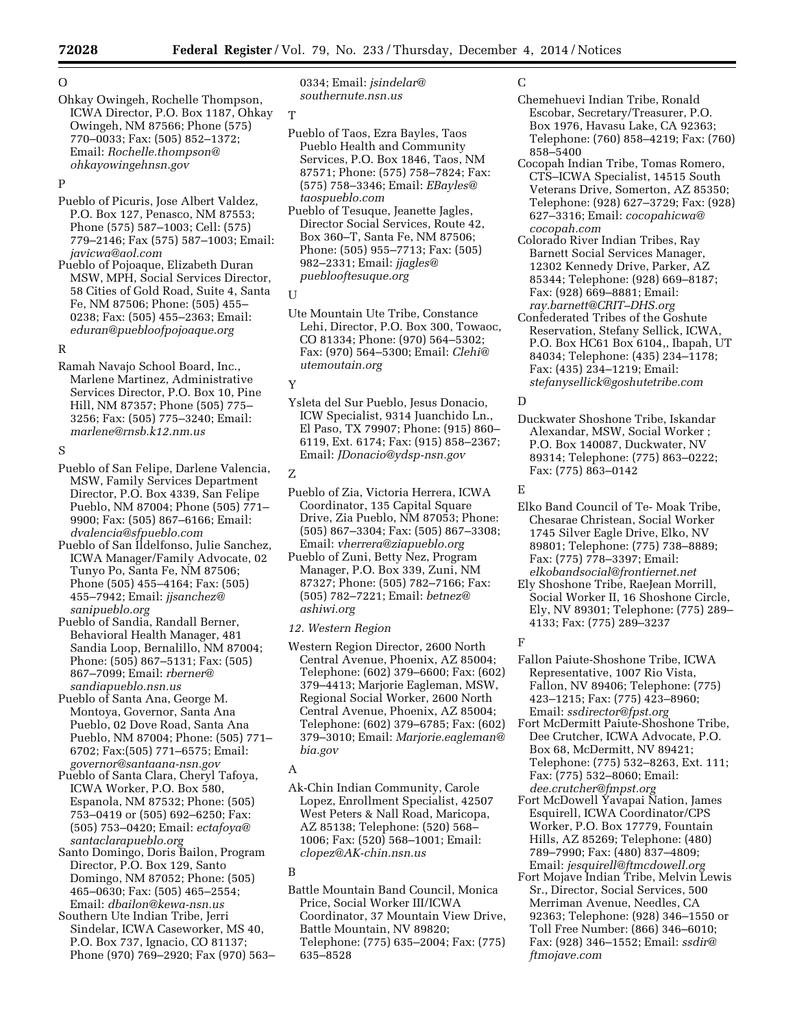O

Ohkay Owingeh, Rochelle Thompson, ICWA Director, P.O. Box 1187, Ohkay Owingeh, NM 87566; Phone (575) 770–0033; Fax: (505) 852–1372; Email: *Rochelle.thompson@ohkayowingehnsn.gov*

P

Pueblo of Picuris, Jose Albert Valdez, P.O. Box 127, Penasco, NM 87553; Phone (575) 587–1003; Cell: (575) 779–2146; Fax (575) 587–1003; Email: *javicwa@aol.com*

Pueblo of Pojoaque, Elizabeth Duran MSW, MPH, Social Services Director, 58 Cities of Gold Road, Suite 4, Santa Fe, NM 87506; Phone: (505) 455–0238; Fax: (505) 455–2363; Email: *eduran@puebloofpojoaque.org*

R

Ramah Navajo School Board, Inc., Marlene Martinez, Administrative Services Director, P.O. Box 10, Pine Hill, NM 87357; Phone (505) 775–3256; Fax: (505) 775–3240; Email: *marlene@rnsb.k12.nm.us*

S

Pueblo of San Felipe, Darlene Valencia, MSW, Family Services Department Director, P.O. Box 4339, San Felipe Pueblo, NM 87004; Phone (505) 771–9900; Fax: (505) 867–6166; Email: *dvalencia@sfpueblo.com*

Pueblo of San Ildelfonso, Julie Sanchez, ICWA Manager/Family Advocate, 02 Tunyo Po, Santa Fe, NM 87506; Phone (505) 455–4164; Fax: (505) 455–7942; Email: *jjsanchez@sanipueblo.org*

Pueblo of Sandia, Randall Berner, Behavioral Health Manager, 481 Sandia Loop, Bernalillo, NM 87004; Phone: (505) 867–5131; Fax: (505) 867–7099; Email: *rberner@sandiapueblo.nsn.us*

Pueblo of Santa Ana, George M. Montoya, Governor, Santa Ana Pueblo, 02 Dove Road, Santa Ana Pueblo, NM 87004; Phone: (505) 771–6702; Fax:(505) 771–6575; Email: *governor@santaana-nsn.gov*

Pueblo of Santa Clara, Cheryl Tafoya, ICWA Worker, P.O. Box 580, Espanola, NM 87532; Phone: (505) 753–0419 or (505) 692–6250; Fax: (505) 753–0420; Email: *ectafoya@santaclarapueblo.org*

Santo Domingo, Doris Bailon, Program Director, P.O. Box 129, Santo Domingo, NM 87052; Phone: (505) 465–0630; Fax: (505) 465–2554; Email: *dbailon@kewa-nsn.us*

Southern Ute Indian Tribe, Jerri Sindelar, ICWA Caseworker, MS 40, P.O. Box 737, Ignacio, CO 81137; Phone (970) 769–2920; Fax (970) 563–0334; Email: *jsindelar@southernute.nsn.us*

T

Pueblo of Taos, Ezra Bayles, Taos Pueblo Health and Community Services, P.O. Box 1846, Taos, NM 87571; Phone: (575) 758–7824; Fax: (575) 758–3346; Email: *EBayles@taospueblo.com*

Pueblo of Tesuque, Jeanette Jagles, Director Social Services, Route 42, Box 360–T, Santa Fe, NM 87506; Phone: (505) 955–7713; Fax: (505) 982–2331; Email: *jjagles@pueblooftesuque.org*

U

Ute Mountain Ute Tribe, Constance Lehi, Director, P.O. Box 300, Towaoc, CO 81334; Phone: (970) 564–5302; Fax: (970) 564–5300; Email: *Clehi@utemoutain.org*

Y

Ysleta del Sur Pueblo, Jesus Donacio, ICW Specialist, 9314 Juanchido Ln., El Paso, TX 79907; Phone: (915) 860–6119, Ext. 6174; Fax: (915) 858–2367; Email: *JDonacio@ydsp-nsn.gov*

Z

Pueblo of Zia, Victoria Herrera, ICWA Coordinator, 135 Capital Square Drive, Zia Pueblo, NM 87053; Phone: (505) 867–3304; Fax: (505) 867–3308; Email: *vherrera@ziapueblo.org*

Pueblo of Zuni, Betty Nez, Program Manager, P.O. Box 339, Zuni, NM 87327; Phone: (505) 782–7166; Fax: (505) 782–7221; Email: *betnez@ashiwi.org*

*12. Western Region*

Western Region Director, 2600 North Central Avenue, Phoenix, AZ 85004; Telephone: (602) 379–6600; Fax: (602) 379–4413; Marjorie Eagleman, MSW, Regional Social Worker, 2600 North Central Avenue, Phoenix, AZ 85004; Telephone: (602) 379–6785; Fax: (602) 379–3010; Email: *Marjorie.eagleman@bia.gov*

A

Ak-Chin Indian Community, Carole Lopez, Enrollment Specialist, 42507 West Peters & Nall Road, Maricopa, AZ 85138; Telephone: (520) 568–1006; Fax: (520) 568–1001; Email: *clopez@AK-chin.nsn.us*

B

Battle Mountain Band Council, Monica Price, Social Worker III/ICWA Coordinator, 37 Mountain View Drive, Battle Mountain, NV 89820; Telephone: (775) 635–2004; Fax: (775) 635–8528

C

Chemehuevi Indian Tribe, Ronald Escobar, Secretary/Treasurer, P.O. Box 1976, Havasu Lake, CA 92363; Telephone: (760) 858–4219; Fax: (760) 858–5400

Cocopah Indian Tribe, Tomas Romero, CTS–ICWA Specialist, 14515 South Veterans Drive, Somerton, AZ 85350; Telephone: (928) 627–3729; Fax: (928) 627–3316; Email: *cocopahicwa@cocopah.com*

Colorado River Indian Tribes, Ray Barnett Social Services Manager, 12302 Kennedy Drive, Parker, AZ 85344; Telephone: (928) 669–8187; Fax: (928) 669–8881; Email: *ray.barnett@CRIT–DHS.org*

Confederated Tribes of the Goshute Reservation, Stefany Sellick, ICWA, P.O. Box HC61 Box 6104,, Ibapah, UT 84034; Telephone: (435) 234–1178; Fax: (435) 234–1219; Email: *stefanysellick@goshutetribe.com*

D

Duckwater Shoshone Tribe, Iskandar Alexandar, MSW, Social Worker ; P.O. Box 140087, Duckwater, NV 89314; Telephone: (775) 863–0222; Fax: (775) 863–0142

E

Elko Band Council of Te- Moak Tribe, Chesarae Christean, Social Worker 1745 Silver Eagle Drive, Elko, NV 89801; Telephone: (775) 738–8889; Fax: (775) 778–3397; Email: *elkobandsocial@frontiernet.net*

Ely Shoshone Tribe, RaeJean Morrill, Social Worker II, 16 Shoshone Circle, Ely, NV 89301; Telephone: (775) 289–4133; Fax: (775) 289–3237

F

Fallon Paiute-Shoshone Tribe, ICWA Representative, 1007 Rio Vista, Fallon, NV 89406; Telephone: (775) 423–1215; Fax: (775) 423–8960; Email: *ssdirector@fpst.org*

Fort McDermitt Paiute-Shoshone Tribe, Dee Crutcher, ICWA Advocate, P.O. Box 68, McDermitt, NV 89421; Telephone: (775) 532–8263, Ext. 111; Fax: (775) 532–8060; Email: *dee.crutcher@fmpst.org*

Fort McDowell Yavapai Nation, James Esquirell, ICWA Coordinator/CPS Worker, P.O. Box 17779, Fountain Hills, AZ 85269; Telephone: (480) 789–7990; Fax: (480) 837–4809; Email: *jesquirell@ftmcdowell.org*

Fort Mojave Indian Tribe, Melvin Lewis Sr., Director, Social Services, 500 Merriman Avenue, Needles, CA 92363; Telephone: (928) 346–1550 or Toll Free Number: (866) 346–6010; Fax: (928) 346–1552; Email: *ssdir@ftmojave.com*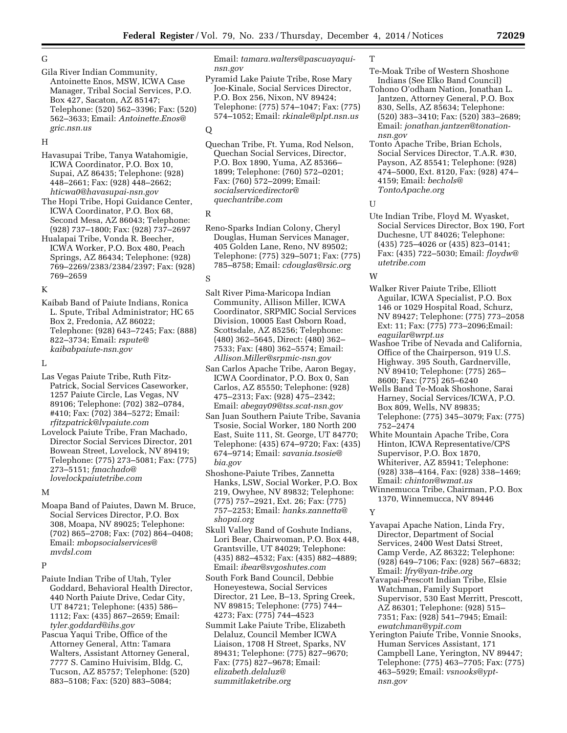G

Gila River Indian Community, Antoinette Enos, MSW, ICWA Case Manager, Tribal Social Services, P.O. Box 427, Sacaton, AZ 85147; Telephone: (520) 562–3396; Fax: (520) 562–3633; Email: *Antoinette.Enos@gric.nsn.us*

H

Havasupai Tribe, Tanya Watahomigie, ICWA Coordinator, P.O. Box 10, Supai, AZ 86435; Telephone: (928) 448–2661; Fax: (928) 448–2662; *hticwa0@havasupai-nsn.gov*

The Hopi Tribe, Hopi Guidance Center, ICWA Coordinator, P.O. Box 68, Second Mesa, AZ 86043; Telephone: (928) 737–1800; Fax: (928) 737–2697

Hualapai Tribe, Vonda R. Beecher, ICWA Worker, P.O. Box 480, Peach Springs, AZ 86434; Telephone: (928) 769–2269/2383/2384/2397; Fax: (928) 769–2659

K

Kaibab Band of Paiute Indians, Ronica L. Spute, Tribal Administrator; HC 65 Box 2, Fredonia, AZ 86022; Telephone: (928) 643–7245; Fax: (888) 822–3734; Email: *rspute@kaibabpaiute-nsn.gov*

L

Las Vegas Paiute Tribe, Ruth Fitz-Patrick, Social Services Caseworker, 1257 Paiute Circle, Las Vegas, NV 89106; Telephone: (702) 382–0784, #410; Fax: (702) 384–5272; Email: *rfitzpatrick@lvpaiute.com*

Lovelock Paiute Tribe, Fran Machado, Director Social Services Director, 201 Bowean Street, Lovelock, NV 89419; Telephone: (775) 273–5081; Fax: (775) 273–5151; *fmachado@lovelockpaiutetribe.com*

M

Moapa Band of Paiutes, Dawn M. Bruce, Social Services Director, P.O. Box 308, Moapa, NV 89025; Telephone: (702) 865–2708; Fax: (702) 864–0408; Email: *mbopsocialservices@mvdsl.com*

P

Paiute Indian Tribe of Utah, Tyler Goddard, Behavioral Health Director, 440 North Paiute Drive, Cedar City, UT 84721; Telephone: (435) 586–1112; Fax: (435) 867–2659; Email: *tyler.goddard@ihs.gov*

Pascua Yaqui Tribe, Office of the Attorney General, Attn: Tamara Walters, Assistant Attorney General, 7777 S. Camino Huivisim, Bldg. C, Tucson, AZ 85757; Telephone: (520) 883–5108; Fax: (520) 883–5084; Email: *tamara.walters@pascuayaqui-nsn.gov*

Pyramid Lake Paiute Tribe, Rose Mary Joe-Kinale, Social Services Director, P.O. Box 256, Nixon, NV 89424; Telephone: (775) 574–1047; Fax: (775) 574–1052; Email: *rkinale@plpt.nsn.us*

Q

Quechan Tribe, Ft. Yuma, Rod Nelson, Quechan Social Services, Director, P.O. Box 1890, Yuma, AZ 85366–1899; Telephone: (760) 572–0201; Fax: (760) 572–2099; Email: *socialservicedirector@quechantribe.com*

R

Reno-Sparks Indian Colony, Cheryl Douglas, Human Services Manager, 405 Golden Lane, Reno, NV 89502; Telephone: (775) 329–5071; Fax: (775) 785–8758; Email: *cdouglas@rsic.org*

S

Salt River Pima-Maricopa Indian Community, Allison Miller, ICWA Coordinator, SRPMIC Social Services Division, 10005 East Osborn Road, Scottsdale, AZ 85256; Telephone: (480) 362–5645, Direct: (480) 362–7533; Fax: (480) 362–5574; Email: *Allison.Miller@srpmic-nsn.gov*

San Carlos Apache Tribe, Aaron Begay, ICWA Coordinator, P.O. Box 0, San Carlos, AZ 85550; Telephone: (928) 475–2313; Fax: (928) 475–2342; Email: *abegay09@tss.scat-nsn.gov*

San Juan Southern Paiute Tribe, Savania Tsosie, Social Worker, 180 North 200 East, Suite 111, St. George, UT 84770; Telephone: (435) 674–9720; Fax: (435) 674–9714; Email: *savania.tsosie@bia.gov*

Shoshone-Paiute Tribes, Zannetta Hanks, LSW, Social Worker, P.O. Box 219, Owyhee, NV 89832; Telephone: (775) 757–2921, Ext. 26; Fax: (775) 757–2253; Email: *hanks.zannetta@shopai.org*

Skull Valley Band of Goshute Indians, Lori Bear, Chairwoman, P.O. Box 448, Grantsville, UT 84029; Telephone: (435) 882–4532; Fax: (435) 882–4889; Email: *ibear@svgoshutes.com*

South Fork Band Council, Debbie Honeyestewa, Social Services Director, 21 Lee, B–13, Spring Creek, NV 89815; Telephone: (775) 744–4273; Fax: (775) 744–4523

Summit Lake Paiute Tribe, Elizabeth Delaluz, Council Member ICWA Liaison, 1708 H Street, Sparks, NV 89431; Telephone: (775) 827–9670; Fax: (775) 827–9678; Email: *elizabeth.delaluz@summitlaketribe.org*

T

Te-Moak Tribe of Western Shoshone Indians (See Elko Band Council)

Tohono O'odham Nation, Jonathan L. Jantzen, Attorney General, P.O. Box 830, Sells, AZ 85634; Telephone: (520) 383–3410; Fax: (520) 383–2689; Email: *jonathan.jantzen@tonation-nsn.gov*

Tonto Apache Tribe, Brian Echols, Social Services Director, T.A.R. #30, Payson, AZ 85541; Telephone: (928) 474–5000, Ext. 8120, Fax: (928) 474–4159; Email: *bechols@TontoApache.org*

U

Ute Indian Tribe, Floyd M. Wyasket, Social Services Director, Box 190, Fort Duchesne, UT 84026; Telephone: (435) 725–4026 or (435) 823–0141; Fax: (435) 722–5030; Email: *floydw@utetribe.com*

W

Walker River Paiute Tribe, Elliott Aguilar, ICWA Specialist, P.O. Box 146 or 1029 Hospital Road, Schurz, NV 89427; Telephone: (775) 773–2058 Ext: 11; Fax: (775) 773–2096;Email: *eaguilar@wrpt.us*

Washoe Tribe of Nevada and California, Office of the Chairperson, 919 U.S. Highway. 395 South, Gardnerville, NV 89410; Telephone: (775) 265–8600; Fax: (775) 265–6240

Wells Band Te-Moak Shoshone, Sarai Harney, Social Services/ICWA, P.O. Box 809, Wells, NV 89835; Telephone: (775) 345–3079; Fax: (775) 752–2474

White Mountain Apache Tribe, Cora Hinton, ICWA Representative/CPS Supervisor, P.O. Box 1870, Whiteriver, AZ 85941; Telephone: (928) 338–4164, Fax: (928) 338–1469; Email: *chinton@wmat.us*

Winnemucca Tribe, Chairman, P.O. Box 1370, Winnemucca, NV 89446

Y

Yavapai Apache Nation, Linda Fry, Director, Department of Social Services, 2400 West Datsi Street, Camp Verde, AZ 86322; Telephone: (928) 649–7106; Fax: (928) 567–6832; Email: *lfry@yan-tribe.org*

Yavapai-Prescott Indian Tribe, Elsie Watchman, Family Support Supervisor, 530 East Merritt, Prescott, AZ 86301; Telephone: (928) 515–7351; Fax: (928) 541–7945; Email: *ewatchman@ypit.com*

Yerington Paiute Tribe, Vonnie Snooks, Human Services Assistant, 171 Campbell Lane, Yerington, NV 89447; Telephone: (775) 463–7705; Fax: (775) 463–5929; Email: *vsnooks@ypt-nsn.gov*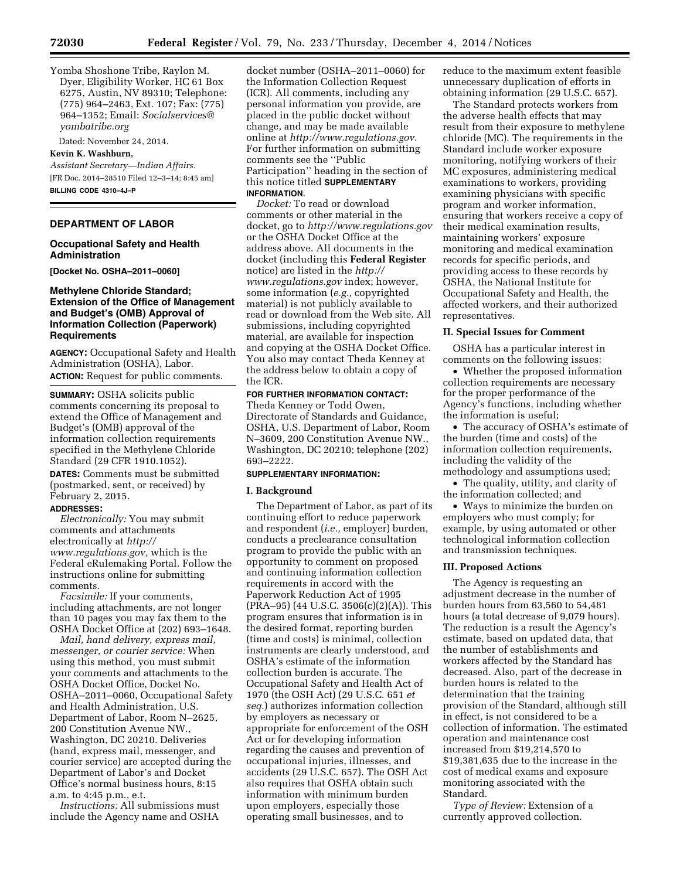Yomba Shoshone Tribe, Raylon M. Dyer, Eligibility Worker, HC 61 Box 6275, Austin, NV 89310; Telephone: (775) 964–2463, Ext. 107; Fax: (775) 964–1352; Email: *Socialservices@yombatribe.org*

Dated: November 24, 2014.

**Kevin K. Washburn,**

*Assistant Secretary—Indian Affairs.*

[FR Doc. 2014–28510 Filed 12–3–14; 8:45 am]

**BILLING CODE 4310–4J–P**

## DEPARTMENT OF LABOR

### Occupational Safety and Health Administration

**[Docket No. OSHA–2011–0060]**

### Methylene Chloride Standard; Extension of the Office of Management and Budget's (OMB) Approval of Information Collection (Paperwork) Requirements

**AGENCY:** Occupational Safety and Health Administration (OSHA), Labor.

**ACTION:** Request for public comments.

**SUMMARY:** OSHA solicits public comments concerning its proposal to extend the Office of Management and Budget's (OMB) approval of the information collection requirements specified in the Methylene Chloride Standard (29 CFR 1910.1052).

**DATES:** Comments must be submitted (postmarked, sent, or received) by February 2, 2015.

**ADDRESSES:**

*Electronically:* You may submit comments and attachments electronically at *http://www.regulations.gov,* which is the Federal eRulemaking Portal. Follow the instructions online for submitting comments.

*Facsimile:* If your comments, including attachments, are not longer than 10 pages you may fax them to the OSHA Docket Office at (202) 693–1648.

*Mail, hand delivery, express mail, messenger, or courier service:* When using this method, you must submit your comments and attachments to the OSHA Docket Office, Docket No. OSHA–2011–0060, Occupational Safety and Health Administration, U.S. Department of Labor, Room N–2625, 200 Constitution Avenue NW., Washington, DC 20210. Deliveries (hand, express mail, messenger, and courier service) are accepted during the Department of Labor's and Docket Office's normal business hours, 8:15 a.m. to 4:45 p.m., e.t.

*Instructions:* All submissions must include the Agency name and OSHA docket number (OSHA–2011–0060) for the Information Collection Request (ICR). All comments, including any personal information you provide, are placed in the public docket without change, and may be made available online at *http://www.regulations.gov.* For further information on submitting comments see the ''Public Participation'' heading in the section of this notice titled **SUPPLEMENTARY INFORMATION**.

*Docket:* To read or download comments or other material in the docket, go to *http://www.regulations.gov* or the OSHA Docket Office at the address above. All documents in the docket (including this **Federal Register** notice) are listed in the *http://www.regulations.gov* index; however, some information (*e.g.,* copyrighted material) is not publicly available to read or download from the Web site. All submissions, including copyrighted material, are available for inspection and copying at the OSHA Docket Office. You also may contact Theda Kenney at the address below to obtain a copy of the ICR.

**FOR FURTHER INFORMATION CONTACT:** Theda Kenney or Todd Owen, Directorate of Standards and Guidance, OSHA, U.S. Department of Labor, Room N–3609, 200 Constitution Avenue NW., Washington, DC 20210; telephone (202) 693–2222.

**SUPPLEMENTARY INFORMATION:**

### I. Background

The Department of Labor, as part of its continuing effort to reduce paperwork and respondent (*i.e.,* employer) burden, conducts a preclearance consultation program to provide the public with an opportunity to comment on proposed and continuing information collection requirements in accord with the Paperwork Reduction Act of 1995 (PRA–95) (44 U.S.C. 3506(c)(2)(A)). This program ensures that information is in the desired format, reporting burden (time and costs) is minimal, collection instruments are clearly understood, and OSHA's estimate of the information collection burden is accurate. The Occupational Safety and Health Act of 1970 (the OSH Act) (29 U.S.C. 651 *et seq.*) authorizes information collection by employers as necessary or appropriate for enforcement of the OSH Act or for developing information regarding the causes and prevention of occupational injuries, illnesses, and accidents (29 U.S.C. 657). The OSH Act also requires that OSHA obtain such information with minimum burden upon employers, especially those operating small businesses, and to reduce to the maximum extent feasible unnecessary duplication of efforts in obtaining information (29 U.S.C. 657).

The Standard protects workers from the adverse health effects that may result from their exposure to methylene chloride (MC). The requirements in the Standard include worker exposure monitoring, notifying workers of their MC exposures, administering medical examinations to workers, providing examining physicians with specific program and worker information, ensuring that workers receive a copy of their medical examination results, maintaining workers' exposure monitoring and medical examination records for specific periods, and providing access to these records by OSHA, the National Institute for Occupational Safety and Health, the affected workers, and their authorized representatives.

### II. Special Issues for Comment

OSHA has a particular interest in comments on the following issues:

- Whether the proposed information collection requirements are necessary for the proper performance of the Agency's functions, including whether the information is useful;
- The accuracy of OSHA's estimate of the burden (time and costs) of the information collection requirements, including the validity of the methodology and assumptions used;
- The quality, utility, and clarity of the information collected; and
- Ways to minimize the burden on employers who must comply; for example, by using automated or other technological information collection and transmission techniques.

### III. Proposed Actions

The Agency is requesting an adjustment decrease in the number of burden hours from 63,560 to 54,481 hours (a total decrease of 9,079 hours). The reduction is a result the Agency's estimate, based on updated data, that the number of establishments and workers affected by the Standard has decreased. Also, part of the decrease in burden hours is related to the determination that the training provision of the Standard, although still in effect, is not considered to be a collection of information. The estimated operation and maintenance cost increased from $19,214,570 to $19,381,635 due to the increase in the cost of medical exams and exposure monitoring associated with the Standard.

*Type of Review:* Extension of a currently approved collection.